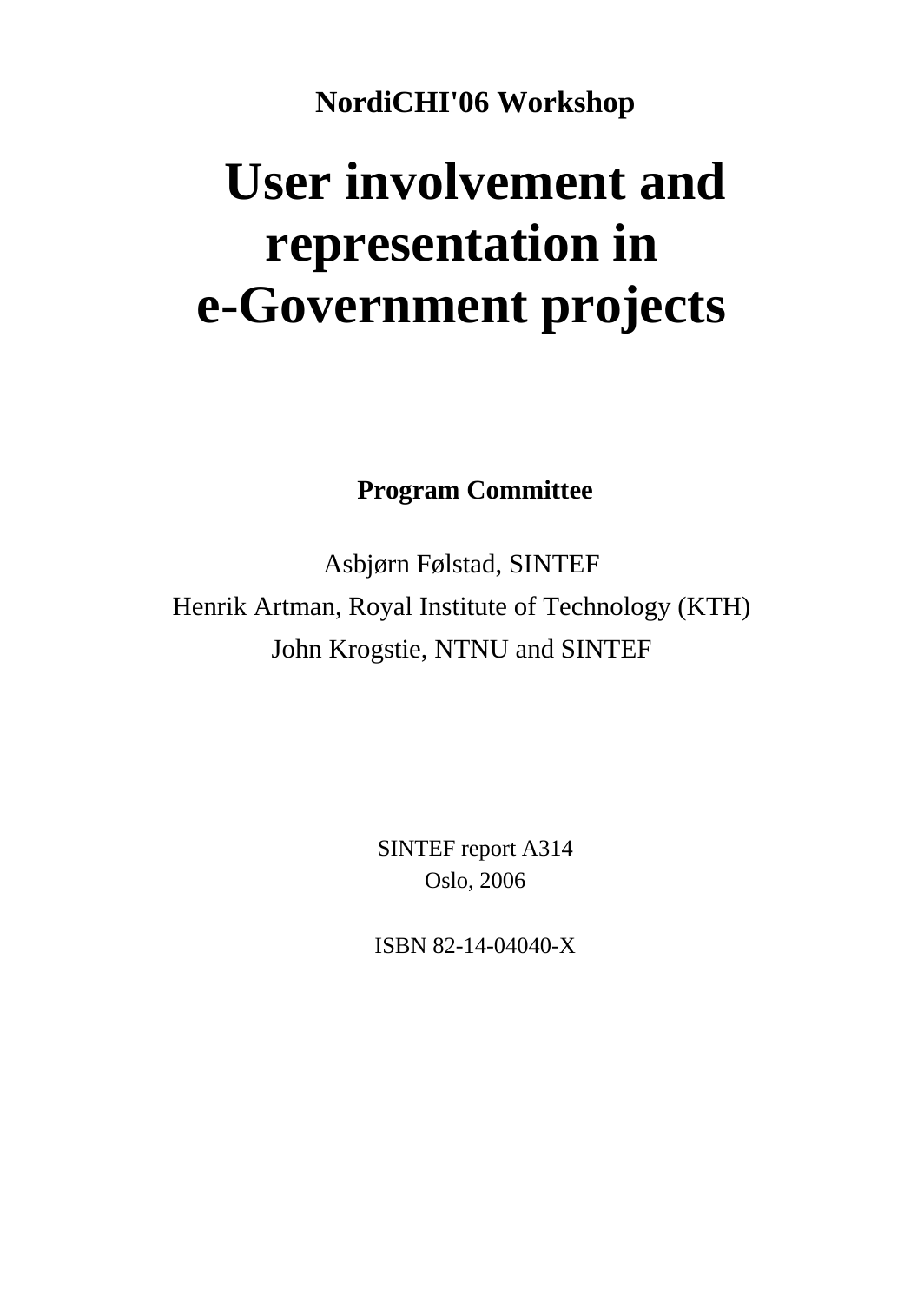**NordiCHI'06 Workshop**

# User involvement and representation in e-Government projects

**Program Committee**

Asbjørn Følstad, SINTEF

Henrik Artman, Royal Institute of Technology (KTH)

John Krogstie, NTNU and SINTEF

SINTEF report A314

Oslo, 2006

ISBN 82-14-04040-X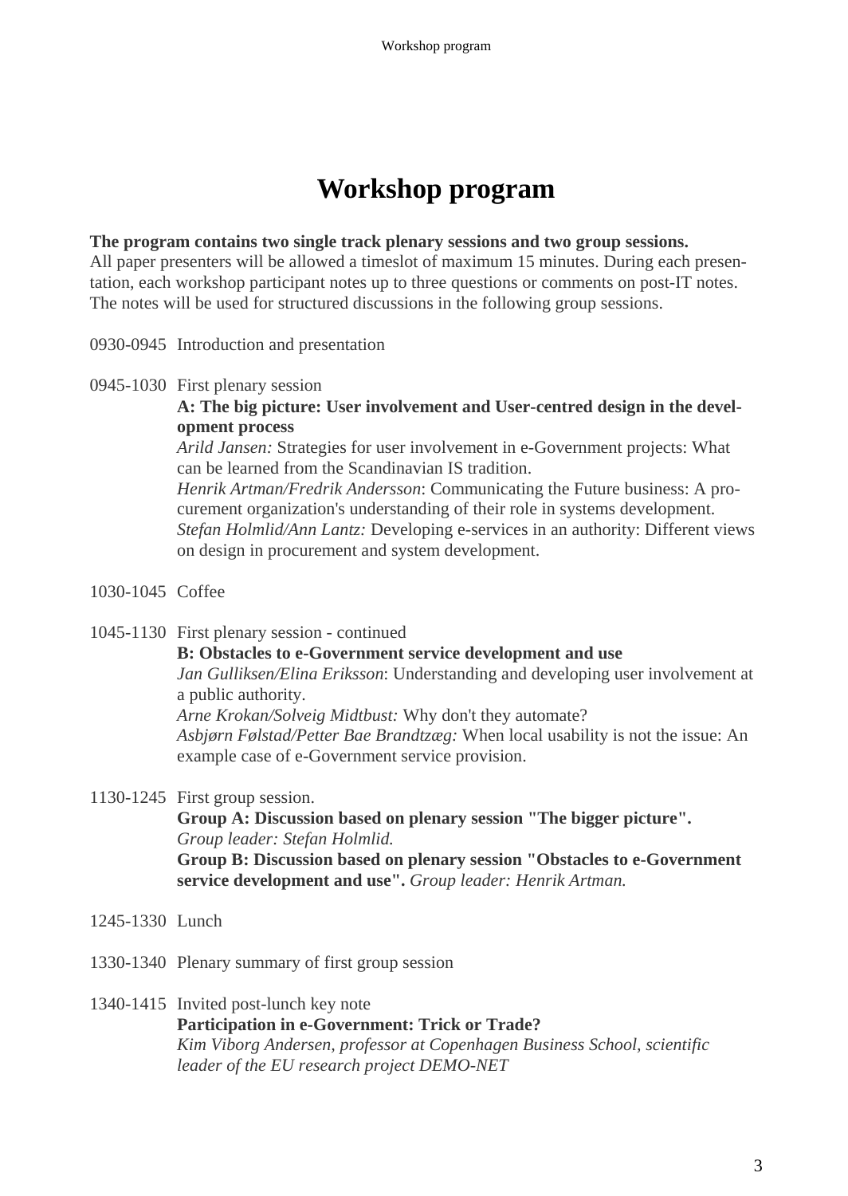# Workshop program

**The program contains two single track plenary sessions and two group sessions.**
All paper presenters will be allowed a timeslot of maximum 15 minutes. During each presentation, each workshop participant notes up to three questions or comments on post-IT notes. The notes will be used for structured discussions in the following group sessions.

0930-0945 Introduction and presentation

0945-1030 First plenary session
**A: The big picture: User involvement and User-centred design in the development process**
*Arild Jansen:* Strategies for user involvement in e-Government projects: What can be learned from the Scandinavian IS tradition.
*Henrik Artman/Fredrik Andersson*: Communicating the Future business: A procurement organization's understanding of their role in systems development.
*Stefan Holmlid/Ann Lantz:* Developing e-services in an authority: Different views on design in procurement and system development.

1030-1045 Coffee

1045-1130 First plenary session - continued
**B: Obstacles to e-Government service development and use**
*Jan Gulliksen/Elina Eriksson*: Understanding and developing user involvement at a public authority.
*Arne Krokan/Solveig Midtbust:* Why don't they automate?
*Asbjørn Følstad/Petter Bae Brandtzæg:* When local usability is not the issue: An example case of e-Government service provision.

1130-1245 First group session.
**Group A: Discussion based on plenary session "The bigger picture".**
*Group leader: Stefan Holmlid.*
**Group B: Discussion based on plenary session "Obstacles to e-Government service development and use".** *Group leader: Henrik Artman.*

1245-1330 Lunch

1330-1340 Plenary summary of first group session

1340-1415 Invited post-lunch key note
**Participation in e-Government: Trick or Trade?**
*Kim Viborg Andersen, professor at Copenhagen Business School, scientific leader of the EU research project DEMO-NET*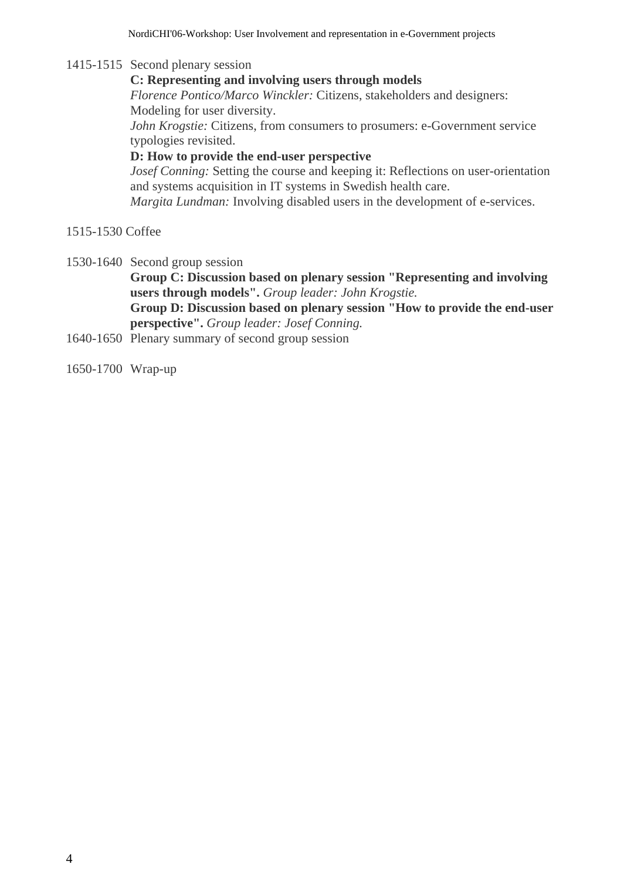1415-1515 Second plenary session

**C: Representing and involving users through models**

*Florence Pontico/Marco Winckler:* Citizens, stakeholders and designers: Modeling for user diversity.

*John Krogstie:* Citizens, from consumers to prosumers: e-Government service typologies revisited.

**D: How to provide the end-user perspective**

*Josef Conning:* Setting the course and keeping it: Reflections on user-orientation and systems acquisition in IT systems in Swedish health care.

*Margita Lundman:* Involving disabled users in the development of e-services.

1515-1530 Coffee

1530-1640 Second group session

**Group C: Discussion based on plenary session "Representing and involving users through models".** *Group leader: John Krogstie.*

**Group D: Discussion based on plenary session "How to provide the end-user perspective".** *Group leader: Josef Conning.*

1640-1650 Plenary summary of second group session

1650-1700 Wrap-up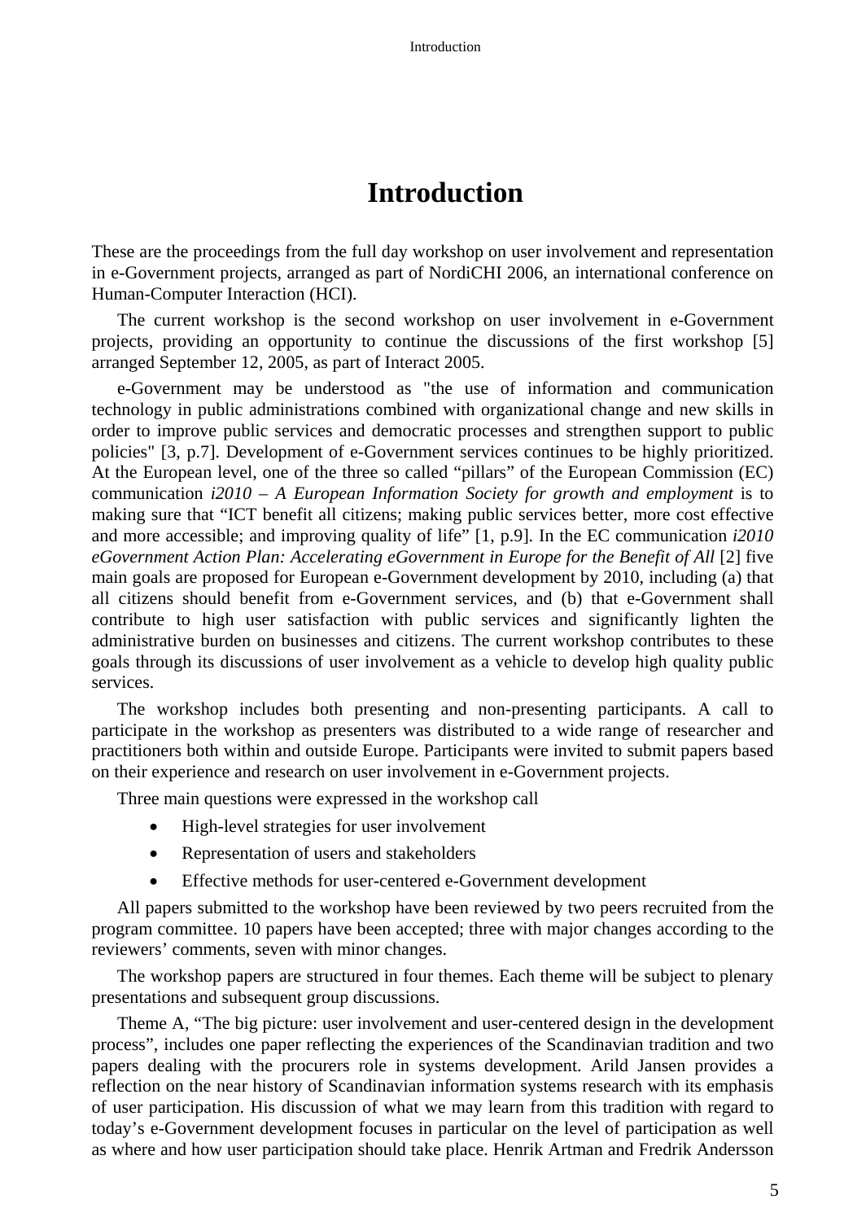# Introduction

These are the proceedings from the full day workshop on user involvement and representation in e-Government projects, arranged as part of NordiCHI 2006, an international conference on Human-Computer Interaction (HCI).

The current workshop is the second workshop on user involvement in e-Government projects, providing an opportunity to continue the discussions of the first workshop [5] arranged September 12, 2005, as part of Interact 2005.

e-Government may be understood as "the use of information and communication technology in public administrations combined with organizational change and new skills in order to improve public services and democratic processes and strengthen support to public policies" [3, p.7]. Development of e-Government services continues to be highly prioritized. At the European level, one of the three so called “pillars” of the European Commission (EC) communication *i2010 – A European Information Society for growth and employment* is to making sure that “ICT benefit all citizens; making public services better, more cost effective and more accessible; and improving quality of life” [1, p.9]. In the EC communication *i2010 eGovernment Action Plan: Accelerating eGovernment in Europe for the Benefit of All* [2] five main goals are proposed for European e-Government development by 2010, including (a) that all citizens should benefit from e-Government services, and (b) that e-Government shall contribute to high user satisfaction with public services and significantly lighten the administrative burden on businesses and citizens. The current workshop contributes to these goals through its discussions of user involvement as a vehicle to develop high quality public services.

The workshop includes both presenting and non-presenting participants. A call to participate in the workshop as presenters was distributed to a wide range of researcher and practitioners both within and outside Europe. Participants were invited to submit papers based on their experience and research on user involvement in e-Government projects.

Three main questions were expressed in the workshop call

- High-level strategies for user involvement
- Representation of users and stakeholders
- Effective methods for user-centered e-Government development

All papers submitted to the workshop have been reviewed by two peers recruited from the program committee. 10 papers have been accepted; three with major changes according to the reviewers’ comments, seven with minor changes.

The workshop papers are structured in four themes. Each theme will be subject to plenary presentations and subsequent group discussions.

Theme A, “The big picture: user involvement and user-centered design in the development process”, includes one paper reflecting the experiences of the Scandinavian tradition and two papers dealing with the procurers role in systems development. Arild Jansen provides a reflection on the near history of Scandinavian information systems research with its emphasis of user participation. His discussion of what we may learn from this tradition with regard to today’s e-Government development focuses in particular on the level of participation as well as where and how user participation should take place. Henrik Artman and Fredrik Andersson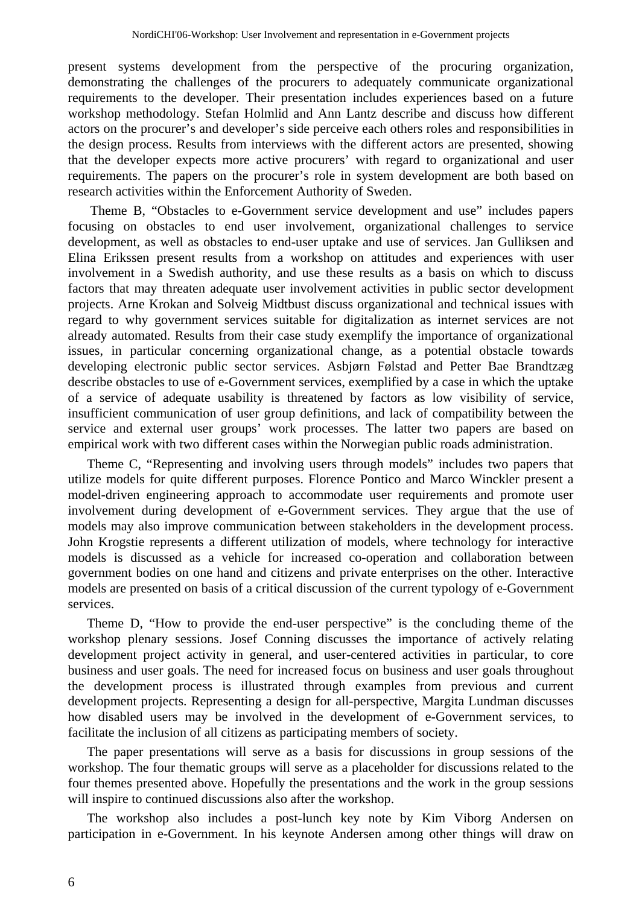present systems development from the perspective of the procuring organization, demonstrating the challenges of the procurers to adequately communicate organizational requirements to the developer. Their presentation includes experiences based on a future workshop methodology. Stefan Holmlid and Ann Lantz describe and discuss how different actors on the procurer's and developer's side perceive each others roles and responsibilities in the design process. Results from interviews with the different actors are presented, showing that the developer expects more active procurers' with regard to organizational and user requirements. The papers on the procurer's role in system development are both based on research activities within the Enforcement Authority of Sweden.

Theme B, "Obstacles to e-Government service development and use" includes papers focusing on obstacles to end user involvement, organizational challenges to service development, as well as obstacles to end-user uptake and use of services. Jan Gulliksen and Elina Erikssen present results from a workshop on attitudes and experiences with user involvement in a Swedish authority, and use these results as a basis on which to discuss factors that may threaten adequate user involvement activities in public sector development projects. Arne Krokan and Solveig Midtbust discuss organizational and technical issues with regard to why government services suitable for digitalization as internet services are not already automated. Results from their case study exemplify the importance of organizational issues, in particular concerning organizational change, as a potential obstacle towards developing electronic public sector services. Asbjørn Følstad and Petter Bae Brandtzæg describe obstacles to use of e-Government services, exemplified by a case in which the uptake of a service of adequate usability is threatened by factors as low visibility of service, insufficient communication of user group definitions, and lack of compatibility between the service and external user groups' work processes. The latter two papers are based on empirical work with two different cases within the Norwegian public roads administration.

Theme C, "Representing and involving users through models" includes two papers that utilize models for quite different purposes. Florence Pontico and Marco Winckler present a model-driven engineering approach to accommodate user requirements and promote user involvement during development of e-Government services. They argue that the use of models may also improve communication between stakeholders in the development process. John Krogstie represents a different utilization of models, where technology for interactive models is discussed as a vehicle for increased co-operation and collaboration between government bodies on one hand and citizens and private enterprises on the other. Interactive models are presented on basis of a critical discussion of the current typology of e-Government services.

Theme D, "How to provide the end-user perspective" is the concluding theme of the workshop plenary sessions. Josef Conning discusses the importance of actively relating development project activity in general, and user-centered activities in particular, to core business and user goals. The need for increased focus on business and user goals throughout the development process is illustrated through examples from previous and current development projects. Representing a design for all-perspective, Margita Lundman discusses how disabled users may be involved in the development of e-Government services, to facilitate the inclusion of all citizens as participating members of society.

The paper presentations will serve as a basis for discussions in group sessions of the workshop. The four thematic groups will serve as a placeholder for discussions related to the four themes presented above. Hopefully the presentations and the work in the group sessions will inspire to continued discussions also after the workshop.

The workshop also includes a post-lunch key note by Kim Viborg Andersen on participation in e-Government. In his keynote Andersen among other things will draw on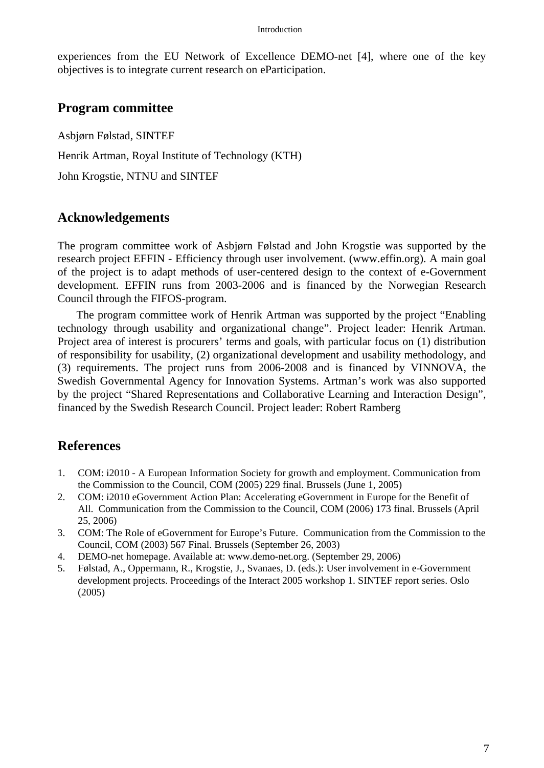experiences from the EU Network of Excellence DEMO-net [4], where one of the key objectives is to integrate current research on eParticipation.

## Program committee

Asbjørn Følstad, SINTEF

Henrik Artman, Royal Institute of Technology (KTH)

John Krogstie, NTNU and SINTEF

## Acknowledgements

The program committee work of Asbjørn Følstad and John Krogstie was supported by the research project EFFIN - Efficiency through user involvement. (www.effin.org). A main goal of the project is to adapt methods of user-centered design to the context of e-Government development. EFFIN runs from 2003-2006 and is financed by the Norwegian Research Council through the FIFOS-program.

The program committee work of Henrik Artman was supported by the project “Enabling technology through usability and organizational change”. Project leader: Henrik Artman. Project area of interest is procurers’ terms and goals, with particular focus on (1) distribution of responsibility for usability, (2) organizational development and usability methodology, and (3) requirements. The project runs from 2006-2008 and is financed by VINNOVA, the Swedish Governmental Agency for Innovation Systems. Artman’s work was also supported by the project “Shared Representations and Collaborative Learning and Interaction Design”, financed by the Swedish Research Council. Project leader: Robert Ramberg

## References

1. COM: i2010 - A European Information Society for growth and employment. Communication from the Commission to the Council, COM (2005) 229 final. Brussels (June 1, 2005)
2. COM: i2010 eGovernment Action Plan: Accelerating eGovernment in Europe for the Benefit of All. Communication from the Commission to the Council, COM (2006) 173 final. Brussels (April 25, 2006)
3. COM: The Role of eGovernment for Europe’s Future. Communication from the Commission to the Council, COM (2003) 567 Final. Brussels (September 26, 2003)
4. DEMO-net homepage. Available at: www.demo-net.org. (September 29, 2006)
5. Følstad, A., Oppermann, R., Krogstie, J., Svanaes, D. (eds.): User involvement in e-Government development projects. Proceedings of the Interact 2005 workshop 1. SINTEF report series. Oslo (2005)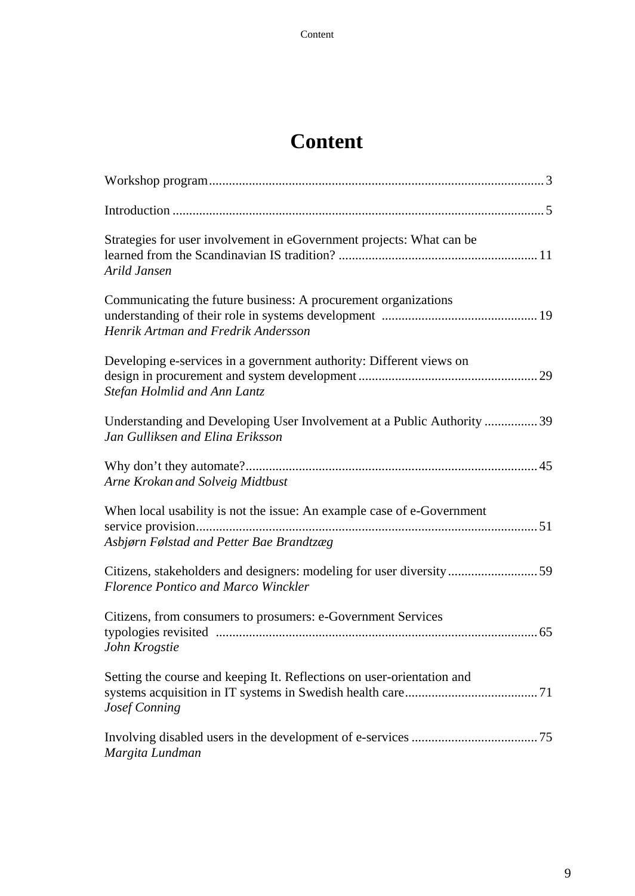# Content

Workshop program .................................................................................................... 3

Introduction .............................................................................................................. 5

Strategies for user involvement in eGovernment projects: What can be learned from the Scandinavian IS tradition? ........................................................... 11
*Arild Jansen*

Communicating the future business: A procurement organizations understanding of their role in systems development .............................................. 19
*Henrik Artman and Fredrik Andersson*

Developing e-services in a government authority: Different views on design in procurement and system development ..................................................... 29
*Stefan Holmlid and Ann Lantz*

Understanding and Developing User Involvement at a Public Authority ................ 39
*Jan Gulliksen and Elina Eriksson*

Why don't they automate? ....................................................................................... 45
*Arne Krokan and Solveig Midtbust*

When local usability is not the issue: An example case of e-Government service provision ...................................................................................................... 51
*Asbjørn Følstad and Petter Bae Brandtzæg*

Citizens, stakeholders and designers: modeling for user diversity ........................... 59
*Florence Pontico and Marco Winckler*

Citizens, from consumers to prosumers: e-Government Services typologies revisited ................................................................................................ 65
*John Krogstie*

Setting the course and keeping It. Reflections on user-orientation and systems acquisition in IT systems in Swedish health care ........................................ 71
*Josef Conning*

Involving disabled users in the development of e-services ...................................... 75
*Margita Lundman*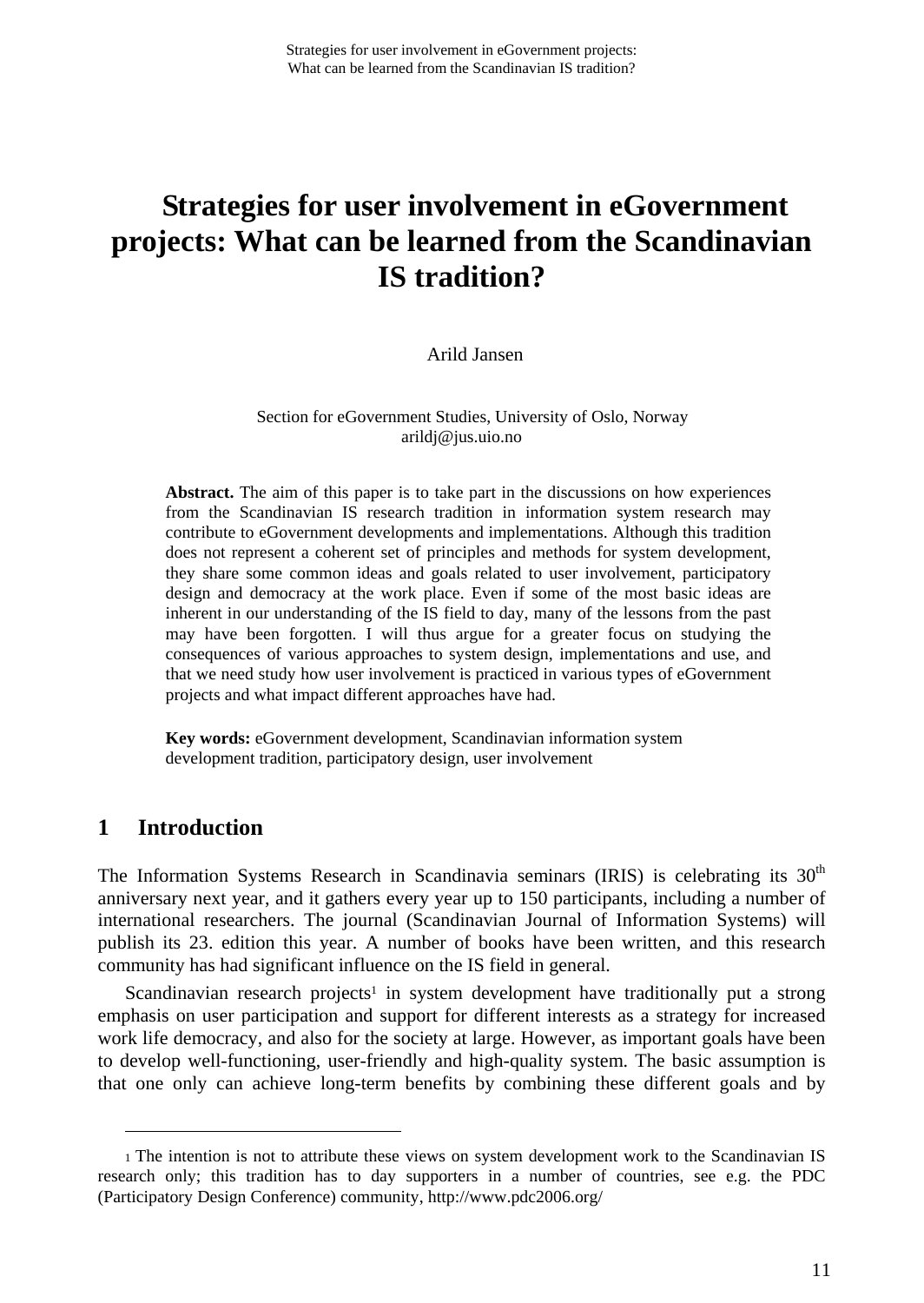# Strategies for user involvement in eGovernment projects: What can be learned from the Scandinavian IS tradition?

Arild Jansen

Section for eGovernment Studies, University of Oslo, Norway
arildj@jus.uio.no

**Abstract.** The aim of this paper is to take part in the discussions on how experiences from the Scandinavian IS research tradition in information system research may contribute to eGovernment developments and implementations. Although this tradition does not represent a coherent set of principles and methods for system development, they share some common ideas and goals related to user involvement, participatory design and democracy at the work place. Even if some of the most basic ideas are inherent in our understanding of the IS field to day, many of the lessons from the past may have been forgotten. I will thus argue for a greater focus on studying the consequences of various approaches to system design, implementations and use, and that we need study how user involvement is practiced in various types of eGovernment projects and what impact different approaches have had.

**Key words:** eGovernment development, Scandinavian information system development tradition, participatory design, user involvement

## 1 Introduction

The Information Systems Research in Scandinavia seminars (IRIS) is celebrating its 30th anniversary next year, and it gathers every year up to 150 participants, including a number of international researchers. The journal (Scandinavian Journal of Information Systems) will publish its 23. edition this year. A number of books have been written, and this research community has had significant influence on the IS field in general.

Scandinavian research projects[1] in system development have traditionally put a strong emphasis on user participation and support for different interests as a strategy for increased work life democracy, and also for the society at large. However, as important goals have been to develop well-functioning, user-friendly and high-quality system. The basic assumption is that one only can achieve long-term benefits by combining these different goals and by

[1] The intention is not to attribute these views on system development work to the Scandinavian IS research only; this tradition has to day supporters in a number of countries, see e.g. the PDC (Participatory Design Conference) community, http://www.pdc2006.org/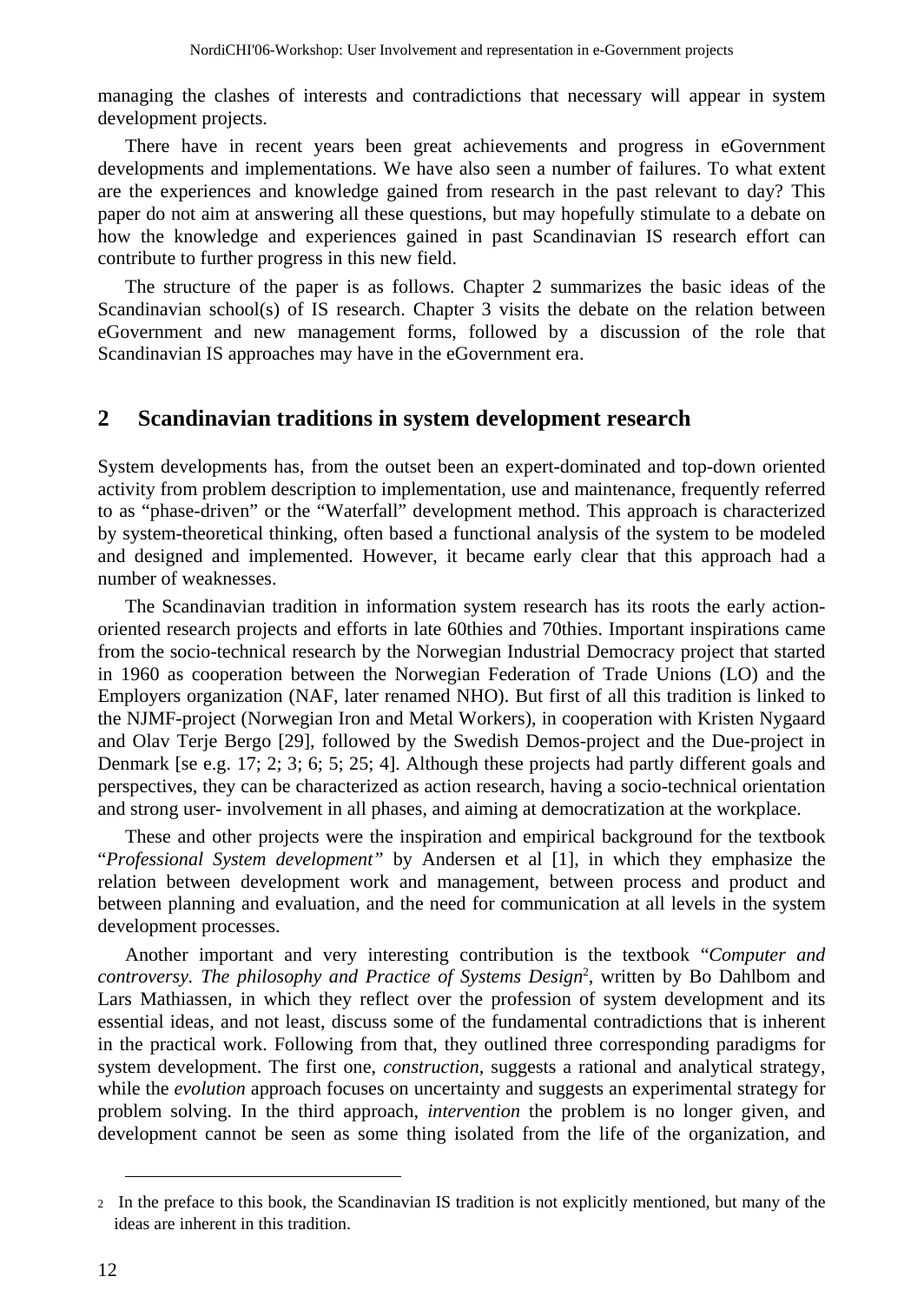managing the clashes of interests and contradictions that necessary will appear in system development projects.

There have in recent years been great achievements and progress in eGovernment developments and implementations. We have also seen a number of failures. To what extent are the experiences and knowledge gained from research in the past relevant to day? This paper do not aim at answering all these questions, but may hopefully stimulate to a debate on how the knowledge and experiences gained in past Scandinavian IS research effort can contribute to further progress in this new field.

The structure of the paper is as follows. Chapter 2 summarizes the basic ideas of the Scandinavian school(s) of IS research. Chapter 3 visits the debate on the relation between eGovernment and new management forms, followed by a discussion of the role that Scandinavian IS approaches may have in the eGovernment era.

## 2 Scandinavian traditions in system development research

System developments has, from the outset been an expert-dominated and top-down oriented activity from problem description to implementation, use and maintenance, frequently referred to as "phase-driven" or the "Waterfall" development method. This approach is characterized by system-theoretical thinking, often based a functional analysis of the system to be modeled and designed and implemented. However, it became early clear that this approach had a number of weaknesses.

The Scandinavian tradition in information system research has its roots the early action-oriented research projects and efforts in late 60thies and 70thies. Important inspirations came from the socio-technical research by the Norwegian Industrial Democracy project that started in 1960 as cooperation between the Norwegian Federation of Trade Unions (LO) and the Employers organization (NAF, later renamed NHO). But first of all this tradition is linked to the NJMF-project (Norwegian Iron and Metal Workers), in cooperation with Kristen Nygaard and Olav Terje Bergo [29], followed by the Swedish Demos-project and the Due-project in Denmark [se e.g. 17; 2; 3; 6; 5; 25; 4]. Although these projects had partly different goals and perspectives, they can be characterized as action research, having a socio-technical orientation and strong user- involvement in all phases, and aiming at democratization at the workplace.

These and other projects were the inspiration and empirical background for the textbook "*Professional System development"* by Andersen et al [1], in which they emphasize the relation between development work and management, between process and product and between planning and evaluation, and the need for communication at all levels in the system development processes.

Another important and very interesting contribution is the textbook "*Computer and controversy. The philosophy and Practice of Systems Design*[2], written by Bo Dahlbom and Lars Mathiassen, in which they reflect over the profession of system development and its essential ideas, and not least, discuss some of the fundamental contradictions that is inherent in the practical work. Following from that, they outlined three corresponding paradigms for system development. The first one, *construction,* suggests a rational and analytical strategy, while the *evolution* approach focuses on uncertainty and suggests an experimental strategy for problem solving. In the third approach, *intervention* the problem is no longer given, and development cannot be seen as some thing isolated from the life of the organization, and

---

[2] In the preface to this book, the Scandinavian IS tradition is not explicitly mentioned, but many of the ideas are inherent in this tradition.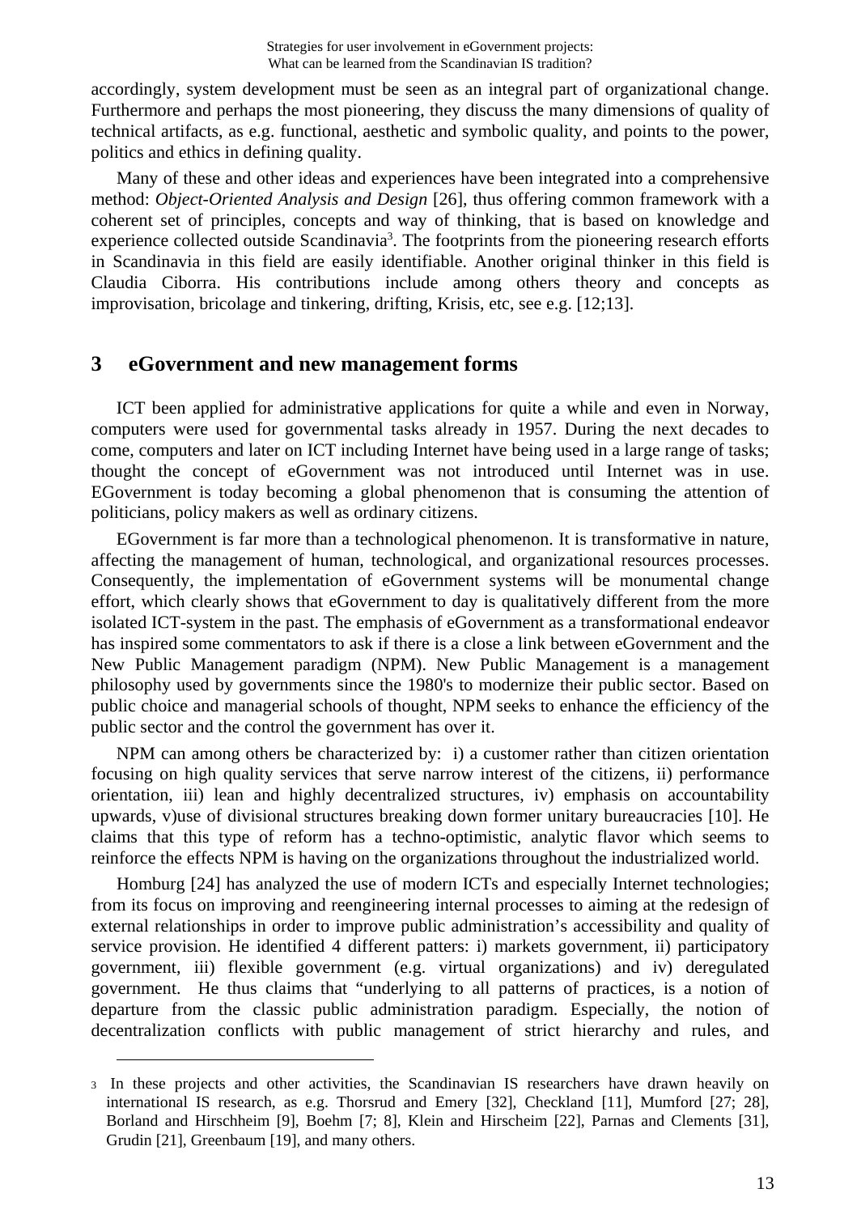accordingly, system development must be seen as an integral part of organizational change. Furthermore and perhaps the most pioneering, they discuss the many dimensions of quality of technical artifacts, as e.g. functional, aesthetic and symbolic quality, and points to the power, politics and ethics in defining quality.

Many of these and other ideas and experiences have been integrated into a comprehensive method: *Object-Oriented Analysis and Design* [26], thus offering common framework with a coherent set of principles, concepts and way of thinking, that is based on knowledge and experience collected outside Scandinavia[3]. The footprints from the pioneering research efforts in Scandinavia in this field are easily identifiable. Another original thinker in this field is Claudia Ciborra. His contributions include among others theory and concepts as improvisation, bricolage and tinkering, drifting, Krisis, etc, see e.g. [12;13].

## 3 eGovernment and new management forms

ICT been applied for administrative applications for quite a while and even in Norway, computers were used for governmental tasks already in 1957. During the next decades to come, computers and later on ICT including Internet have being used in a large range of tasks; thought the concept of eGovernment was not introduced until Internet was in use. EGovernment is today becoming a global phenomenon that is consuming the attention of politicians, policy makers as well as ordinary citizens.

EGovernment is far more than a technological phenomenon. It is transformative in nature, affecting the management of human, technological, and organizational resources processes. Consequently, the implementation of eGovernment systems will be monumental change effort, which clearly shows that eGovernment to day is qualitatively different from the more isolated ICT-system in the past. The emphasis of eGovernment as a transformational endeavor has inspired some commentators to ask if there is a close a link between eGovernment and the New Public Management paradigm (NPM). New Public Management is a management philosophy used by governments since the 1980's to modernize their public sector. Based on public choice and managerial schools of thought, NPM seeks to enhance the efficiency of the public sector and the control the government has over it.

NPM can among others be characterized by: i) a customer rather than citizen orientation focusing on high quality services that serve narrow interest of the citizens, ii) performance orientation, iii) lean and highly decentralized structures, iv) emphasis on accountability upwards, v)use of divisional structures breaking down former unitary bureaucracies [10]. He claims that this type of reform has a techno-optimistic, analytic flavor which seems to reinforce the effects NPM is having on the organizations throughout the industrialized world.

Homburg [24] has analyzed the use of modern ICTs and especially Internet technologies; from its focus on improving and reengineering internal processes to aiming at the redesign of external relationships in order to improve public administration's accessibility and quality of service provision. He identified 4 different patters: i) markets government, ii) participatory government, iii) flexible government (e.g. virtual organizations) and iv) deregulated government. He thus claims that "underlying to all patterns of practices, is a notion of departure from the classic public administration paradigm. Especially, the notion of decentralization conflicts with public management of strict hierarchy and rules, and

[3] In these projects and other activities, the Scandinavian IS researchers have drawn heavily on international IS research, as e.g. Thorsrud and Emery [32], Checkland [11], Mumford [27; 28], Borland and Hirschheim [9], Boehm [7; 8], Klein and Hirscheim [22], Parnas and Clements [31], Grudin [21], Greenbaum [19], and many others.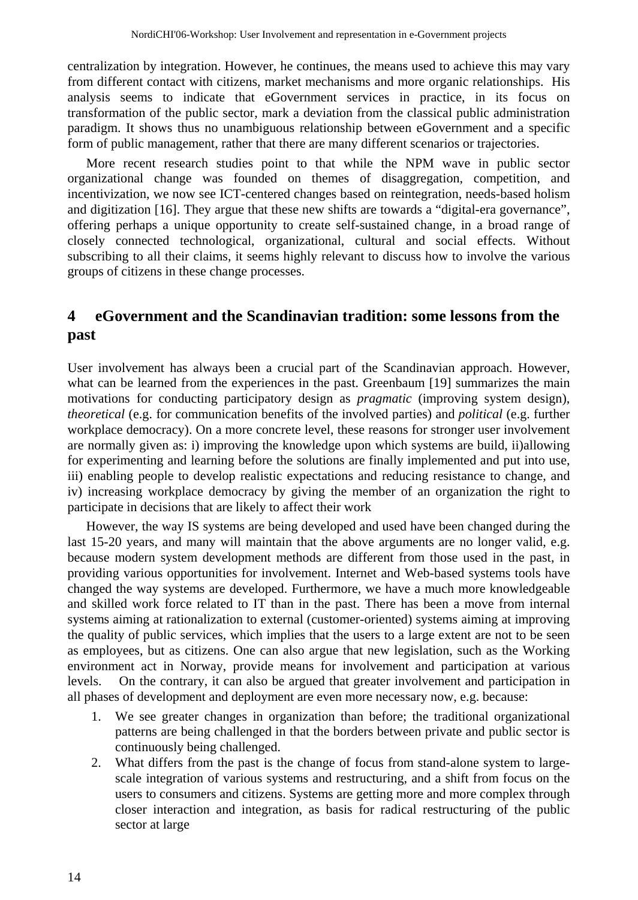centralization by integration. However, he continues, the means used to achieve this may vary from different contact with citizens, market mechanisms and more organic relationships. His analysis seems to indicate that eGovernment services in practice, in its focus on transformation of the public sector, mark a deviation from the classical public administration paradigm. It shows thus no unambiguous relationship between eGovernment and a specific form of public management, rather that there are many different scenarios or trajectories.

More recent research studies point to that while the NPM wave in public sector organizational change was founded on themes of disaggregation, competition, and incentivization, we now see ICT-centered changes based on reintegration, needs-based holism and digitization [16]. They argue that these new shifts are towards a "digital-era governance", offering perhaps a unique opportunity to create self-sustained change, in a broad range of closely connected technological, organizational, cultural and social effects. Without subscribing to all their claims, it seems highly relevant to discuss how to involve the various groups of citizens in these change processes.

## 4 eGovernment and the Scandinavian tradition: some lessons from the past

User involvement has always been a crucial part of the Scandinavian approach. However, what can be learned from the experiences in the past. Greenbaum [19] summarizes the main motivations for conducting participatory design as *pragmatic* (improving system design), *theoretical* (e.g. for communication benefits of the involved parties) and *political* (e.g. further workplace democracy). On a more concrete level, these reasons for stronger user involvement are normally given as: i) improving the knowledge upon which systems are build, ii)allowing for experimenting and learning before the solutions are finally implemented and put into use, iii) enabling people to develop realistic expectations and reducing resistance to change, and iv) increasing workplace democracy by giving the member of an organization the right to participate in decisions that are likely to affect their work

However, the way IS systems are being developed and used have been changed during the last 15-20 years, and many will maintain that the above arguments are no longer valid, e.g. because modern system development methods are different from those used in the past, in providing various opportunities for involvement. Internet and Web-based systems tools have changed the way systems are developed. Furthermore, we have a much more knowledgeable and skilled work force related to IT than in the past. There has been a move from internal systems aiming at rationalization to external (customer-oriented) systems aiming at improving the quality of public services, which implies that the users to a large extent are not to be seen as employees, but as citizens. One can also argue that new legislation, such as the Working environment act in Norway, provide means for involvement and participation at various levels. On the contrary, it can also be argued that greater involvement and participation in all phases of development and deployment are even more necessary now, e.g. because:

1. We see greater changes in organization than before; the traditional organizational patterns are being challenged in that the borders between private and public sector is continuously being challenged.
2. What differs from the past is the change of focus from stand-alone system to large-scale integration of various systems and restructuring, and a shift from focus on the users to consumers and citizens. Systems are getting more and more complex through closer interaction and integration, as basis for radical restructuring of the public sector at large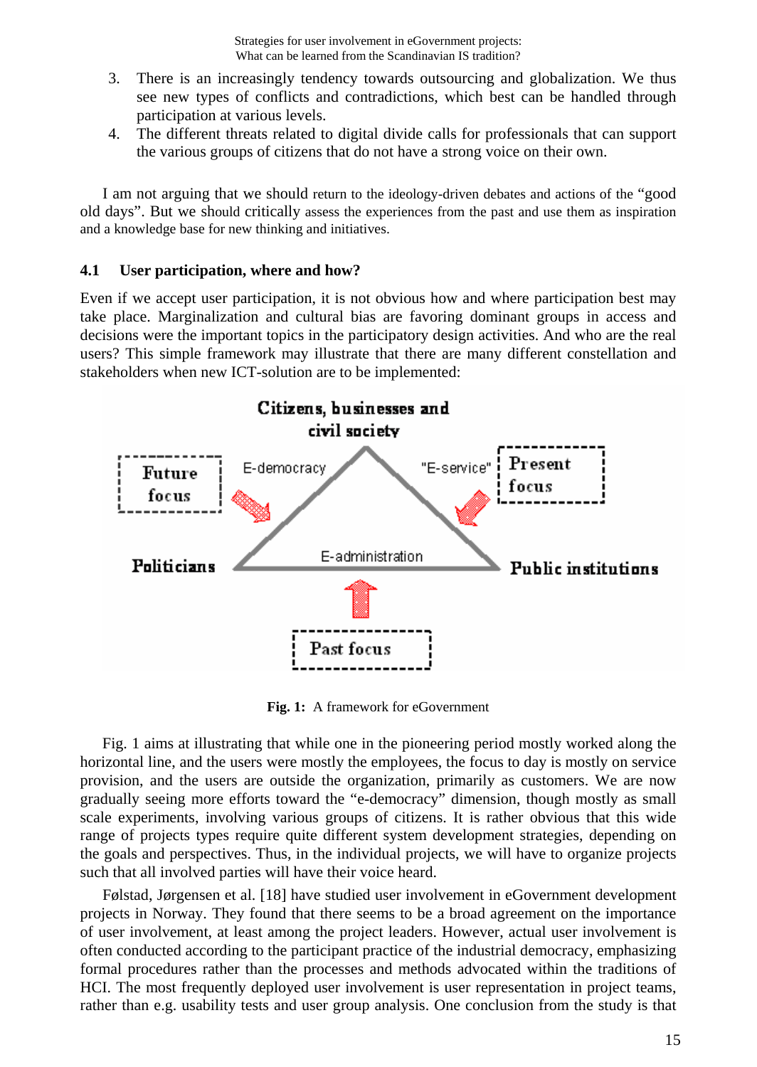3. There is an increasingly tendency towards outsourcing and globalization. We thus see new types of conflicts and contradictions, which best can be handled through participation at various levels.
4. The different threats related to digital divide calls for professionals that can support the various groups of citizens that do not have a strong voice on their own.

I am not arguing that we should return to the ideology-driven debates and actions of the "good old days". But we should critically assess the experiences from the past and use them as inspiration and a knowledge base for new thinking and initiatives.

### 4.1 User participation, where and how?

Even if we accept user participation, it is not obvious how and where participation best may take place. Marginalization and cultural bias are favoring dominant groups in access and decisions were the important topics in the participatory design activities. And who are the real users? This simple framework may illustrate that there are many different constellation and stakeholders when new ICT-solution are to be implemented:

**Fig. 1:** A framework for eGovernment

Fig. 1 aims at illustrating that while one in the pioneering period mostly worked along the horizontal line, and the users were mostly the employees, the focus to day is mostly on service provision, and the users are outside the organization, primarily as customers. We are now gradually seeing more efforts toward the "e-democracy" dimension, though mostly as small scale experiments, involving various groups of citizens. It is rather obvious that this wide range of projects types require quite different system development strategies, depending on the goals and perspectives. Thus, in the individual projects, we will have to organize projects such that all involved parties will have their voice heard.

Følstad, Jørgensen et al. [18] have studied user involvement in eGovernment development projects in Norway. They found that there seems to be a broad agreement on the importance of user involvement, at least among the project leaders. However, actual user involvement is often conducted according to the participant practice of the industrial democracy, emphasizing formal procedures rather than the processes and methods advocated within the traditions of HCI. The most frequently deployed user involvement is user representation in project teams, rather than e.g. usability tests and user group analysis. One conclusion from the study is that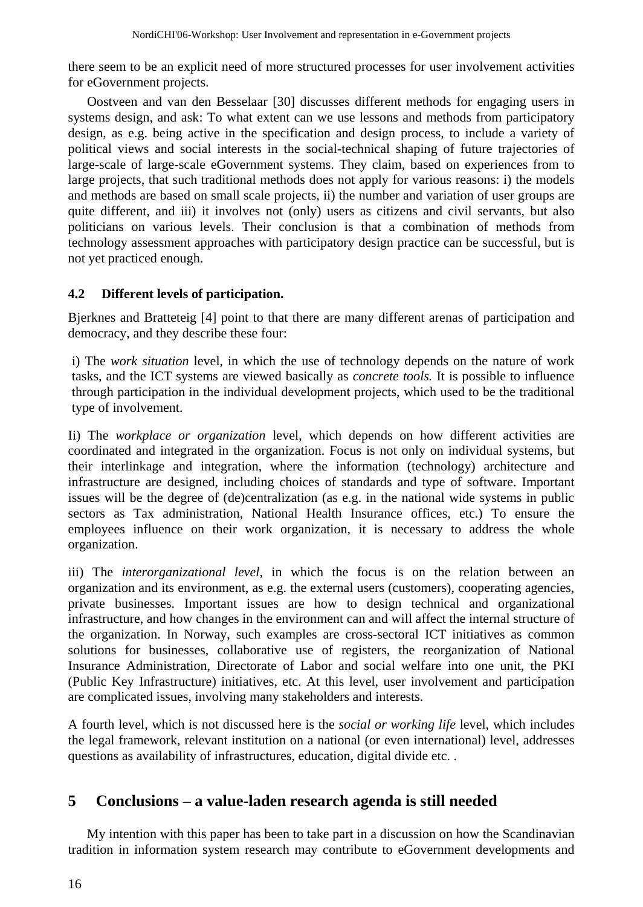there seem to be an explicit need of more structured processes for user involvement activities for eGovernment projects.

Oostveen and van den Besselaar [30] discusses different methods for engaging users in systems design, and ask: To what extent can we use lessons and methods from participatory design, as e.g. being active in the specification and design process, to include a variety of political views and social interests in the social-technical shaping of future trajectories of large-scale of large-scale eGovernment systems. They claim, based on experiences from to large projects, that such traditional methods does not apply for various reasons: i) the models and methods are based on small scale projects, ii) the number and variation of user groups are quite different, and iii) it involves not (only) users as citizens and civil servants, but also politicians on various levels. Their conclusion is that a combination of methods from technology assessment approaches with participatory design practice can be successful, but is not yet practiced enough.

### 4.2 Different levels of participation.

Bjerknes and Bratteteig [4] point to that there are many different arenas of participation and democracy, and they describe these four:

i) The *work situation* level, in which the use of technology depends on the nature of work tasks, and the ICT systems are viewed basically as *concrete tools.* It is possible to influence through participation in the individual development projects, which used to be the traditional type of involvement.

Ii) The *workplace or organization* level, which depends on how different activities are coordinated and integrated in the organization. Focus is not only on individual systems, but their interlinkage and integration, where the information (technology) architecture and infrastructure are designed, including choices of standards and type of software. Important issues will be the degree of (de)centralization (as e.g. in the national wide systems in public sectors as Tax administration, National Health Insurance offices, etc.) To ensure the employees influence on their work organization, it is necessary to address the whole organization.

iii) The *interorganizational level*, in which the focus is on the relation between an organization and its environment, as e.g. the external users (customers), cooperating agencies, private businesses. Important issues are how to design technical and organizational infrastructure, and how changes in the environment can and will affect the internal structure of the organization. In Norway, such examples are cross-sectoral ICT initiatives as common solutions for businesses, collaborative use of registers, the reorganization of National Insurance Administration, Directorate of Labor and social welfare into one unit, the PKI (Public Key Infrastructure) initiatives, etc. At this level, user involvement and participation are complicated issues, involving many stakeholders and interests.

A fourth level, which is not discussed here is the *social or working life* level, which includes the legal framework, relevant institution on a national (or even international) level, addresses questions as availability of infrastructures, education, digital divide etc. .

## 5 Conclusions – a value-laden research agenda is still needed

My intention with this paper has been to take part in a discussion on how the Scandinavian tradition in information system research may contribute to eGovernment developments and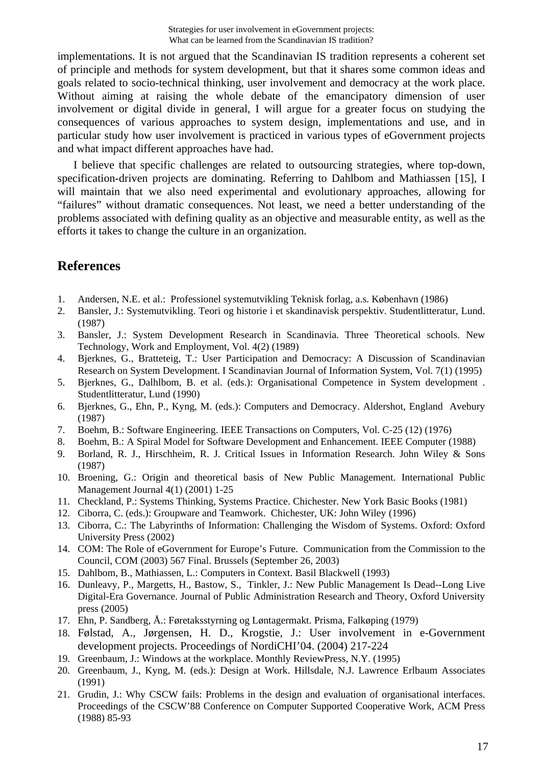implementations. It is not argued that the Scandinavian IS tradition represents a coherent set of principle and methods for system development, but that it shares some common ideas and goals related to socio-technical thinking, user involvement and democracy at the work place. Without aiming at raising the whole debate of the emancipatory dimension of user involvement or digital divide in general, I will argue for a greater focus on studying the consequences of various approaches to system design, implementations and use, and in particular study how user involvement is practiced in various types of eGovernment projects and what impact different approaches have had.

I believe that specific challenges are related to outsourcing strategies, where top-down, specification-driven projects are dominating. Referring to Dahlbom and Mathiassen [15], I will maintain that we also need experimental and evolutionary approaches, allowing for "failures" without dramatic consequences. Not least, we need a better understanding of the problems associated with defining quality as an objective and measurable entity, as well as the efforts it takes to change the culture in an organization.

## References

1. Andersen, N.E. et al.: Professionel systemutvikling Teknisk forlag, a.s. København (1986)
2. Bansler, J.: Systemutvikling. Teori og historie i et skandinavisk perspektiv. Studentlitteratur, Lund. (1987)
3. Bansler, J.: System Development Research in Scandinavia. Three Theoretical schools. New Technology, Work and Employment, Vol. 4(2) (1989)
4. Bjerknes, G., Bratteteig, T.: User Participation and Democracy: A Discussion of Scandinavian Research on System Development. I Scandinavian Journal of Information System, Vol. 7(1) (1995)
5. Bjerknes, G., Dalhlbom, B. et al. (eds.): Organisational Competence in System development . Studentlitteratur, Lund (1990)
6. Bjerknes, G., Ehn, P., Kyng, M. (eds.): Computers and Democracy. Aldershot, England Avebury (1987)
7. Boehm, B.: Software Engineering. IEEE Transactions on Computers, Vol. C-25 (12) (1976)
8. Boehm, B.: A Spiral Model for Software Development and Enhancement. IEEE Computer (1988)
9. Borland, R. J., Hirschheim, R. J. Critical Issues in Information Research. John Wiley & Sons (1987)
10. Broening, G.: Origin and theoretical basis of New Public Management. International Public Management Journal 4(1) (2001) 1-25
11. Checkland, P.: Systems Thinking, Systems Practice. Chichester. New York Basic Books (1981)
12. Ciborra, C. (eds.): Groupware and Teamwork. Chichester, UK: John Wiley (1996)
13. Ciborra, C.: The Labyrinths of Information: Challenging the Wisdom of Systems. Oxford: Oxford University Press (2002)
14. COM: The Role of eGovernment for Europe's Future. Communication from the Commission to the Council, COM (2003) 567 Final. Brussels (September 26, 2003)
15. Dahlbom, B., Mathiassen, L.: Computers in Context. Basil Blackwell (1993)
16. Dunleavy, P., Margetts, H., Bastow, S., Tinkler, J.: New Public Management Is Dead--Long Live Digital-Era Governance. Journal of Public Administration Research and Theory, Oxford University press (2005)
17. Ehn, P. Sandberg, Å.: Føretaksstyrning og Løntagermakt. Prisma, Falkøping (1979)
18. Følstad, A., Jørgensen, H. D., Krogstie, J.: User involvement in e-Government development projects. Proceedings of NordiCHI'04. (2004) 217-224
19. Greenbaum, J.: Windows at the workplace. Monthly ReviewPress, N.Y. (1995)
20. Greenbaum, J., Kyng, M. (eds.): Design at Work. Hillsdale, N.J. Lawrence Erlbaum Associates (1991)
21. Grudin, J.: Why CSCW fails: Problems in the design and evaluation of organisational interfaces. Proceedings of the CSCW'88 Conference on Computer Supported Cooperative Work, ACM Press (1988) 85-93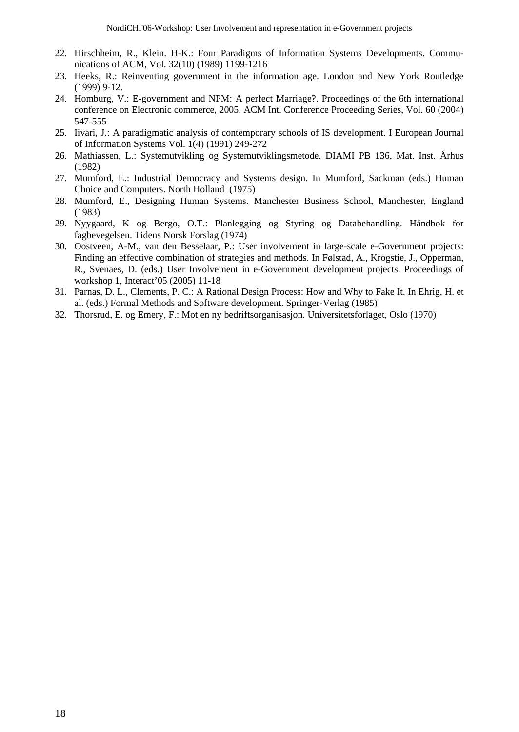22. Hirschheim, R., Klein. H-K.: Four Paradigms of Information Systems Developments. Communications of ACM, Vol. 32(10) (1989) 1199-1216
23. Heeks, R.: Reinventing government in the information age. London and New York Routledge (1999) 9-12.
24. Homburg, V.: E-government and NPM: A perfect Marriage?. Proceedings of the 6th international conference on Electronic commerce, 2005. ACM Int. Conference Proceeding Series, Vol. 60 (2004) 547-555
25. Iivari, J.: A paradigmatic analysis of contemporary schools of IS development. I European Journal of Information Systems Vol. 1(4) (1991) 249-272
26. Mathiassen, L.: Systemutvikling og Systemutviklingsmetode. DIAMI PB 136, Mat. Inst. Århus (1982)
27. Mumford, E.: Industrial Democracy and Systems design. In Mumford, Sackman (eds.) Human Choice and Computers. North Holland (1975)
28. Mumford, E., Designing Human Systems. Manchester Business School, Manchester, England (1983)
29. Nyygaard, K og Bergo, O.T.: Planlegging og Styring og Databehandling. Håndbok for fagbevegelsen. Tidens Norsk Forslag (1974)
30. Oostveen, A-M., van den Besselaar, P.: User involvement in large-scale e-Government projects: Finding an effective combination of strategies and methods. In Følstad, A., Krogstie, J., Opperman, R., Svenaes, D. (eds.) User Involvement in e-Government development projects. Proceedings of workshop 1, Interact'05 (2005) 11-18
31. Parnas, D. L., Clements, P. C.: A Rational Design Process: How and Why to Fake It. In Ehrig, H. et al. (eds.) Formal Methods and Software development. Springer-Verlag (1985)
32. Thorsrud, E. og Emery, F.: Mot en ny bedriftsorganisasjon. Universitetsforlaget, Oslo (1970)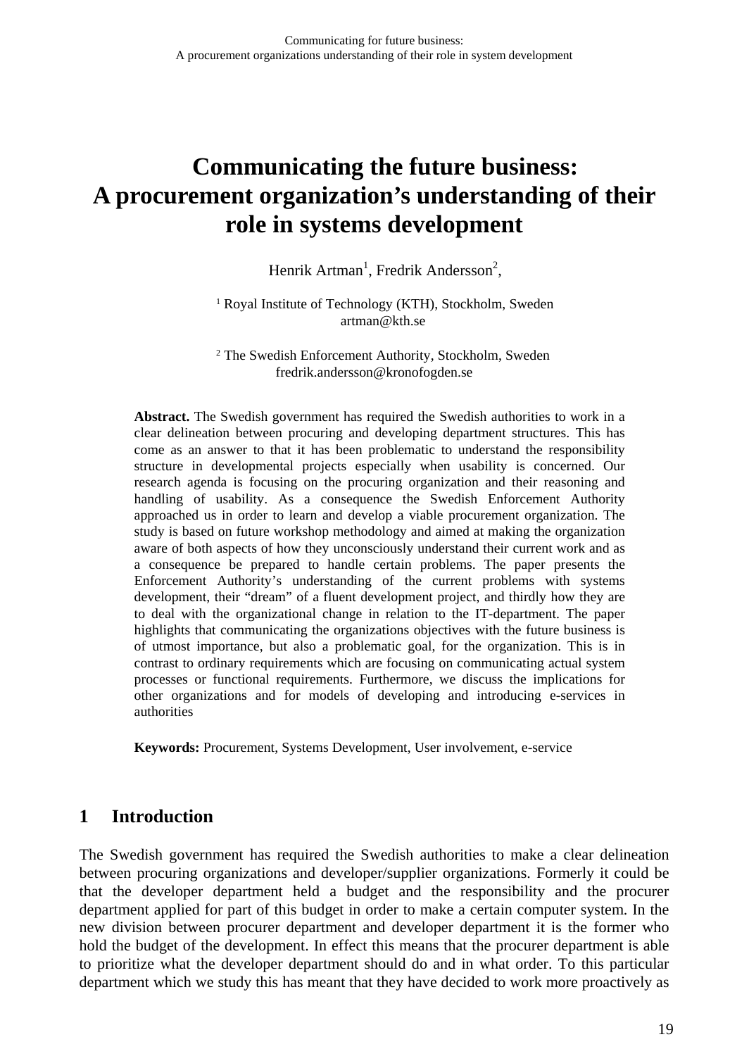# Communicating the future business: A procurement organization's understanding of their role in systems development

Henrik Artman[1], Fredrik Andersson[2],

[1] Royal Institute of Technology (KTH), Stockholm, Sweden
artman@kth.se

[2] The Swedish Enforcement Authority, Stockholm, Sweden
fredrik.andersson@kronofogden.se

**Abstract.** The Swedish government has required the Swedish authorities to work in a clear delineation between procuring and developing department structures. This has come as an answer to that it has been problematic to understand the responsibility structure in developmental projects especially when usability is concerned. Our research agenda is focusing on the procuring organization and their reasoning and handling of usability. As a consequence the Swedish Enforcement Authority approached us in order to learn and develop a viable procurement organization. The study is based on future workshop methodology and aimed at making the organization aware of both aspects of how they unconsciously understand their current work and as a consequence be prepared to handle certain problems. The paper presents the Enforcement Authority's understanding of the current problems with systems development, their "dream" of a fluent development project, and thirdly how they are to deal with the organizational change in relation to the IT-department. The paper highlights that communicating the organizations objectives with the future business is of utmost importance, but also a problematic goal, for the organization. This is in contrast to ordinary requirements which are focusing on communicating actual system processes or functional requirements. Furthermore, we discuss the implications for other organizations and for models of developing and introducing e-services in authorities

**Keywords:** Procurement, Systems Development, User involvement, e-service

## 1 Introduction

The Swedish government has required the Swedish authorities to make a clear delineation between procuring organizations and developer/supplier organizations. Formerly it could be that the developer department held a budget and the responsibility and the procurer department applied for part of this budget in order to make a certain computer system. In the new division between procurer department and developer department it is the former who hold the budget of the development. In effect this means that the procurer department is able to prioritize what the developer department should do and in what order. To this particular department which we study this has meant that they have decided to work more proactively as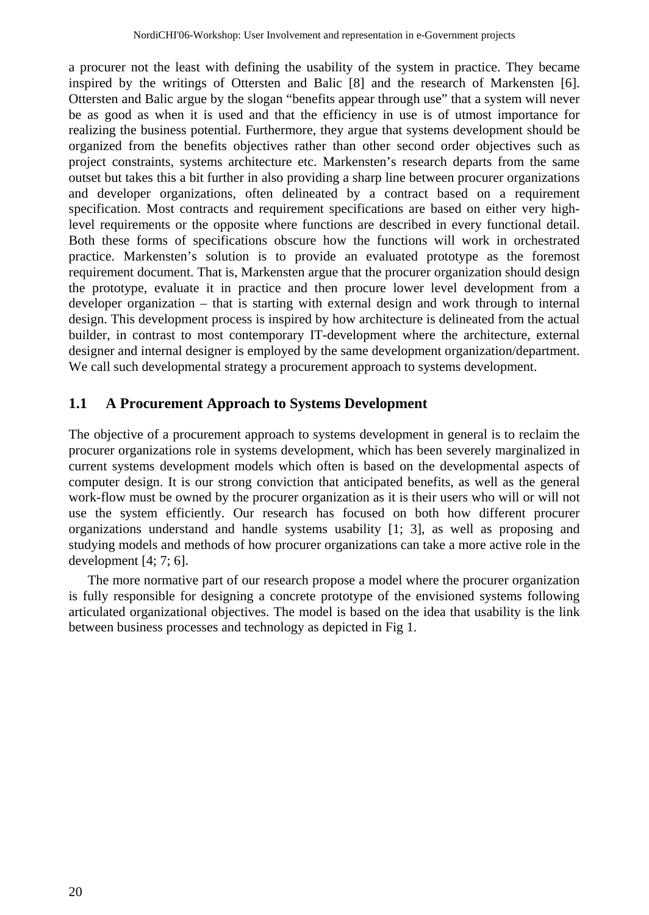a procurer not the least with defining the usability of the system in practice. They became inspired by the writings of Ottersten and Balic [8] and the research of Markensten [6]. Ottersten and Balic argue by the slogan “benefits appear through use” that a system will never be as good as when it is used and that the efficiency in use is of utmost importance for realizing the business potential. Furthermore, they argue that systems development should be organized from the benefits objectives rather than other second order objectives such as project constraints, systems architecture etc. Markensten’s research departs from the same outset but takes this a bit further in also providing a sharp line between procurer organizations and developer organizations, often delineated by a contract based on a requirement specification. Most contracts and requirement specifications are based on either very high-level requirements or the opposite where functions are described in every functional detail. Both these forms of specifications obscure how the functions will work in orchestrated practice. Markensten’s solution is to provide an evaluated prototype as the foremost requirement document. That is, Markensten argue that the procurer organization should design the prototype, evaluate it in practice and then procure lower level development from a developer organization – that is starting with external design and work through to internal design. This development process is inspired by how architecture is delineated from the actual builder, in contrast to most contemporary IT-development where the architecture, external designer and internal designer is employed by the same development organization/department. We call such developmental strategy a procurement approach to systems development.

## 1.1 A Procurement Approach to Systems Development

The objective of a procurement approach to systems development in general is to reclaim the procurer organizations role in systems development, which has been severely marginalized in current systems development models which often is based on the developmental aspects of computer design. It is our strong conviction that anticipated benefits, as well as the general work-flow must be owned by the procurer organization as it is their users who will or will not use the system efficiently. Our research has focused on both how different procurer organizations understand and handle systems usability [1; 3], as well as proposing and studying models and methods of how procurer organizations can take a more active role in the development [4; 7; 6].

The more normative part of our research propose a model where the procurer organization is fully responsible for designing a concrete prototype of the envisioned systems following articulated organizational objectives. The model is based on the idea that usability is the link between business processes and technology as depicted in Fig 1.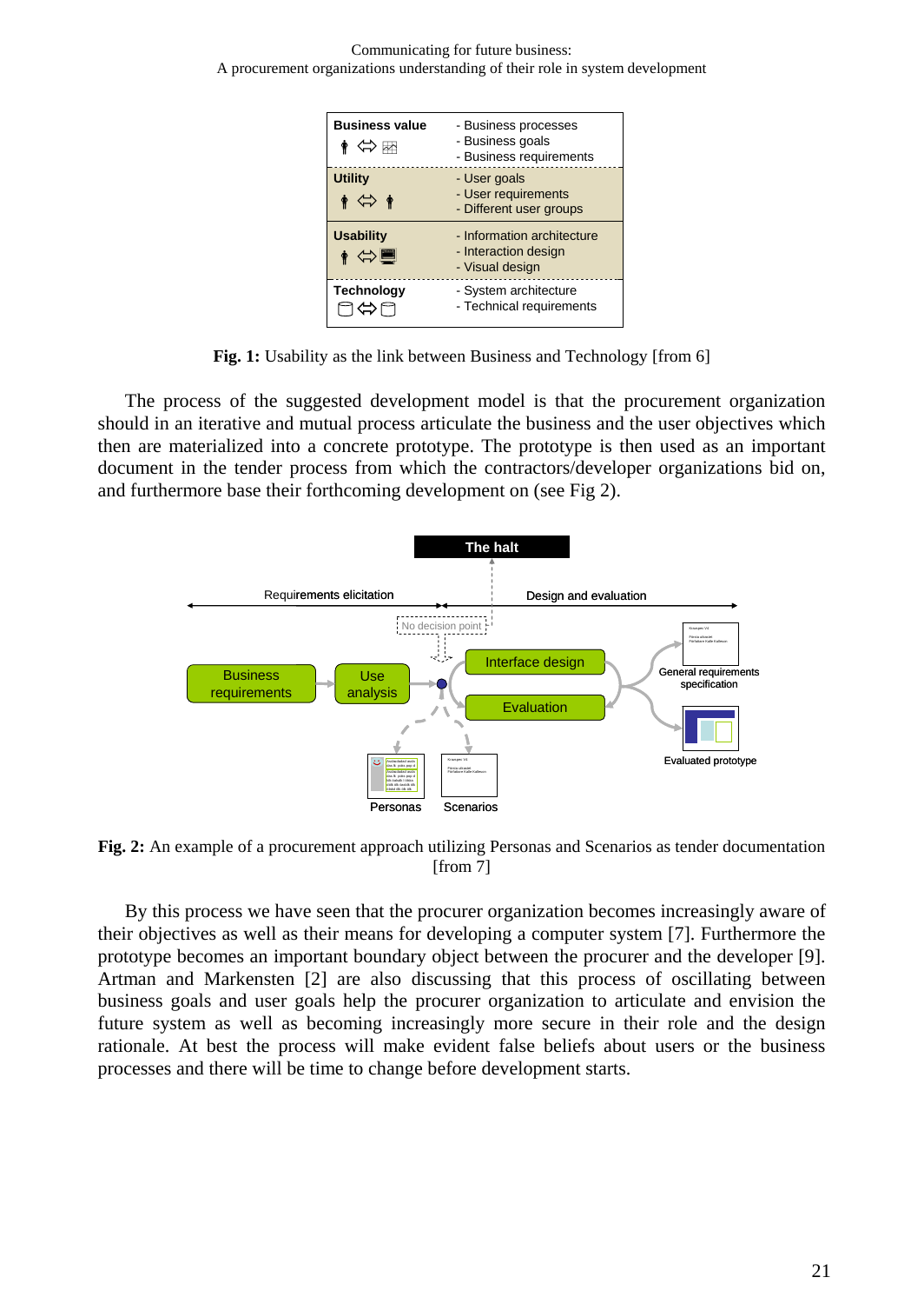| Business value | - Business processes<br>- Business goals<br>- Business requirements |
|---|---|
| Utility | - User goals<br>- User requirements<br>- Different user groups |
| Usability | - Information architecture<br>- Interaction design<br>- Visual design |
| Technology | - System architecture<br>- Technical requirements |

**Fig. 1:** Usability as the link between Business and Technology [from 6]

The process of the suggested development model is that the procurement organization should in an iterative and mutual process articulate the business and the user objectives which then are materialized into a concrete prototype. The prototype is then used as an important document in the tender process from which the contractors/developer organizations bid on, and furthermore base their forthcoming development on (see Fig 2).

**Fig. 2:** An example of a procurement approach utilizing Personas and Scenarios as tender documentation [from 7]

By this process we have seen that the procurer organization becomes increasingly aware of their objectives as well as their means for developing a computer system [7]. Furthermore the prototype becomes an important boundary object between the procurer and the developer [9]. Artman and Markensten [2] are also discussing that this process of oscillating between business goals and user goals help the procurer organization to articulate and envision the future system as well as becoming increasingly more secure in their role and the design rationale. At best the process will make evident false beliefs about users or the business processes and there will be time to change before development starts.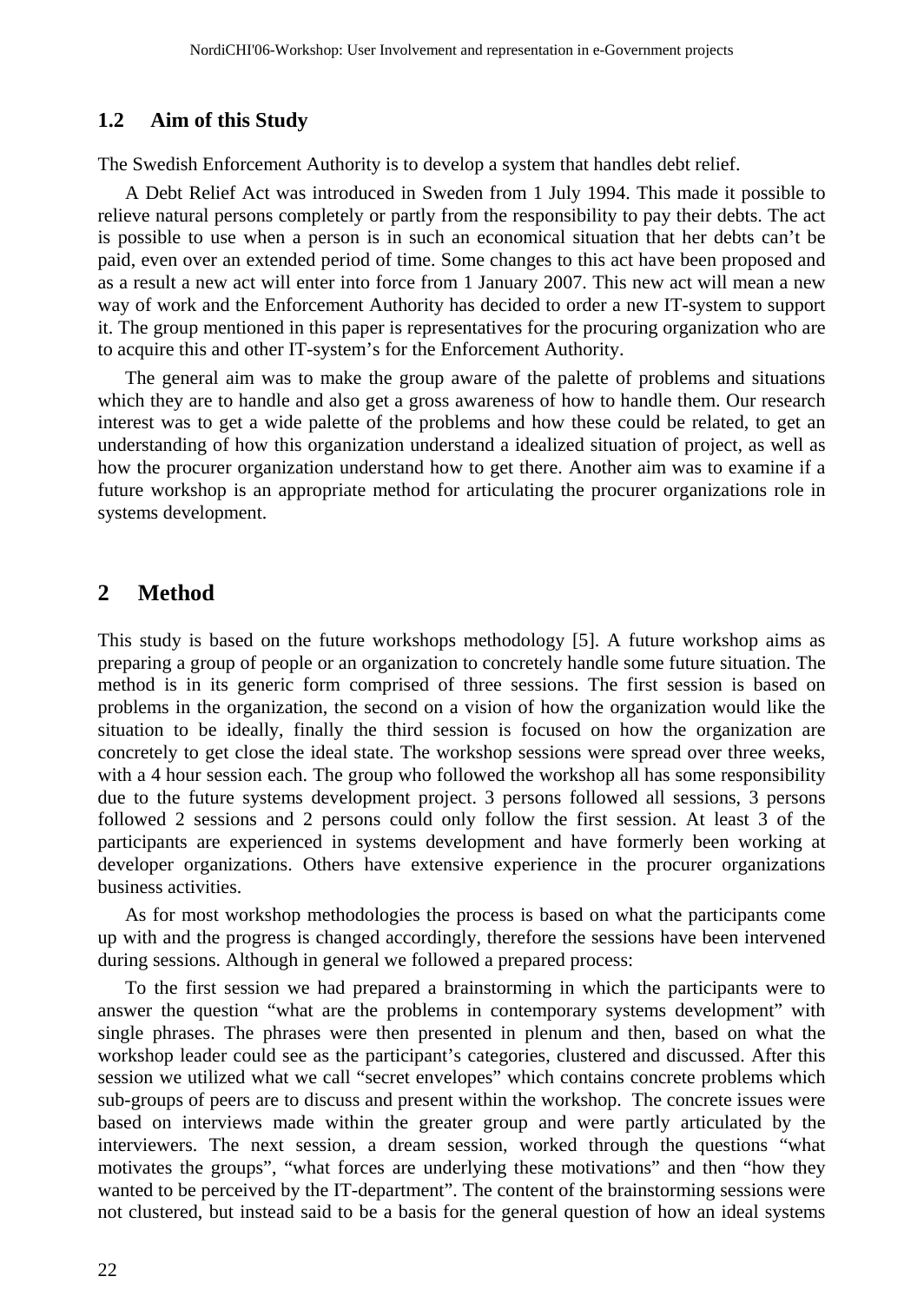## 1.2 Aim of this Study

The Swedish Enforcement Authority is to develop a system that handles debt relief.

A Debt Relief Act was introduced in Sweden from 1 July 1994. This made it possible to relieve natural persons completely or partly from the responsibility to pay their debts. The act is possible to use when a person is in such an economical situation that her debts can't be paid, even over an extended period of time. Some changes to this act have been proposed and as a result a new act will enter into force from 1 January 2007. This new act will mean a new way of work and the Enforcement Authority has decided to order a new IT-system to support it. The group mentioned in this paper is representatives for the procuring organization who are to acquire this and other IT-system's for the Enforcement Authority.

The general aim was to make the group aware of the palette of problems and situations which they are to handle and also get a gross awareness of how to handle them. Our research interest was to get a wide palette of the problems and how these could be related, to get an understanding of how this organization understand a idealized situation of project, as well as how the procurer organization understand how to get there. Another aim was to examine if a future workshop is an appropriate method for articulating the procurer organizations role in systems development.

# 2 Method

This study is based on the future workshops methodology [5]. A future workshop aims as preparing a group of people or an organization to concretely handle some future situation. The method is in its generic form comprised of three sessions. The first session is based on problems in the organization, the second on a vision of how the organization would like the situation to be ideally, finally the third session is focused on how the organization are concretely to get close the ideal state. The workshop sessions were spread over three weeks, with a 4 hour session each. The group who followed the workshop all has some responsibility due to the future systems development project. 3 persons followed all sessions, 3 persons followed 2 sessions and 2 persons could only follow the first session. At least 3 of the participants are experienced in systems development and have formerly been working at developer organizations. Others have extensive experience in the procurer organizations business activities.

As for most workshop methodologies the process is based on what the participants come up with and the progress is changed accordingly, therefore the sessions have been intervened during sessions. Although in general we followed a prepared process:

To the first session we had prepared a brainstorming in which the participants were to answer the question "what are the problems in contemporary systems development" with single phrases. The phrases were then presented in plenum and then, based on what the workshop leader could see as the participant's categories, clustered and discussed. After this session we utilized what we call "secret envelopes" which contains concrete problems which sub-groups of peers are to discuss and present within the workshop. The concrete issues were based on interviews made within the greater group and were partly articulated by the interviewers. The next session, a dream session, worked through the questions "what motivates the groups", "what forces are underlying these motivations" and then "how they wanted to be perceived by the IT-department". The content of the brainstorming sessions were not clustered, but instead said to be a basis for the general question of how an ideal systems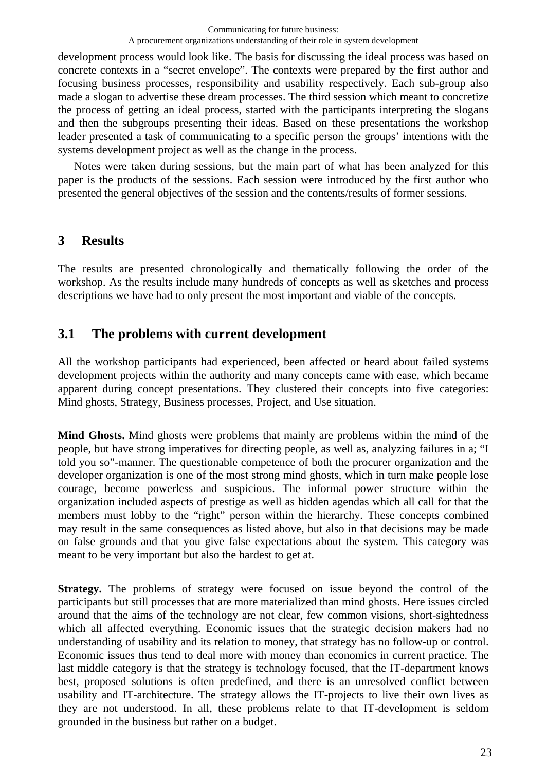development process would look like. The basis for discussing the ideal process was based on concrete contexts in a "secret envelope". The contexts were prepared by the first author and focusing business processes, responsibility and usability respectively. Each sub-group also made a slogan to advertise these dream processes. The third session which meant to concretize the process of getting an ideal process, started with the participants interpreting the slogans and then the subgroups presenting their ideas. Based on these presentations the workshop leader presented a task of communicating to a specific person the groups' intentions with the systems development project as well as the change in the process.

Notes were taken during sessions, but the main part of what has been analyzed for this paper is the products of the sessions. Each session were introduced by the first author who presented the general objectives of the session and the contents/results of former sessions.

## 3 Results

The results are presented chronologically and thematically following the order of the workshop. As the results include many hundreds of concepts as well as sketches and process descriptions we have had to only present the most important and viable of the concepts.

### 3.1 The problems with current development

All the workshop participants had experienced, been affected or heard about failed systems development projects within the authority and many concepts came with ease, which became apparent during concept presentations. They clustered their concepts into five categories: Mind ghosts, Strategy, Business processes, Project, and Use situation.

**Mind Ghosts.** Mind ghosts were problems that mainly are problems within the mind of the people, but have strong imperatives for directing people, as well as, analyzing failures in a; "I told you so"-manner. The questionable competence of both the procurer organization and the developer organization is one of the most strong mind ghosts, which in turn make people lose courage, become powerless and suspicious. The informal power structure within the organization included aspects of prestige as well as hidden agendas which all call for that the members must lobby to the "right" person within the hierarchy. These concepts combined may result in the same consequences as listed above, but also in that decisions may be made on false grounds and that you give false expectations about the system. This category was meant to be very important but also the hardest to get at.

**Strategy.** The problems of strategy were focused on issue beyond the control of the participants but still processes that are more materialized than mind ghosts. Here issues circled around that the aims of the technology are not clear, few common visions, short-sightedness which all affected everything. Economic issues that the strategic decision makers had no understanding of usability and its relation to money, that strategy has no follow-up or control. Economic issues thus tend to deal more with money than economics in current practice. The last middle category is that the strategy is technology focused, that the IT-department knows best, proposed solutions is often predefined, and there is an unresolved conflict between usability and IT-architecture. The strategy allows the IT-projects to live their own lives as they are not understood. In all, these problems relate to that IT-development is seldom grounded in the business but rather on a budget.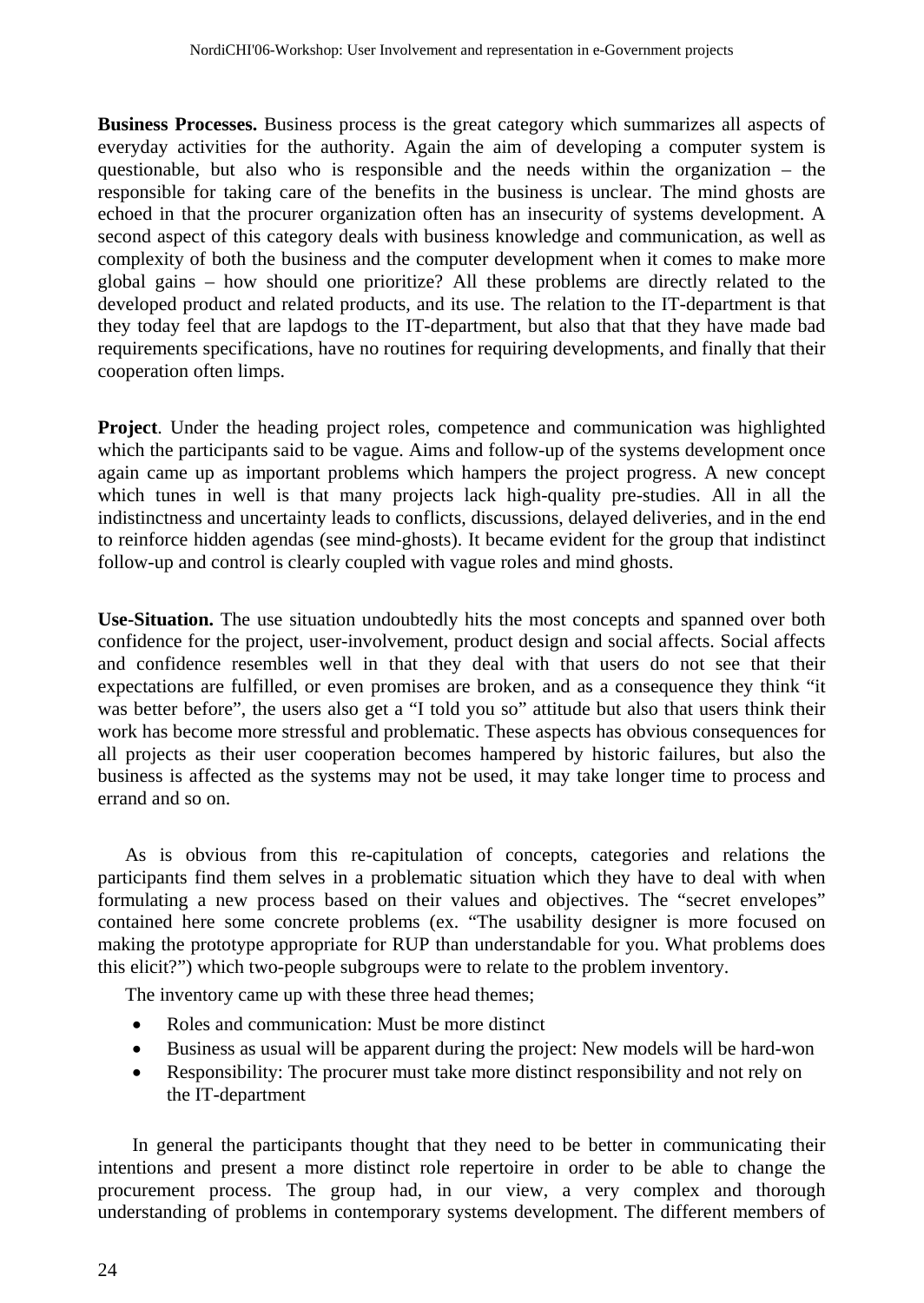**Business Processes.** Business process is the great category which summarizes all aspects of everyday activities for the authority. Again the aim of developing a computer system is questionable, but also who is responsible and the needs within the organization – the responsible for taking care of the benefits in the business is unclear. The mind ghosts are echoed in that the procurer organization often has an insecurity of systems development. A second aspect of this category deals with business knowledge and communication, as well as complexity of both the business and the computer development when it comes to make more global gains – how should one prioritize? All these problems are directly related to the developed product and related products, and its use. The relation to the IT-department is that they today feel that are lapdogs to the IT-department, but also that that they have made bad requirements specifications, have no routines for requiring developments, and finally that their cooperation often limps.

**Project**. Under the heading project roles, competence and communication was highlighted which the participants said to be vague. Aims and follow-up of the systems development once again came up as important problems which hampers the project progress. A new concept which tunes in well is that many projects lack high-quality pre-studies. All in all the indistinctness and uncertainty leads to conflicts, discussions, delayed deliveries, and in the end to reinforce hidden agendas (see mind-ghosts). It became evident for the group that indistinct follow-up and control is clearly coupled with vague roles and mind ghosts.

**Use-Situation.** The use situation undoubtedly hits the most concepts and spanned over both confidence for the project, user-involvement, product design and social affects. Social affects and confidence resembles well in that they deal with that users do not see that their expectations are fulfilled, or even promises are broken, and as a consequence they think "it was better before", the users also get a "I told you so" attitude but also that users think their work has become more stressful and problematic. These aspects has obvious consequences for all projects as their user cooperation becomes hampered by historic failures, but also the business is affected as the systems may not be used, it may take longer time to process and errand and so on.

As is obvious from this re-capitulation of concepts, categories and relations the participants find them selves in a problematic situation which they have to deal with when formulating a new process based on their values and objectives. The "secret envelopes" contained here some concrete problems (ex. "The usability designer is more focused on making the prototype appropriate for RUP than understandable for you. What problems does this elicit?") which two-people subgroups were to relate to the problem inventory.

The inventory came up with these three head themes;

- Roles and communication: Must be more distinct
- Business as usual will be apparent during the project: New models will be hard-won
- Responsibility: The procurer must take more distinct responsibility and not rely on the IT-department

In general the participants thought that they need to be better in communicating their intentions and present a more distinct role repertoire in order to be able to change the procurement process. The group had, in our view, a very complex and thorough understanding of problems in contemporary systems development. The different members of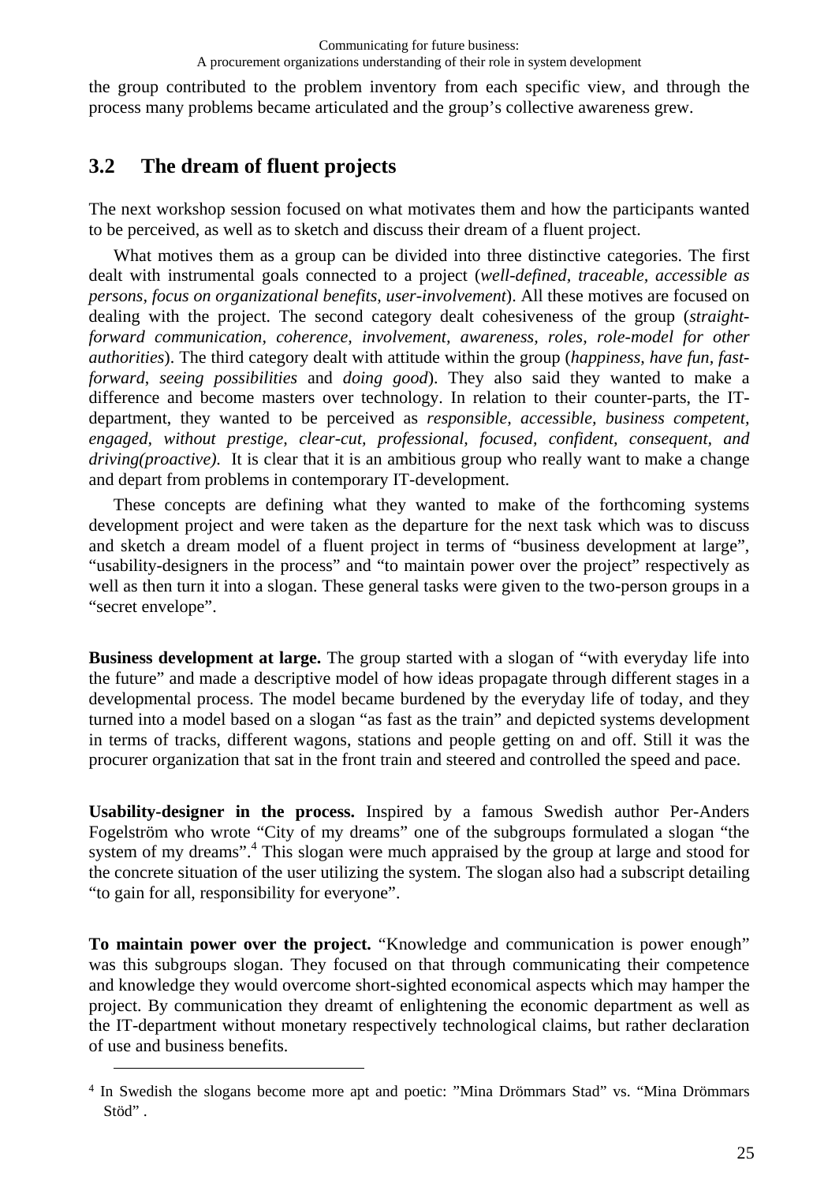the group contributed to the problem inventory from each specific view, and through the process many problems became articulated and the group's collective awareness grew.

## 3.2 The dream of fluent projects

The next workshop session focused on what motivates them and how the participants wanted to be perceived, as well as to sketch and discuss their dream of a fluent project.

What motives them as a group can be divided into three distinctive categories. The first dealt with instrumental goals connected to a project (*well-defined, traceable, accessible as persons, focus on organizational benefits, user-involvement*). All these motives are focused on dealing with the project. The second category dealt cohesiveness of the group (*straight-forward communication, coherence, involvement, awareness, roles, role-model for other authorities*). The third category dealt with attitude within the group (*happiness, have fun, fast-forward, seeing possibilities* and *doing good*). They also said they wanted to make a difference and become masters over technology. In relation to their counter-parts, the IT-department, they wanted to be perceived as *responsible, accessible, business competent, engaged, without prestige, clear-cut, professional, focused, confident, consequent, and driving(proactive).* It is clear that it is an ambitious group who really want to make a change and depart from problems in contemporary IT-development.

These concepts are defining what they wanted to make of the forthcoming systems development project and were taken as the departure for the next task which was to discuss and sketch a dream model of a fluent project in terms of "business development at large", "usability-designers in the process" and "to maintain power over the project" respectively as well as then turn it into a slogan. These general tasks were given to the two-person groups in a "secret envelope".

**Business development at large.** The group started with a slogan of "with everyday life into the future" and made a descriptive model of how ideas propagate through different stages in a developmental process. The model became burdened by the everyday life of today, and they turned into a model based on a slogan "as fast as the train" and depicted systems development in terms of tracks, different wagons, stations and people getting on and off. Still it was the procurer organization that sat in the front train and steered and controlled the speed and pace.

**Usability-designer in the process.** Inspired by a famous Swedish author Per-Anders Fogelström who wrote "City of my dreams" one of the subgroups formulated a slogan "the system of my dreams".[4] This slogan were much appraised by the group at large and stood for the concrete situation of the user utilizing the system. The slogan also had a subscript detailing "to gain for all, responsibility for everyone".

**To maintain power over the project.** "Knowledge and communication is power enough" was this subgroups slogan. They focused on that through communicating their competence and knowledge they would overcome short-sighted economical aspects which may hamper the project. By communication they dreamt of enlightening the economic department as well as the IT-department without monetary respectively technological claims, but rather declaration of use and business benefits.

---

[4] In Swedish the slogans become more apt and poetic: "Mina Drömmars Stad" vs. "Mina Drömmars Stöd" .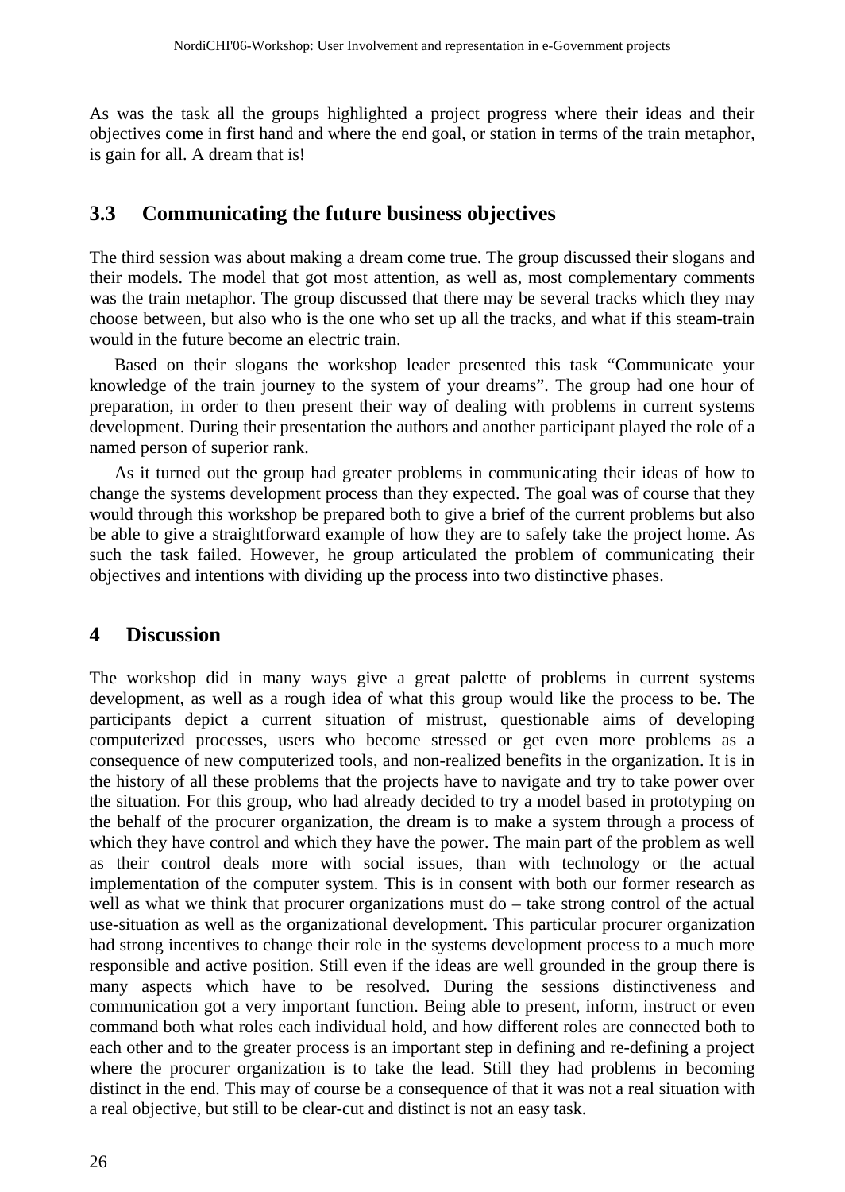As was the task all the groups highlighted a project progress where their ideas and their objectives come in first hand and where the end goal, or station in terms of the train metaphor, is gain for all. A dream that is!

## 3.3 Communicating the future business objectives

The third session was about making a dream come true. The group discussed their slogans and their models. The model that got most attention, as well as, most complementary comments was the train metaphor. The group discussed that there may be several tracks which they may choose between, but also who is the one who set up all the tracks, and what if this steam-train would in the future become an electric train.

Based on their slogans the workshop leader presented this task "Communicate your knowledge of the train journey to the system of your dreams". The group had one hour of preparation, in order to then present their way of dealing with problems in current systems development. During their presentation the authors and another participant played the role of a named person of superior rank.

As it turned out the group had greater problems in communicating their ideas of how to change the systems development process than they expected. The goal was of course that they would through this workshop be prepared both to give a brief of the current problems but also be able to give a straightforward example of how they are to safely take the project home. As such the task failed. However, he group articulated the problem of communicating their objectives and intentions with dividing up the process into two distinctive phases.

# 4 Discussion

The workshop did in many ways give a great palette of problems in current systems development, as well as a rough idea of what this group would like the process to be. The participants depict a current situation of mistrust, questionable aims of developing computerized processes, users who become stressed or get even more problems as a consequence of new computerized tools, and non-realized benefits in the organization. It is in the history of all these problems that the projects have to navigate and try to take power over the situation. For this group, who had already decided to try a model based in prototyping on the behalf of the procurer organization, the dream is to make a system through a process of which they have control and which they have the power. The main part of the problem as well as their control deals more with social issues, than with technology or the actual implementation of the computer system. This is in consent with both our former research as well as what we think that procurer organizations must do – take strong control of the actual use-situation as well as the organizational development. This particular procurer organization had strong incentives to change their role in the systems development process to a much more responsible and active position. Still even if the ideas are well grounded in the group there is many aspects which have to be resolved. During the sessions distinctiveness and communication got a very important function. Being able to present, inform, instruct or even command both what roles each individual hold, and how different roles are connected both to each other and to the greater process is an important step in defining and re-defining a project where the procurer organization is to take the lead. Still they had problems in becoming distinct in the end. This may of course be a consequence of that it was not a real situation with a real objective, but still to be clear-cut and distinct is not an easy task.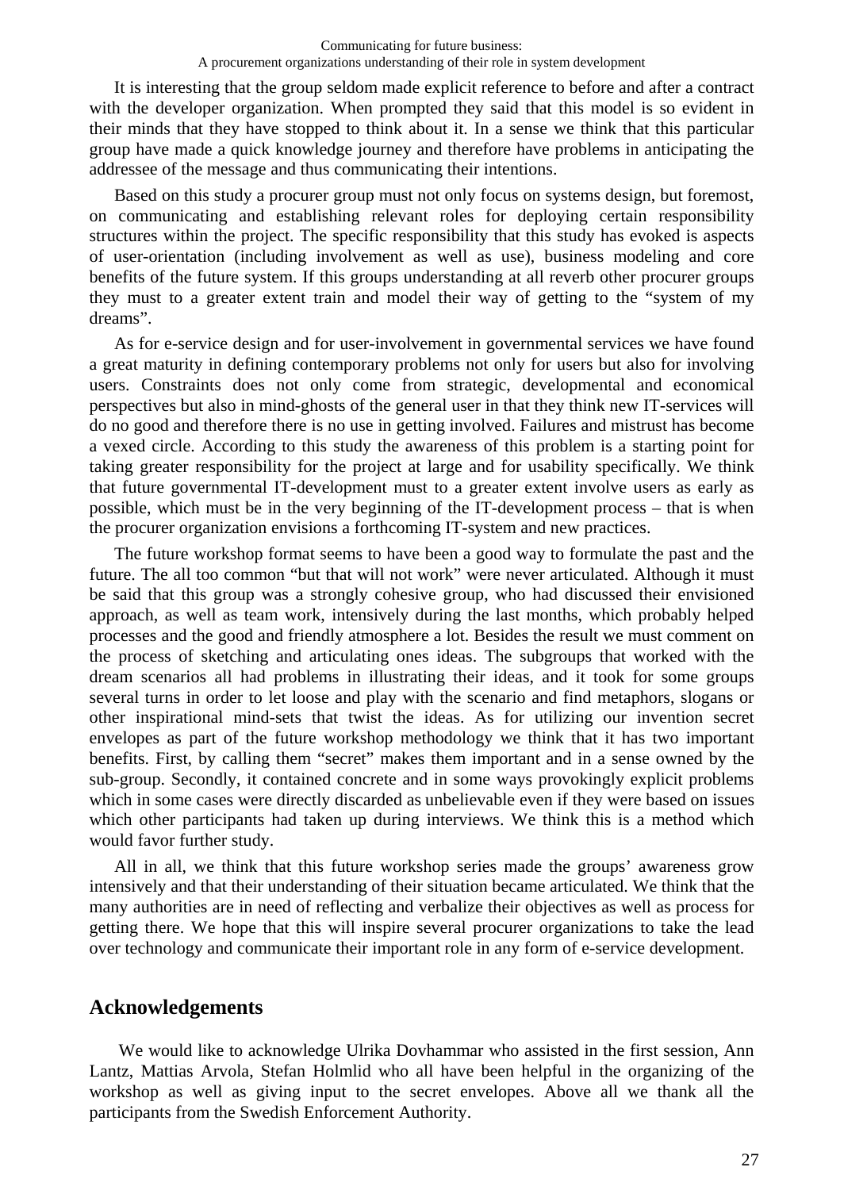It is interesting that the group seldom made explicit reference to before and after a contract with the developer organization. When prompted they said that this model is so evident in their minds that they have stopped to think about it. In a sense we think that this particular group have made a quick knowledge journey and therefore have problems in anticipating the addressee of the message and thus communicating their intentions.

Based on this study a procurer group must not only focus on systems design, but foremost, on communicating and establishing relevant roles for deploying certain responsibility structures within the project. The specific responsibility that this study has evoked is aspects of user-orientation (including involvement as well as use), business modeling and core benefits of the future system. If this groups understanding at all reverb other procurer groups they must to a greater extent train and model their way of getting to the "system of my dreams".

As for e-service design and for user-involvement in governmental services we have found a great maturity in defining contemporary problems not only for users but also for involving users. Constraints does not only come from strategic, developmental and economical perspectives but also in mind-ghosts of the general user in that they think new IT-services will do no good and therefore there is no use in getting involved. Failures and mistrust has become a vexed circle. According to this study the awareness of this problem is a starting point for taking greater responsibility for the project at large and for usability specifically. We think that future governmental IT-development must to a greater extent involve users as early as possible, which must be in the very beginning of the IT-development process – that is when the procurer organization envisions a forthcoming IT-system and new practices.

The future workshop format seems to have been a good way to formulate the past and the future. The all too common "but that will not work" were never articulated. Although it must be said that this group was a strongly cohesive group, who had discussed their envisioned approach, as well as team work, intensively during the last months, which probably helped processes and the good and friendly atmosphere a lot. Besides the result we must comment on the process of sketching and articulating ones ideas. The subgroups that worked with the dream scenarios all had problems in illustrating their ideas, and it took for some groups several turns in order to let loose and play with the scenario and find metaphors, slogans or other inspirational mind-sets that twist the ideas. As for utilizing our invention secret envelopes as part of the future workshop methodology we think that it has two important benefits. First, by calling them "secret" makes them important and in a sense owned by the sub-group. Secondly, it contained concrete and in some ways provokingly explicit problems which in some cases were directly discarded as unbelievable even if they were based on issues which other participants had taken up during interviews. We think this is a method which would favor further study.

All in all, we think that this future workshop series made the groups' awareness grow intensively and that their understanding of their situation became articulated. We think that the many authorities are in need of reflecting and verbalize their objectives as well as process for getting there. We hope that this will inspire several procurer organizations to take the lead over technology and communicate their important role in any form of e-service development.

## Acknowledgements

We would like to acknowledge Ulrika Dovhammar who assisted in the first session, Ann Lantz, Mattias Arvola, Stefan Holmlid who all have been helpful in the organizing of the workshop as well as giving input to the secret envelopes. Above all we thank all the participants from the Swedish Enforcement Authority.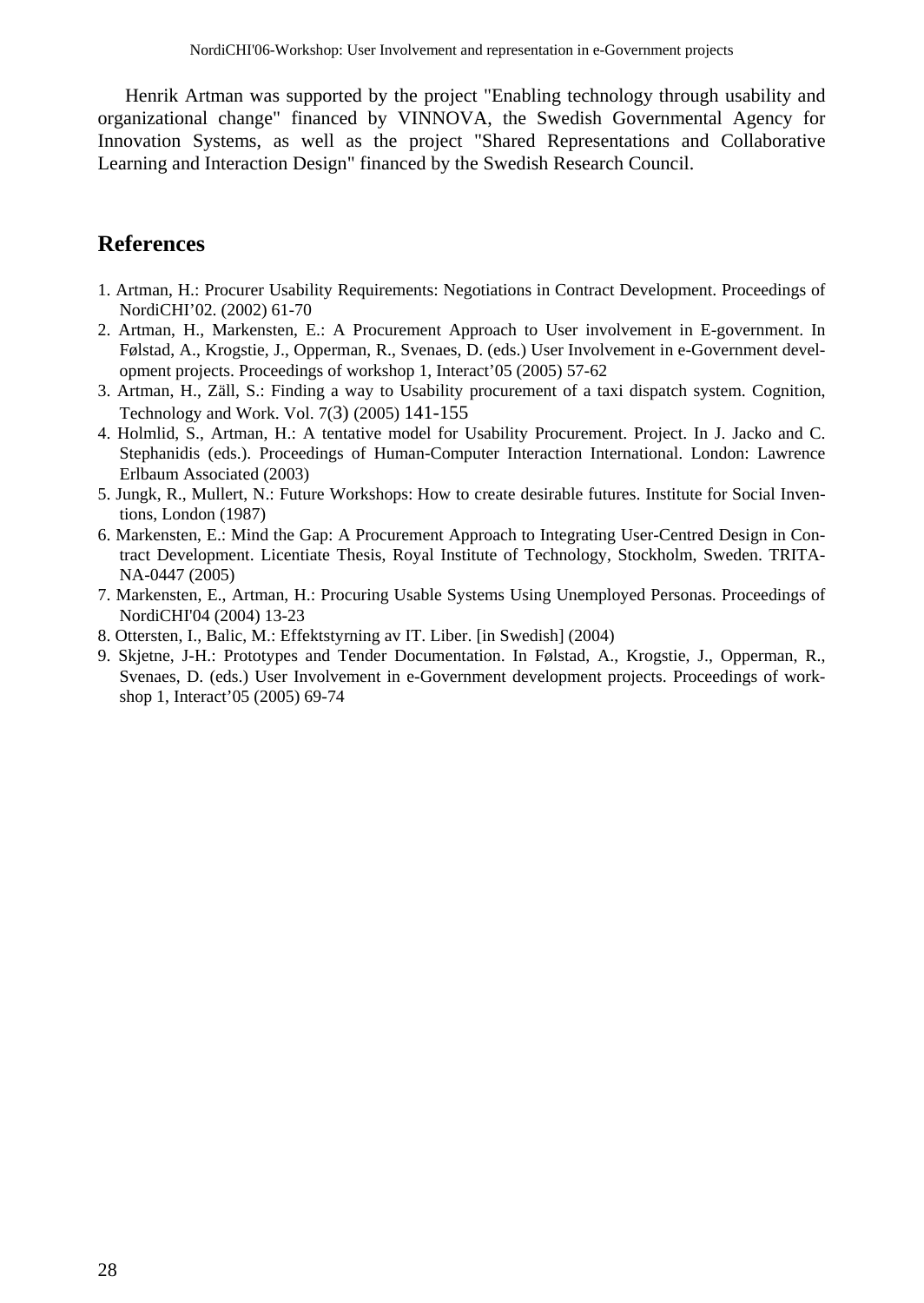Henrik Artman was supported by the project "Enabling technology through usability and organizational change" financed by VINNOVA, the Swedish Governmental Agency for Innovation Systems, as well as the project "Shared Representations and Collaborative Learning and Interaction Design" financed by the Swedish Research Council.

## References

1. Artman, H.: Procurer Usability Requirements: Negotiations in Contract Development. Proceedings of NordiCHI'02. (2002) 61-70
2. Artman, H., Markensten, E.: A Procurement Approach to User involvement in E-government. In Følstad, A., Krogstie, J., Opperman, R., Svenaes, D. (eds.) User Involvement in e-Government development projects. Proceedings of workshop 1, Interact'05 (2005) 57-62
3. Artman, H., Zäll, S.: Finding a way to Usability procurement of a taxi dispatch system. Cognition, Technology and Work. Vol. 7(3) (2005) 141-155
4. Holmlid, S., Artman, H.: A tentative model for Usability Procurement. Project. In J. Jacko and C. Stephanidis (eds.). Proceedings of Human-Computer Interaction International. London: Lawrence Erlbaum Associated (2003)
5. Jungk, R., Mullert, N.: Future Workshops: How to create desirable futures. Institute for Social Inventions, London (1987)
6. Markensten, E.: Mind the Gap: A Procurement Approach to Integrating User-Centred Design in Contract Development. Licentiate Thesis, Royal Institute of Technology, Stockholm, Sweden. TRITA-NA-0447 (2005)
7. Markensten, E., Artman, H.: Procuring Usable Systems Using Unemployed Personas. Proceedings of NordiCHI'04 (2004) 13-23
8. Ottersten, I., Balic, M.: Effektstyrning av IT. Liber. [in Swedish] (2004)
9. Skjetne, J-H.: Prototypes and Tender Documentation. In Følstad, A., Krogstie, J., Opperman, R., Svenaes, D. (eds.) User Involvement in e-Government development projects. Proceedings of workshop 1, Interact'05 (2005) 69-74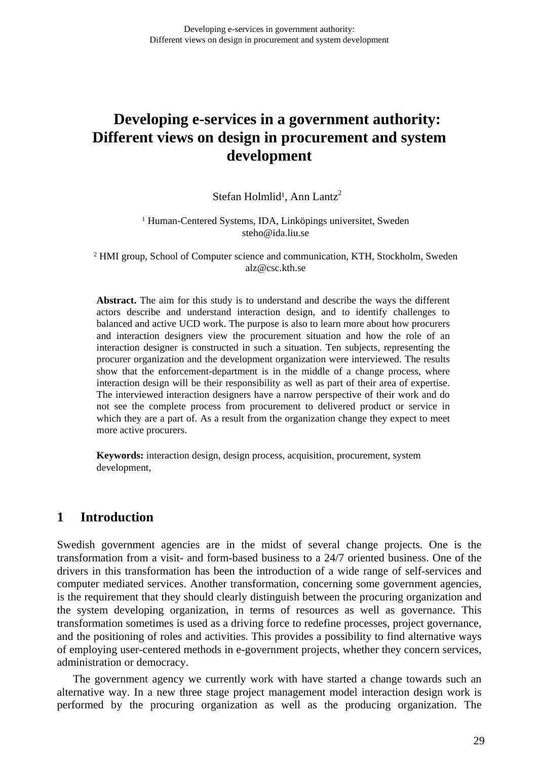# Developing e-services in a government authority: Different views on design in procurement and system development

Stefan Holmlid[1], Ann Lantz[2]

[1] Human-Centered Systems, IDA, Linköpings universitet, Sweden
steho@ida.liu.se

[2] HMI group, School of Computer science and communication, KTH, Stockholm, Sweden
alz@csc.kth.se

**Abstract.** The aim for this study is to understand and describe the ways the different actors describe and understand interaction design, and to identify challenges to balanced and active UCD work. The purpose is also to learn more about how procurers and interaction designers view the procurement situation and how the role of an interaction designer is constructed in such a situation. Ten subjects, representing the procurer organization and the development organization were interviewed. The results show that the enforcement-department is in the middle of a change process, where interaction design will be their responsibility as well as part of their area of expertise. The interviewed interaction designers have a narrow perspective of their work and do not see the complete process from procurement to delivered product or service in which they are a part of. As a result from the organization change they expect to meet more active procurers.

**Keywords:** interaction design, design process, acquisition, procurement, system development,

## 1 Introduction

Swedish government agencies are in the midst of several change projects. One is the transformation from a visit- and form-based business to a 24/7 oriented business. One of the drivers in this transformation has been the introduction of a wide range of self-services and computer mediated services. Another transformation, concerning some government agencies, is the requirement that they should clearly distinguish between the procuring organization and the system developing organization, in terms of resources as well as governance. This transformation sometimes is used as a driving force to redefine processes, project governance, and the positioning of roles and activities. This provides a possibility to find alternative ways of employing user-centered methods in e-government projects, whether they concern services, administration or democracy.

The government agency we currently work with have started a change towards such an alternative way. In a new three stage project management model interaction design work is performed by the procuring organization as well as the producing organization. The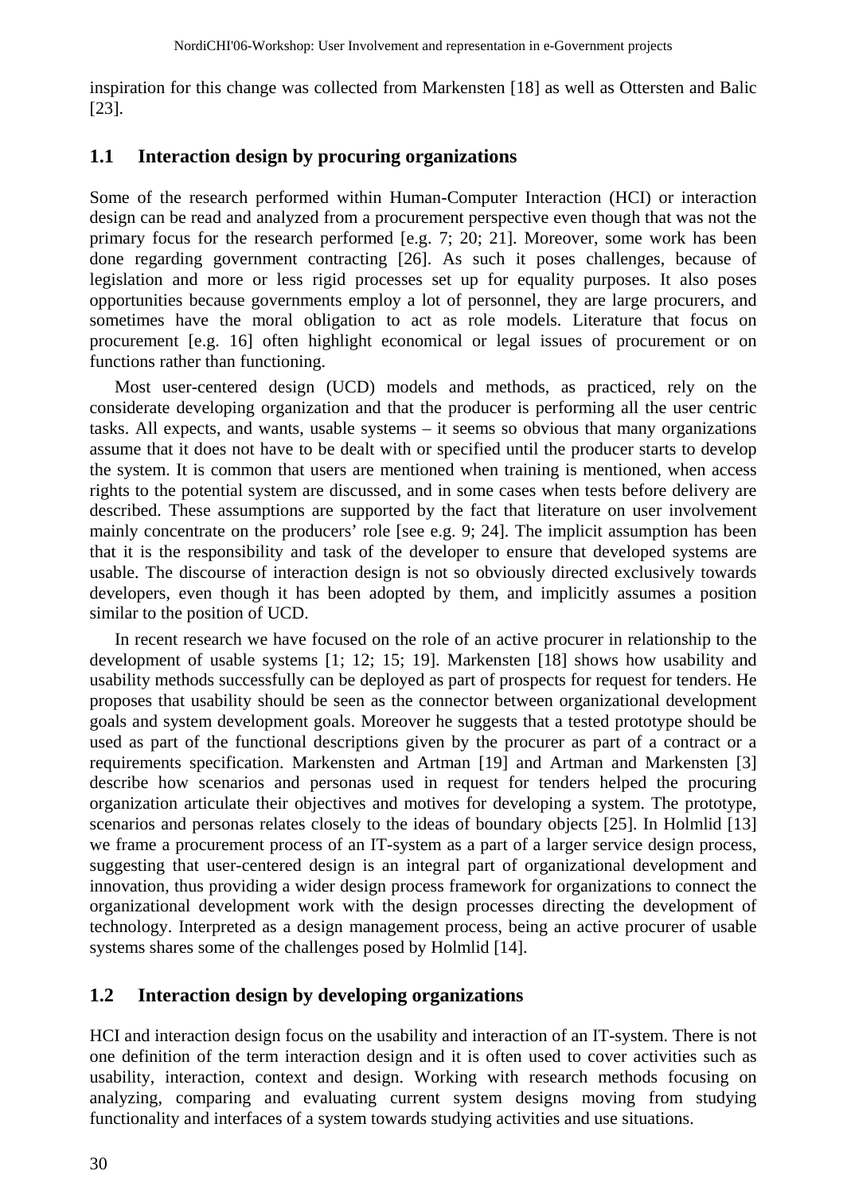inspiration for this change was collected from Markensten [18] as well as Ottersten and Balic [23].

## 1.1 Interaction design by procuring organizations

Some of the research performed within Human-Computer Interaction (HCI) or interaction design can be read and analyzed from a procurement perspective even though that was not the primary focus for the research performed [e.g. 7; 20; 21]. Moreover, some work has been done regarding government contracting [26]. As such it poses challenges, because of legislation and more or less rigid processes set up for equality purposes. It also poses opportunities because governments employ a lot of personnel, they are large procurers, and sometimes have the moral obligation to act as role models. Literature that focus on procurement [e.g. 16] often highlight economical or legal issues of procurement or on functions rather than functioning.

Most user-centered design (UCD) models and methods, as practiced, rely on the considerate developing organization and that the producer is performing all the user centric tasks. All expects, and wants, usable systems – it seems so obvious that many organizations assume that it does not have to be dealt with or specified until the producer starts to develop the system. It is common that users are mentioned when training is mentioned, when access rights to the potential system are discussed, and in some cases when tests before delivery are described. These assumptions are supported by the fact that literature on user involvement mainly concentrate on the producers' role [see e.g. 9; 24]. The implicit assumption has been that it is the responsibility and task of the developer to ensure that developed systems are usable. The discourse of interaction design is not so obviously directed exclusively towards developers, even though it has been adopted by them, and implicitly assumes a position similar to the position of UCD.

In recent research we have focused on the role of an active procurer in relationship to the development of usable systems [1; 12; 15; 19]. Markensten [18] shows how usability and usability methods successfully can be deployed as part of prospects for request for tenders. He proposes that usability should be seen as the connector between organizational development goals and system development goals. Moreover he suggests that a tested prototype should be used as part of the functional descriptions given by the procurer as part of a contract or a requirements specification. Markensten and Artman [19] and Artman and Markensten [3] describe how scenarios and personas used in request for tenders helped the procuring organization articulate their objectives and motives for developing a system. The prototype, scenarios and personas relates closely to the ideas of boundary objects [25]. In Holmlid [13] we frame a procurement process of an IT-system as a part of a larger service design process, suggesting that user-centered design is an integral part of organizational development and innovation, thus providing a wider design process framework for organizations to connect the organizational development work with the design processes directing the development of technology. Interpreted as a design management process, being an active procurer of usable systems shares some of the challenges posed by Holmlid [14].

## 1.2 Interaction design by developing organizations

HCI and interaction design focus on the usability and interaction of an IT-system. There is not one definition of the term interaction design and it is often used to cover activities such as usability, interaction, context and design. Working with research methods focusing on analyzing, comparing and evaluating current system designs moving from studying functionality and interfaces of a system towards studying activities and use situations.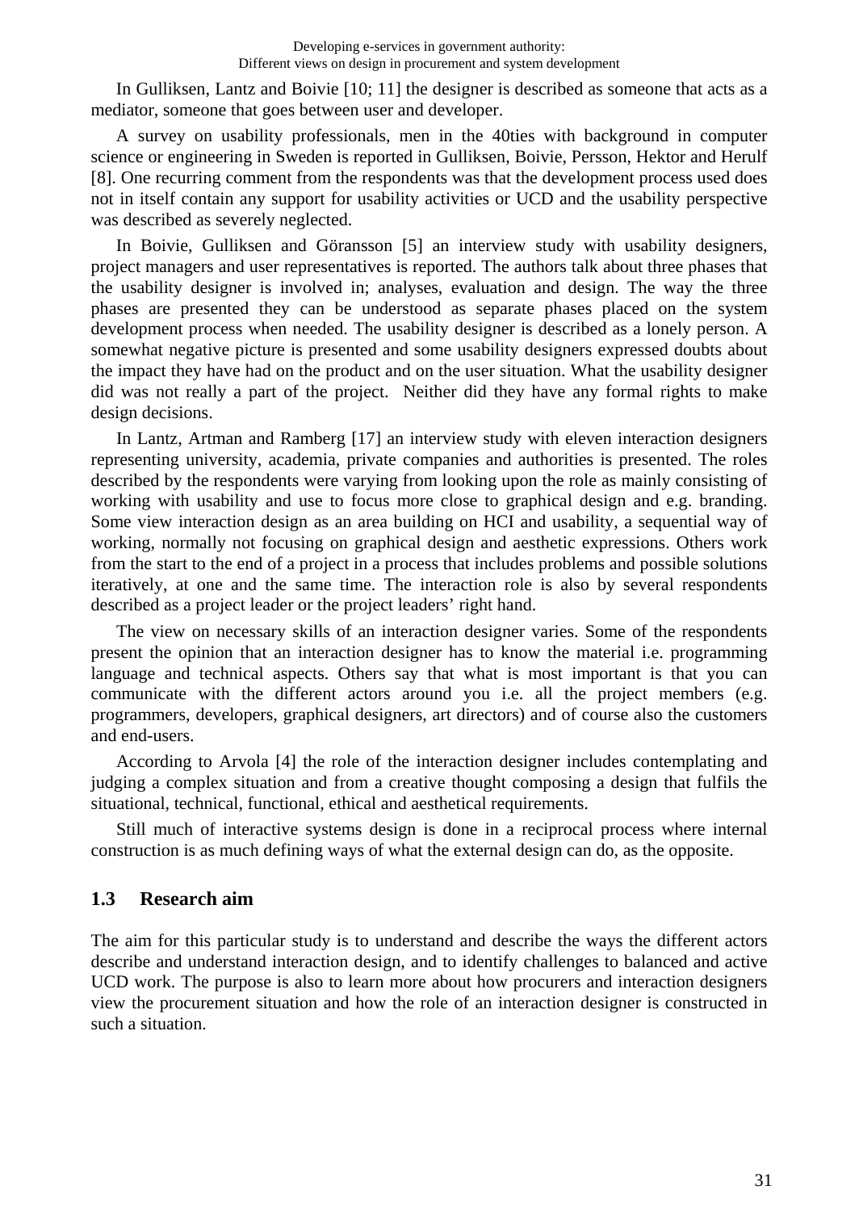In Gulliksen, Lantz and Boivie [10; 11] the designer is described as someone that acts as a mediator, someone that goes between user and developer.

A survey on usability professionals, men in the 40ties with background in computer science or engineering in Sweden is reported in Gulliksen, Boivie, Persson, Hektor and Herulf [8]. One recurring comment from the respondents was that the development process used does not in itself contain any support for usability activities or UCD and the usability perspective was described as severely neglected.

In Boivie, Gulliksen and Göransson [5] an interview study with usability designers, project managers and user representatives is reported. The authors talk about three phases that the usability designer is involved in; analyses, evaluation and design. The way the three phases are presented they can be understood as separate phases placed on the system development process when needed. The usability designer is described as a lonely person. A somewhat negative picture is presented and some usability designers expressed doubts about the impact they have had on the product and on the user situation. What the usability designer did was not really a part of the project. Neither did they have any formal rights to make design decisions.

In Lantz, Artman and Ramberg [17] an interview study with eleven interaction designers representing university, academia, private companies and authorities is presented. The roles described by the respondents were varying from looking upon the role as mainly consisting of working with usability and use to focus more close to graphical design and e.g. branding. Some view interaction design as an area building on HCI and usability, a sequential way of working, normally not focusing on graphical design and aesthetic expressions. Others work from the start to the end of a project in a process that includes problems and possible solutions iteratively, at one and the same time. The interaction role is also by several respondents described as a project leader or the project leaders' right hand.

The view on necessary skills of an interaction designer varies. Some of the respondents present the opinion that an interaction designer has to know the material i.e. programming language and technical aspects. Others say that what is most important is that you can communicate with the different actors around you i.e. all the project members (e.g. programmers, developers, graphical designers, art directors) and of course also the customers and end-users.

According to Arvola [4] the role of the interaction designer includes contemplating and judging a complex situation and from a creative thought composing a design that fulfils the situational, technical, functional, ethical and aesthetical requirements.

Still much of interactive systems design is done in a reciprocal process where internal construction is as much defining ways of what the external design can do, as the opposite.

### 1.3 Research aim

The aim for this particular study is to understand and describe the ways the different actors describe and understand interaction design, and to identify challenges to balanced and active UCD work. The purpose is also to learn more about how procurers and interaction designers view the procurement situation and how the role of an interaction designer is constructed in such a situation.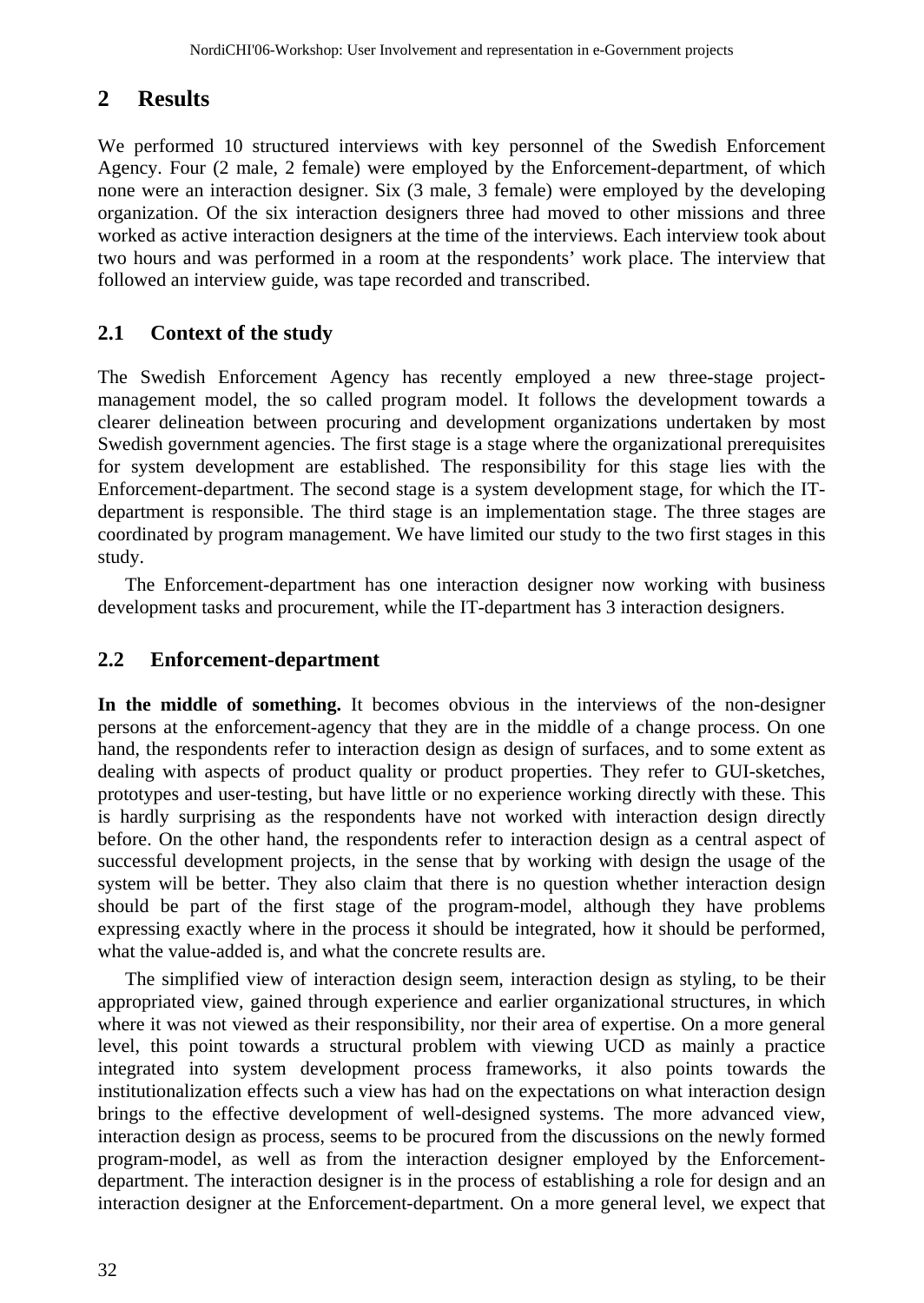## 2 Results

We performed 10 structured interviews with key personnel of the Swedish Enforcement Agency. Four (2 male, 2 female) were employed by the Enforcement-department, of which none were an interaction designer. Six (3 male, 3 female) were employed by the developing organization. Of the six interaction designers three had moved to other missions and three worked as active interaction designers at the time of the interviews. Each interview took about two hours and was performed in a room at the respondents' work place. The interview that followed an interview guide, was tape recorded and transcribed.

### 2.1 Context of the study

The Swedish Enforcement Agency has recently employed a new three-stage project-management model, the so called program model. It follows the development towards a clearer delineation between procuring and development organizations undertaken by most Swedish government agencies. The first stage is a stage where the organizational prerequisites for system development are established. The responsibility for this stage lies with the Enforcement-department. The second stage is a system development stage, for which the IT-department is responsible. The third stage is an implementation stage. The three stages are coordinated by program management. We have limited our study to the two first stages in this study.

The Enforcement-department has one interaction designer now working with business development tasks and procurement, while the IT-department has 3 interaction designers.

### 2.2 Enforcement-department

**In the middle of something.** It becomes obvious in the interviews of the non-designer persons at the enforcement-agency that they are in the middle of a change process. On one hand, the respondents refer to interaction design as design of surfaces, and to some extent as dealing with aspects of product quality or product properties. They refer to GUI-sketches, prototypes and user-testing, but have little or no experience working directly with these. This is hardly surprising as the respondents have not worked with interaction design directly before. On the other hand, the respondents refer to interaction design as a central aspect of successful development projects, in the sense that by working with design the usage of the system will be better. They also claim that there is no question whether interaction design should be part of the first stage of the program-model, although they have problems expressing exactly where in the process it should be integrated, how it should be performed, what the value-added is, and what the concrete results are.

The simplified view of interaction design seem, interaction design as styling, to be their appropriated view, gained through experience and earlier organizational structures, in which where it was not viewed as their responsibility, nor their area of expertise. On a more general level, this point towards a structural problem with viewing UCD as mainly a practice integrated into system development process frameworks, it also points towards the institutionalization effects such a view has had on the expectations on what interaction design brings to the effective development of well-designed systems. The more advanced view, interaction design as process, seems to be procured from the discussions on the newly formed program-model, as well as from the interaction designer employed by the Enforcement-department. The interaction designer is in the process of establishing a role for design and an interaction designer at the Enforcement-department. On a more general level, we expect that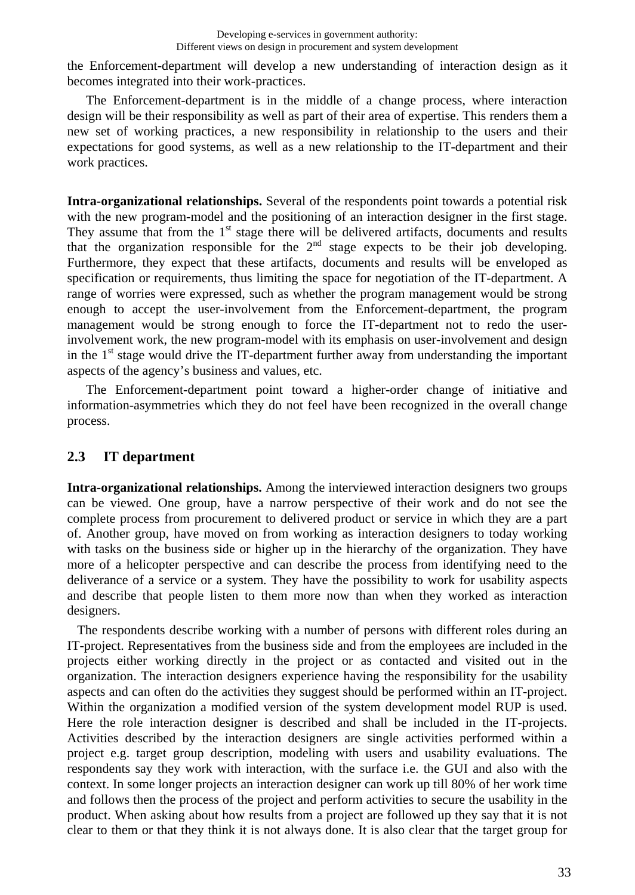the Enforcement-department will develop a new understanding of interaction design as it becomes integrated into their work-practices.

The Enforcement-department is in the middle of a change process, where interaction design will be their responsibility as well as part of their area of expertise. This renders them a new set of working practices, a new responsibility in relationship to the users and their expectations for good systems, as well as a new relationship to the IT-department and their work practices.

**Intra-organizational relationships.** Several of the respondents point towards a potential risk with the new program-model and the positioning of an interaction designer in the first stage. They assume that from the 1st stage there will be delivered artifacts, documents and results that the organization responsible for the 2nd stage expects to be their job developing. Furthermore, they expect that these artifacts, documents and results will be enveloped as specification or requirements, thus limiting the space for negotiation of the IT-department. A range of worries were expressed, such as whether the program management would be strong enough to accept the user-involvement from the Enforcement-department, the program management would be strong enough to force the IT-department not to redo the user-involvement work, the new program-model with its emphasis on user-involvement and design in the 1st stage would drive the IT-department further away from understanding the important aspects of the agency's business and values, etc.

The Enforcement-department point toward a higher-order change of initiative and information-asymmetries which they do not feel have been recognized in the overall change process.

## 2.3 IT department

**Intra-organizational relationships.** Among the interviewed interaction designers two groups can be viewed. One group, have a narrow perspective of their work and do not see the complete process from procurement to delivered product or service in which they are a part of. Another group, have moved on from working as interaction designers to today working with tasks on the business side or higher up in the hierarchy of the organization. They have more of a helicopter perspective and can describe the process from identifying need to the deliverance of a service or a system. They have the possibility to work for usability aspects and describe that people listen to them more now than when they worked as interaction designers.

The respondents describe working with a number of persons with different roles during an IT-project. Representatives from the business side and from the employees are included in the projects either working directly in the project or as contacted and visited out in the organization. The interaction designers experience having the responsibility for the usability aspects and can often do the activities they suggest should be performed within an IT-project. Within the organization a modified version of the system development model RUP is used. Here the role interaction designer is described and shall be included in the IT-projects. Activities described by the interaction designers are single activities performed within a project e.g. target group description, modeling with users and usability evaluations. The respondents say they work with interaction, with the surface i.e. the GUI and also with the context. In some longer projects an interaction designer can work up till 80% of her work time and follows then the process of the project and perform activities to secure the usability in the product. When asking about how results from a project are followed up they say that it is not clear to them or that they think it is not always done. It is also clear that the target group for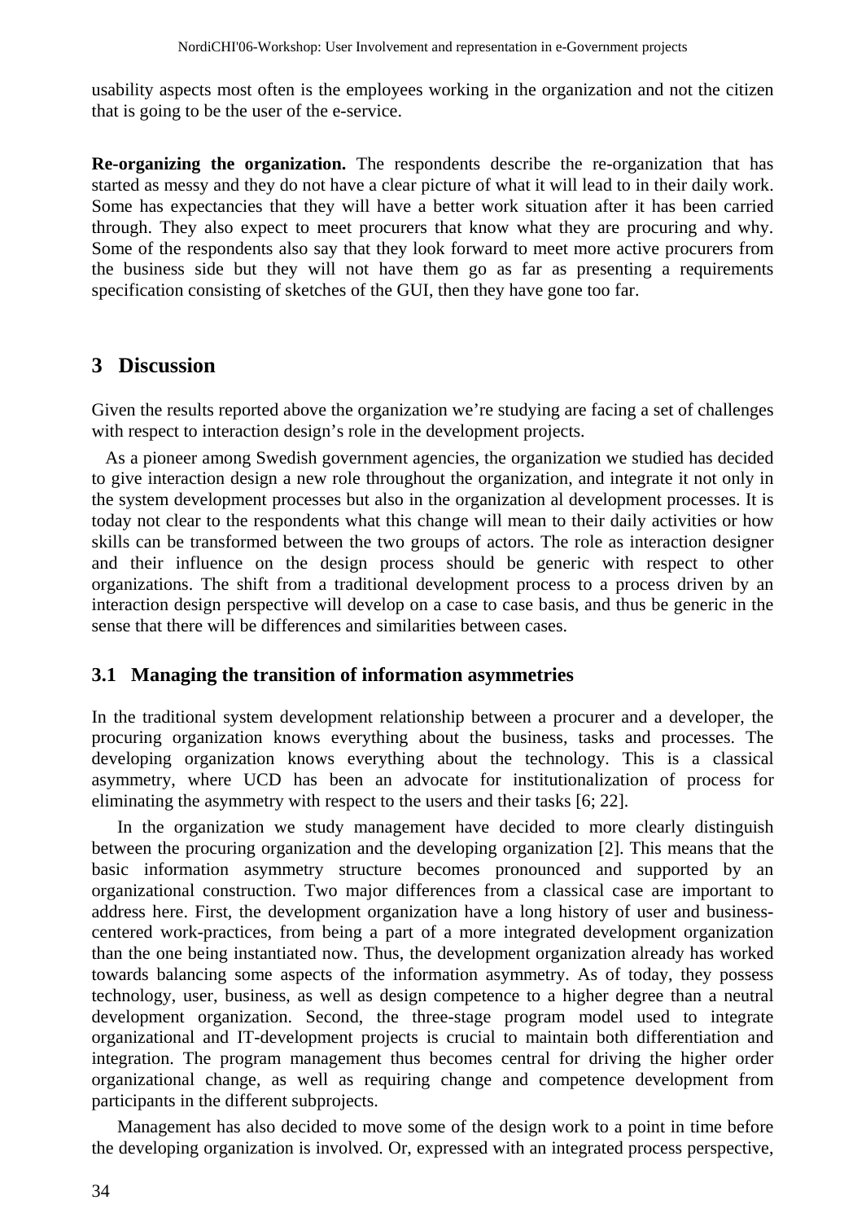usability aspects most often is the employees working in the organization and not the citizen that is going to be the user of the e-service.

**Re-organizing the organization.** The respondents describe the re-organization that has started as messy and they do not have a clear picture of what it will lead to in their daily work. Some has expectancies that they will have a better work situation after it has been carried through. They also expect to meet procurers that know what they are procuring and why. Some of the respondents also say that they look forward to meet more active procurers from the business side but they will not have them go as far as presenting a requirements specification consisting of sketches of the GUI, then they have gone too far.

## 3 Discussion

Given the results reported above the organization we're studying are facing a set of challenges with respect to interaction design's role in the development projects.

As a pioneer among Swedish government agencies, the organization we studied has decided to give interaction design a new role throughout the organization, and integrate it not only in the system development processes but also in the organization al development processes. It is today not clear to the respondents what this change will mean to their daily activities or how skills can be transformed between the two groups of actors. The role as interaction designer and their influence on the design process should be generic with respect to other organizations. The shift from a traditional development process to a process driven by an interaction design perspective will develop on a case to case basis, and thus be generic in the sense that there will be differences and similarities between cases.

### 3.1 Managing the transition of information asymmetries

In the traditional system development relationship between a procurer and a developer, the procuring organization knows everything about the business, tasks and processes. The developing organization knows everything about the technology. This is a classical asymmetry, where UCD has been an advocate for institutionalization of process for eliminating the asymmetry with respect to the users and their tasks [6; 22].

In the organization we study management have decided to more clearly distinguish between the procuring organization and the developing organization [2]. This means that the basic information asymmetry structure becomes pronounced and supported by an organizational construction. Two major differences from a classical case are important to address here. First, the development organization have a long history of user and business-centered work-practices, from being a part of a more integrated development organization than the one being instantiated now. Thus, the development organization already has worked towards balancing some aspects of the information asymmetry. As of today, they possess technology, user, business, as well as design competence to a higher degree than a neutral development organization. Second, the three-stage program model used to integrate organizational and IT-development projects is crucial to maintain both differentiation and integration. The program management thus becomes central for driving the higher order organizational change, as well as requiring change and competence development from participants in the different subprojects.

Management has also decided to move some of the design work to a point in time before the developing organization is involved. Or, expressed with an integrated process perspective,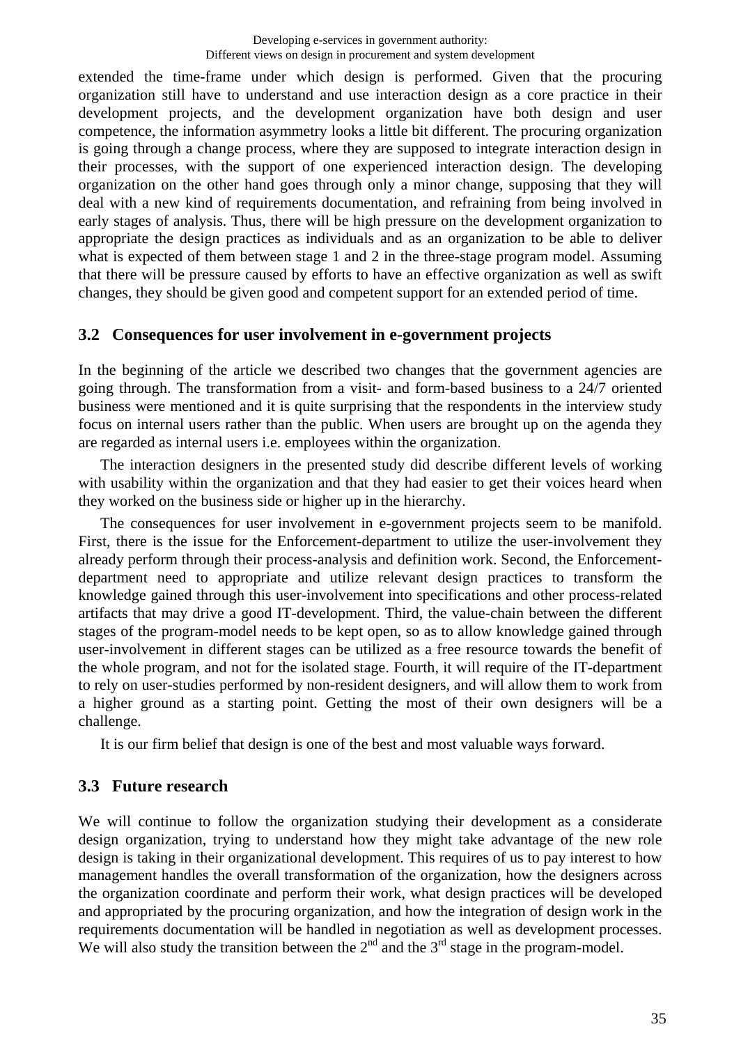extended the time-frame under which design is performed. Given that the procuring organization still have to understand and use interaction design as a core practice in their development projects, and the development organization have both design and user competence, the information asymmetry looks a little bit different. The procuring organization is going through a change process, where they are supposed to integrate interaction design in their processes, with the support of one experienced interaction design. The developing organization on the other hand goes through only a minor change, supposing that they will deal with a new kind of requirements documentation, and refraining from being involved in early stages of analysis. Thus, there will be high pressure on the development organization to appropriate the design practices as individuals and as an organization to be able to deliver what is expected of them between stage 1 and 2 in the three-stage program model. Assuming that there will be pressure caused by efforts to have an effective organization as well as swift changes, they should be given good and competent support for an extended period of time.

## 3.2 Consequences for user involvement in e-government projects

In the beginning of the article we described two changes that the government agencies are going through. The transformation from a visit- and form-based business to a 24/7 oriented business were mentioned and it is quite surprising that the respondents in the interview study focus on internal users rather than the public. When users are brought up on the agenda they are regarded as internal users i.e. employees within the organization.

The interaction designers in the presented study did describe different levels of working with usability within the organization and that they had easier to get their voices heard when they worked on the business side or higher up in the hierarchy.

The consequences for user involvement in e-government projects seem to be manifold. First, there is the issue for the Enforcement-department to utilize the user-involvement they already perform through their process-analysis and definition work. Second, the Enforcement-department need to appropriate and utilize relevant design practices to transform the knowledge gained through this user-involvement into specifications and other process-related artifacts that may drive a good IT-development. Third, the value-chain between the different stages of the program-model needs to be kept open, so as to allow knowledge gained through user-involvement in different stages can be utilized as a free resource towards the benefit of the whole program, and not for the isolated stage. Fourth, it will require of the IT-department to rely on user-studies performed by non-resident designers, and will allow them to work from a higher ground as a starting point. Getting the most of their own designers will be a challenge.

It is our firm belief that design is one of the best and most valuable ways forward.

## 3.3 Future research

We will continue to follow the organization studying their development as a considerate design organization, trying to understand how they might take advantage of the new role design is taking in their organizational development. This requires of us to pay interest to how management handles the overall transformation of the organization, how the designers across the organization coordinate and perform their work, what design practices will be developed and appropriated by the procuring organization, and how the integration of design work in the requirements documentation will be handled in negotiation as well as development processes. We will also study the transition between the 2nd and the 3rd stage in the program-model.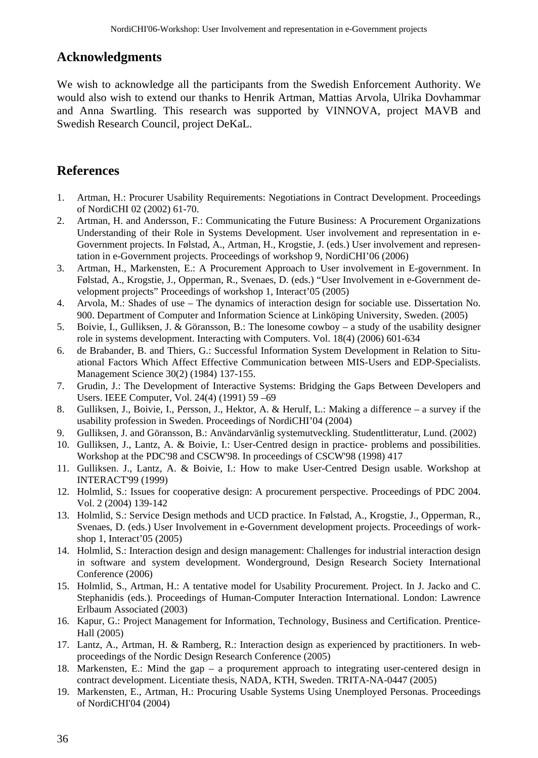## Acknowledgments

We wish to acknowledge all the participants from the Swedish Enforcement Authority. We would also wish to extend our thanks to Henrik Artman, Mattias Arvola, Ulrika Dovhammar and Anna Swartling. This research was supported by VINNOVA, project MAVB and Swedish Research Council, project DeKaL.

## References

1. Artman, H.: Procurer Usability Requirements: Negotiations in Contract Development. Proceedings of NordiCHI 02 (2002) 61-70.
2. Artman, H. and Andersson, F.: Communicating the Future Business: A Procurement Organizations Understanding of their Role in Systems Development. User involvement and representation in e-Government projects. In Følstad, A., Artman, H., Krogstie, J. (eds.) User involvement and representation in e-Government projects. Proceedings of workshop 9, NordiCHI'06 (2006)
3. Artman, H., Markensten, E.: A Procurement Approach to User involvement in E-government. In Følstad, A., Krogstie, J., Opperman, R., Svenaes, D. (eds.) "User Involvement in e-Government development projects" Proceedings of workshop 1, Interact'05 (2005)
4. Arvola, M.: Shades of use – The dynamics of interaction design for sociable use. Dissertation No. 900. Department of Computer and Information Science at Linköping University, Sweden. (2005)
5. Boivie, I., Gulliksen, J. & Göransson, B.: The lonesome cowboy – a study of the usability designer role in systems development. Interacting with Computers. Vol. 18(4) (2006) 601-634
6. de Brabander, B. and Thiers, G.: Successful Information System Development in Relation to Situational Factors Which Affect Effective Communication between MIS-Users and EDP-Specialists. Management Science 30(2) (1984) 137-155.
7. Grudin, J.: The Development of Interactive Systems: Bridging the Gaps Between Developers and Users. IEEE Computer, Vol. 24(4) (1991) 59 –69
8. Gulliksen, J., Boivie, I., Persson, J., Hektor, A. & Herulf, L.: Making a difference – a survey if the usability profession in Sweden. Proceedings of NordiCHI'04 (2004)
9. Gulliksen, J. and Göransson, B.: Användarvänlig systemutveckling. Studentlitteratur, Lund. (2002)
10. Gulliksen, J., Lantz, A. & Boivie, I.: User-Centred design in practice- problems and possibilities. Workshop at the PDC'98 and CSCW'98. In proceedings of CSCW'98 (1998) 417
11. Gulliksen. J., Lantz, A. & Boivie, I.: How to make User-Centred Design usable. Workshop at INTERACT'99 (1999)
12. Holmlid, S.: Issues for cooperative design: A procurement perspective. Proceedings of PDC 2004. Vol. 2 (2004) 139-142
13. Holmlid, S.: Service Design methods and UCD practice. In Følstad, A., Krogstie, J., Opperman, R., Svenaes, D. (eds.) User Involvement in e-Government development projects. Proceedings of workshop 1, Interact'05 (2005)
14. Holmlid, S.: Interaction design and design management: Challenges for industrial interaction design in software and system development. Wonderground, Design Research Society International Conference (2006)
15. Holmlid, S., Artman, H.: A tentative model for Usability Procurement. Project. In J. Jacko and C. Stephanidis (eds.). Proceedings of Human-Computer Interaction International. London: Lawrence Erlbaum Associated (2003)
16. Kapur, G.: Project Management for Information, Technology, Business and Certification. Prentice-Hall (2005)
17. Lantz, A., Artman, H. & Ramberg, R.: Interaction design as experienced by practitioners. In web-proceedings of the Nordic Design Research Conference (2005)
18. Markensten, E.: Mind the gap – a proqurement approach to integrating user-centered design in contract development. Licentiate thesis, NADA, KTH, Sweden. TRITA-NA-0447 (2005)
19. Markensten, E., Artman, H.: Procuring Usable Systems Using Unemployed Personas. Proceedings of NordiCHI'04 (2004)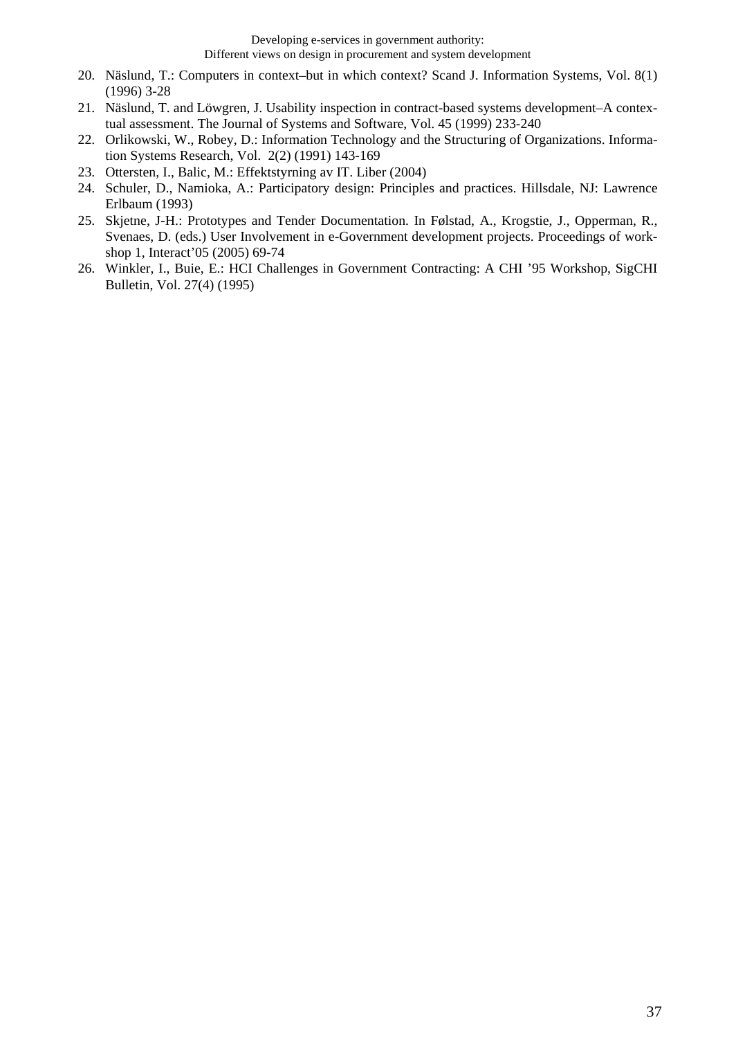20. Näslund, T.: Computers in context–but in which context? Scand J. Information Systems, Vol. 8(1) (1996) 3-28
21. Näslund, T. and Löwgren, J. Usability inspection in contract-based systems development–A contextual assessment. The Journal of Systems and Software, Vol. 45 (1999) 233-240
22. Orlikowski, W., Robey, D.: Information Technology and the Structuring of Organizations. Information Systems Research, Vol. 2(2) (1991) 143-169
23. Ottersten, I., Balic, M.: Effektstyrning av IT. Liber (2004)
24. Schuler, D., Namioka, A.: Participatory design: Principles and practices. Hillsdale, NJ: Lawrence Erlbaum (1993)
25. Skjetne, J-H.: Prototypes and Tender Documentation. In Følstad, A., Krogstie, J., Opperman, R., Svenaes, D. (eds.) User Involvement in e-Government development projects. Proceedings of workshop 1, Interact'05 (2005) 69-74
26. Winkler, I., Buie, E.: HCI Challenges in Government Contracting: A CHI '95 Workshop, SigCHI Bulletin, Vol. 27(4) (1995)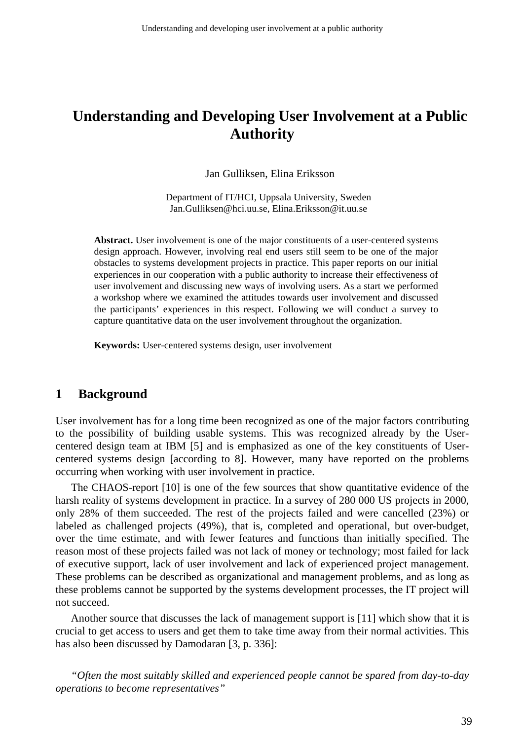# Understanding and Developing User Involvement at a Public Authority

Jan Gulliksen, Elina Eriksson

Department of IT/HCI, Uppsala University, Sweden
Jan.Gulliksen@hci.uu.se, Elina.Eriksson@it.uu.se

**Abstract.** User involvement is one of the major constituents of a user-centered systems design approach. However, involving real end users still seem to be one of the major obstacles to systems development projects in practice. This paper reports on our initial experiences in our cooperation with a public authority to increase their effectiveness of user involvement and discussing new ways of involving users. As a start we performed a workshop where we examined the attitudes towards user involvement and discussed the participants' experiences in this respect. Following we will conduct a survey to capture quantitative data on the user involvement throughout the organization.

**Keywords:** User-centered systems design, user involvement

## 1 Background

User involvement has for a long time been recognized as one of the major factors contributing to the possibility of building usable systems. This was recognized already by the User-centered design team at IBM [5] and is emphasized as one of the key constituents of User-centered systems design [according to 8]. However, many have reported on the problems occurring when working with user involvement in practice.

The CHAOS-report [10] is one of the few sources that show quantitative evidence of the harsh reality of systems development in practice. In a survey of 280 000 US projects in 2000, only 28% of them succeeded. The rest of the projects failed and were cancelled (23%) or labeled as challenged projects (49%), that is, completed and operational, but over-budget, over the time estimate, and with fewer features and functions than initially specified. The reason most of these projects failed was not lack of money or technology; most failed for lack of executive support, lack of user involvement and lack of experienced project management. These problems can be described as organizational and management problems, and as long as these problems cannot be supported by the systems development processes, the IT project will not succeed.

Another source that discusses the lack of management support is [11] which show that it is crucial to get access to users and get them to take time away from their normal activities. This has also been discussed by Damodaran [3, p. 336]:

*"Often the most suitably skilled and experienced people cannot be spared from day-to-day operations to become representatives"*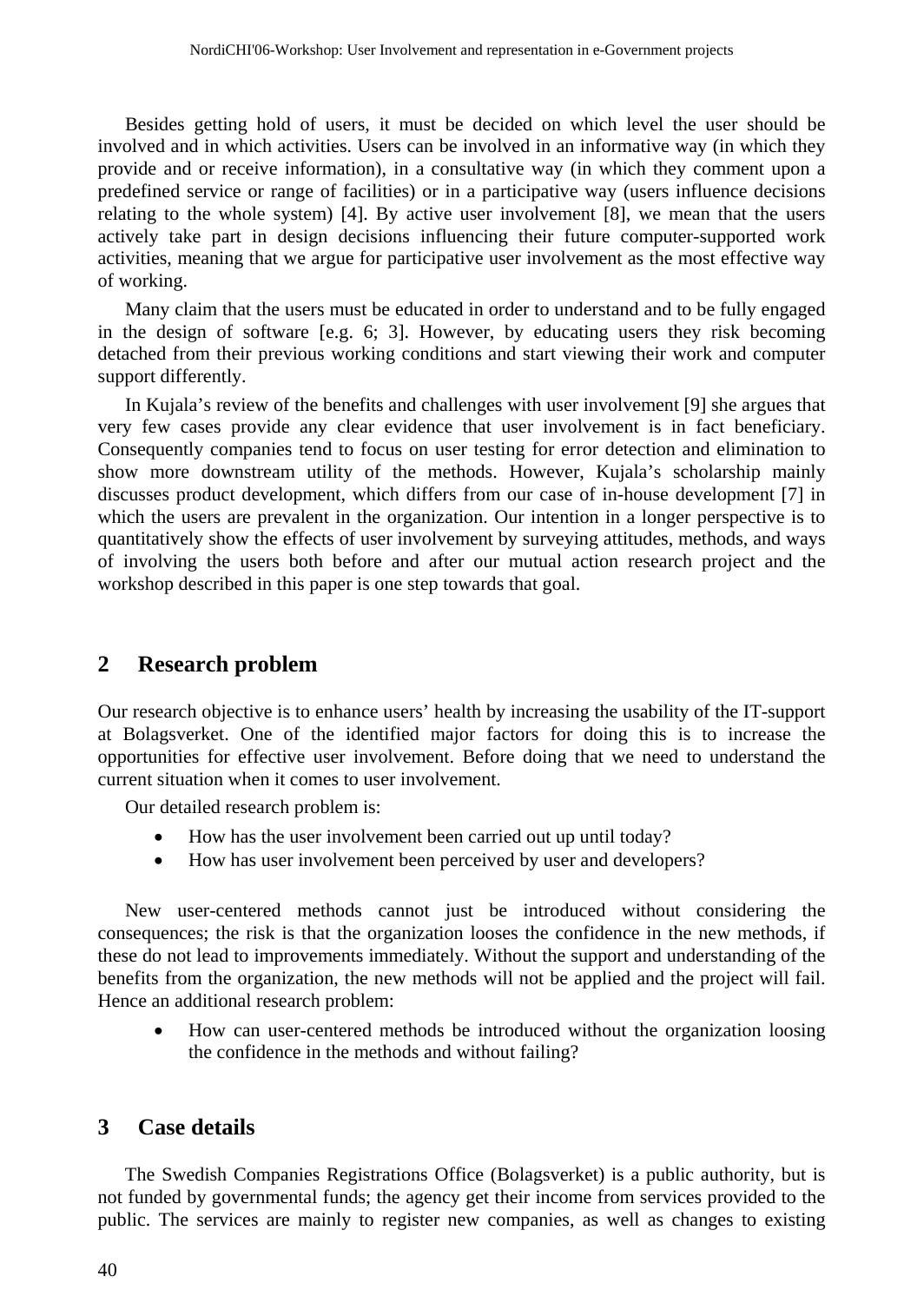Besides getting hold of users, it must be decided on which level the user should be involved and in which activities. Users can be involved in an informative way (in which they provide and or receive information), in a consultative way (in which they comment upon a predefined service or range of facilities) or in a participative way (users influence decisions relating to the whole system) [4]. By active user involvement [8], we mean that the users actively take part in design decisions influencing their future computer-supported work activities, meaning that we argue for participative user involvement as the most effective way of working.

Many claim that the users must be educated in order to understand and to be fully engaged in the design of software [e.g. 6; 3]. However, by educating users they risk becoming detached from their previous working conditions and start viewing their work and computer support differently.

In Kujala's review of the benefits and challenges with user involvement [9] she argues that very few cases provide any clear evidence that user involvement is in fact beneficiary. Consequently companies tend to focus on user testing for error detection and elimination to show more downstream utility of the methods. However, Kujala's scholarship mainly discusses product development, which differs from our case of in-house development [7] in which the users are prevalent in the organization. Our intention in a longer perspective is to quantitatively show the effects of user involvement by surveying attitudes, methods, and ways of involving the users both before and after our mutual action research project and the workshop described in this paper is one step towards that goal.

## 2 Research problem

Our research objective is to enhance users' health by increasing the usability of the IT-support at Bolagsverket. One of the identified major factors for doing this is to increase the opportunities for effective user involvement. Before doing that we need to understand the current situation when it comes to user involvement.

Our detailed research problem is:

- How has the user involvement been carried out up until today?
- How has user involvement been perceived by user and developers?

New user-centered methods cannot just be introduced without considering the consequences; the risk is that the organization looses the confidence in the new methods, if these do not lead to improvements immediately. Without the support and understanding of the benefits from the organization, the new methods will not be applied and the project will fail. Hence an additional research problem:

- How can user-centered methods be introduced without the organization loosing the confidence in the methods and without failing?

## 3 Case details

The Swedish Companies Registrations Office (Bolagsverket) is a public authority, but is not funded by governmental funds; the agency get their income from services provided to the public. The services are mainly to register new companies, as well as changes to existing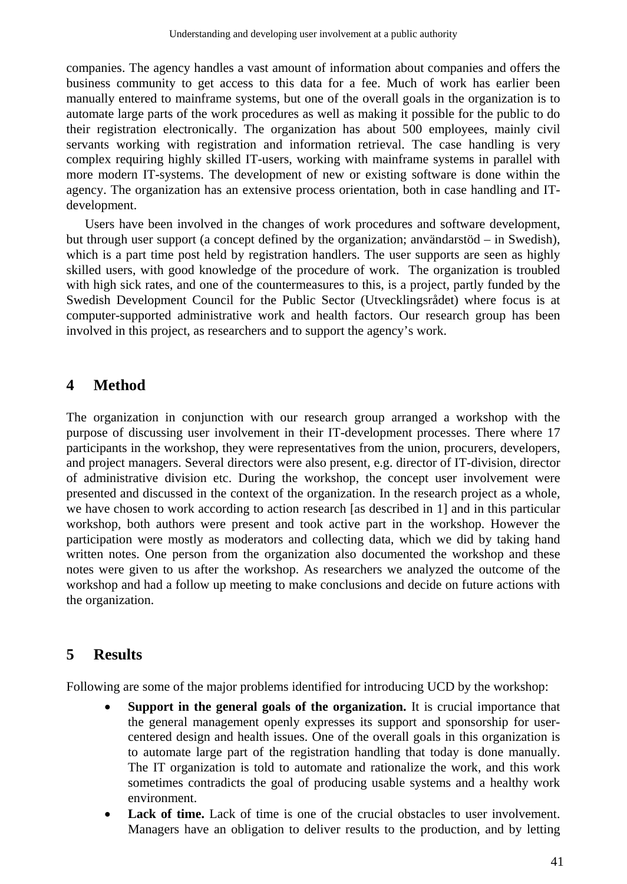companies. The agency handles a vast amount of information about companies and offers the business community to get access to this data for a fee. Much of work has earlier been manually entered to mainframe systems, but one of the overall goals in the organization is to automate large parts of the work procedures as well as making it possible for the public to do their registration electronically. The organization has about 500 employees, mainly civil servants working with registration and information retrieval. The case handling is very complex requiring highly skilled IT-users, working with mainframe systems in parallel with more modern IT-systems. The development of new or existing software is done within the agency. The organization has an extensive process orientation, both in case handling and IT-development.

Users have been involved in the changes of work procedures and software development, but through user support (a concept defined by the organization; användarstöd – in Swedish), which is a part time post held by registration handlers. The user supports are seen as highly skilled users, with good knowledge of the procedure of work. The organization is troubled with high sick rates, and one of the countermeasures to this, is a project, partly funded by the Swedish Development Council for the Public Sector (Utvecklingsrådet) where focus is at computer-supported administrative work and health factors. Our research group has been involved in this project, as researchers and to support the agency's work.

## 4 Method

The organization in conjunction with our research group arranged a workshop with the purpose of discussing user involvement in their IT-development processes. There where 17 participants in the workshop, they were representatives from the union, procurers, developers, and project managers. Several directors were also present, e.g. director of IT-division, director of administrative division etc. During the workshop, the concept user involvement were presented and discussed in the context of the organization. In the research project as a whole, we have chosen to work according to action research [as described in 1] and in this particular workshop, both authors were present and took active part in the workshop. However the participation were mostly as moderators and collecting data, which we did by taking hand written notes. One person from the organization also documented the workshop and these notes were given to us after the workshop. As researchers we analyzed the outcome of the workshop and had a follow up meeting to make conclusions and decide on future actions with the organization.

## 5 Results

Following are some of the major problems identified for introducing UCD by the workshop:

- **Support in the general goals of the organization.** It is crucial importance that the general management openly expresses its support and sponsorship for user-centered design and health issues. One of the overall goals in this organization is to automate large part of the registration handling that today is done manually. The IT organization is told to automate and rationalize the work, and this work sometimes contradicts the goal of producing usable systems and a healthy work environment.
- **Lack of time.** Lack of time is one of the crucial obstacles to user involvement. Managers have an obligation to deliver results to the production, and by letting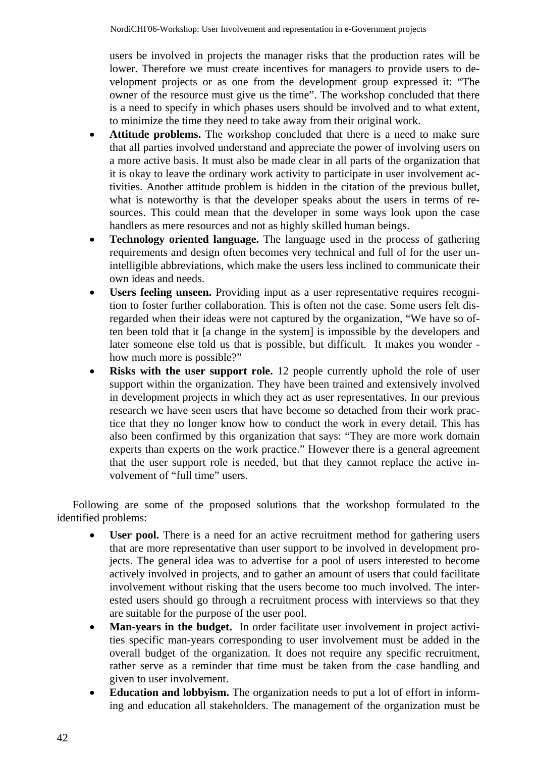users be involved in projects the manager risks that the production rates will be lower. Therefore we must create incentives for managers to provide users to development projects or as one from the development group expressed it: “The owner of the resource must give us the time”. The workshop concluded that there is a need to specify in which phases users should be involved and to what extent, to minimize the time they need to take away from their original work.

- **Attitude problems.** The workshop concluded that there is a need to make sure that all parties involved understand and appreciate the power of involving users on a more active basis. It must also be made clear in all parts of the organization that it is okay to leave the ordinary work activity to participate in user involvement activities. Another attitude problem is hidden in the citation of the previous bullet, what is noteworthy is that the developer speaks about the users in terms of resources. This could mean that the developer in some ways look upon the case handlers as mere resources and not as highly skilled human beings.
- **Technology oriented language.** The language used in the process of gathering requirements and design often becomes very technical and full of for the user unintelligible abbreviations, which make the users less inclined to communicate their own ideas and needs.
- **Users feeling unseen.** Providing input as a user representative requires recognition to foster further collaboration. This is often not the case. Some users felt disregarded when their ideas were not captured by the organization, “We have so often been told that it [a change in the system] is impossible by the developers and later someone else told us that is possible, but difficult. It makes you wonder - how much more is possible?”
- **Risks with the user support role.** 12 people currently uphold the role of user support within the organization. They have been trained and extensively involved in development projects in which they act as user representatives. In our previous research we have seen users that have become so detached from their work practice that they no longer know how to conduct the work in every detail. This has also been confirmed by this organization that says: “They are more work domain experts than experts on the work practice.” However there is a general agreement that the user support role is needed, but that they cannot replace the active involvement of “full time” users.

Following are some of the proposed solutions that the workshop formulated to the identified problems:

- **User pool.** There is a need for an active recruitment method for gathering users that are more representative than user support to be involved in development projects. The general idea was to advertise for a pool of users interested to become actively involved in projects, and to gather an amount of users that could facilitate involvement without risking that the users become too much involved. The interested users should go through a recruitment process with interviews so that they are suitable for the purpose of the user pool.
- **Man-years in the budget.** In order facilitate user involvement in project activities specific man-years corresponding to user involvement must be added in the overall budget of the organization. It does not require any specific recruitment, rather serve as a reminder that time must be taken from the case handling and given to user involvement.
- **Education and lobbyism.** The organization needs to put a lot of effort in informing and education all stakeholders. The management of the organization must be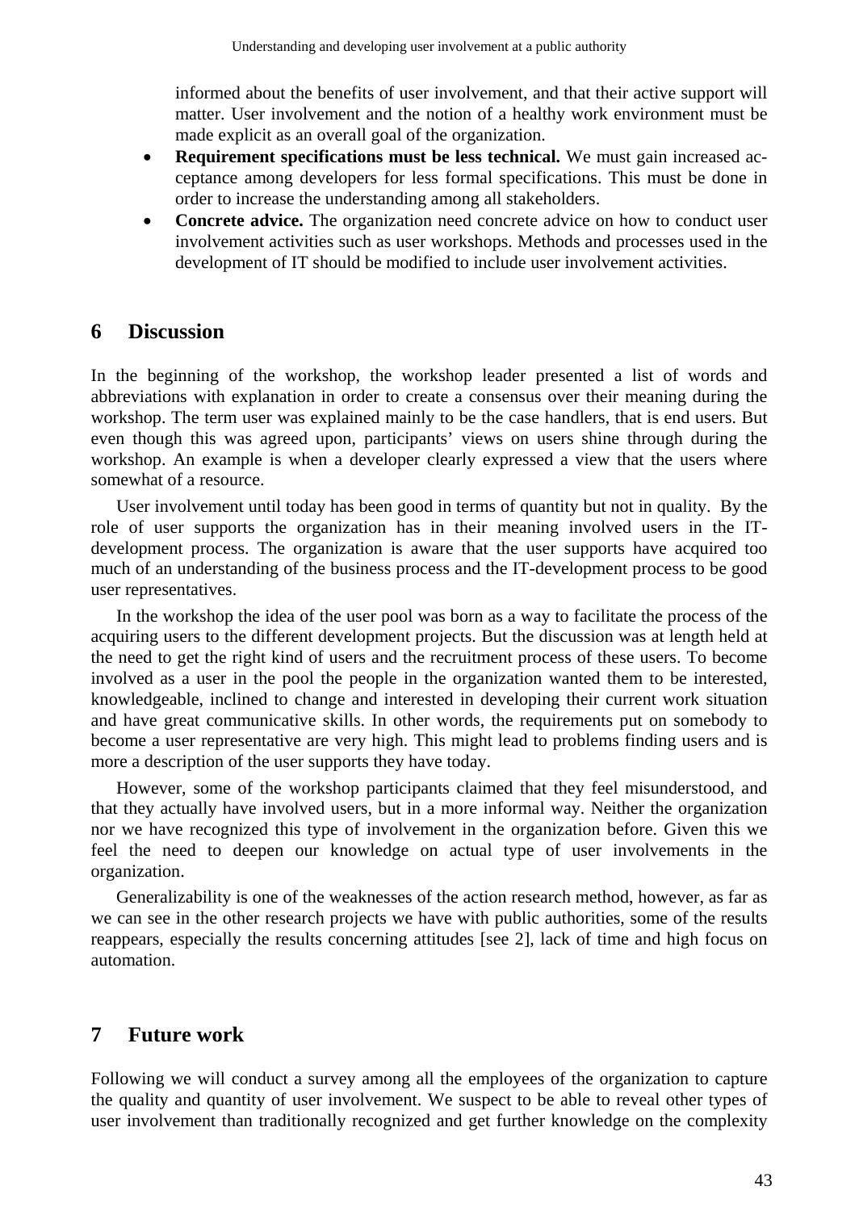informed about the benefits of user involvement, and that their active support will matter. User involvement and the notion of a healthy work environment must be made explicit as an overall goal of the organization.

- **Requirement specifications must be less technical.** We must gain increased acceptance among developers for less formal specifications. This must be done in order to increase the understanding among all stakeholders.
- **Concrete advice.** The organization need concrete advice on how to conduct user involvement activities such as user workshops. Methods and processes used in the development of IT should be modified to include user involvement activities.

## 6 Discussion

In the beginning of the workshop, the workshop leader presented a list of words and abbreviations with explanation in order to create a consensus over their meaning during the workshop. The term user was explained mainly to be the case handlers, that is end users. But even though this was agreed upon, participants' views on users shine through during the workshop. An example is when a developer clearly expressed a view that the users where somewhat of a resource.

User involvement until today has been good in terms of quantity but not in quality. By the role of user supports the organization has in their meaning involved users in the IT-development process. The organization is aware that the user supports have acquired too much of an understanding of the business process and the IT-development process to be good user representatives.

In the workshop the idea of the user pool was born as a way to facilitate the process of the acquiring users to the different development projects. But the discussion was at length held at the need to get the right kind of users and the recruitment process of these users. To become involved as a user in the pool the people in the organization wanted them to be interested, knowledgeable, inclined to change and interested in developing their current work situation and have great communicative skills. In other words, the requirements put on somebody to become a user representative are very high. This might lead to problems finding users and is more a description of the user supports they have today.

However, some of the workshop participants claimed that they feel misunderstood, and that they actually have involved users, but in a more informal way. Neither the organization nor we have recognized this type of involvement in the organization before. Given this we feel the need to deepen our knowledge on actual type of user involvements in the organization.

Generalizability is one of the weaknesses of the action research method, however, as far as we can see in the other research projects we have with public authorities, some of the results reappears, especially the results concerning attitudes [see 2], lack of time and high focus on automation.

## 7 Future work

Following we will conduct a survey among all the employees of the organization to capture the quality and quantity of user involvement. We suspect to be able to reveal other types of user involvement than traditionally recognized and get further knowledge on the complexity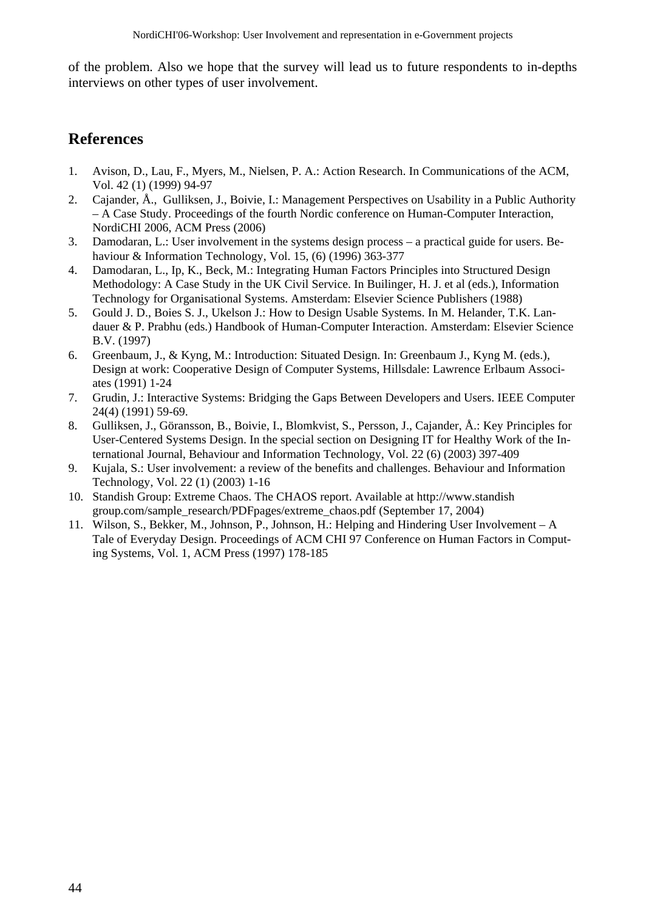of the problem. Also we hope that the survey will lead us to future respondents to in-depths interviews on other types of user involvement.

## References

1. Avison, D., Lau, F., Myers, M., Nielsen, P. A.: Action Research. In Communications of the ACM, Vol. 42 (1) (1999) 94-97
2. Cajander, Å., Gulliksen, J., Boivie, I.: Management Perspectives on Usability in a Public Authority – A Case Study. Proceedings of the fourth Nordic conference on Human-Computer Interaction, NordiCHI 2006, ACM Press (2006)
3. Damodaran, L.: User involvement in the systems design process – a practical guide for users. Behaviour & Information Technology, Vol. 15, (6) (1996) 363-377
4. Damodaran, L., Ip, K., Beck, M.: Integrating Human Factors Principles into Structured Design Methodology: A Case Study in the UK Civil Service. In Builinger, H. J. et al (eds.), Information Technology for Organisational Systems. Amsterdam: Elsevier Science Publishers (1988)
5. Gould J. D., Boies S. J., Ukelson J.: How to Design Usable Systems. In M. Helander, T.K. Landauer & P. Prabhu (eds.) Handbook of Human-Computer Interaction. Amsterdam: Elsevier Science B.V. (1997)
6. Greenbaum, J., & Kyng, M.: Introduction: Situated Design. In: Greenbaum J., Kyng M. (eds.), Design at work: Cooperative Design of Computer Systems, Hillsdale: Lawrence Erlbaum Associates (1991) 1-24
7. Grudin, J.: Interactive Systems: Bridging the Gaps Between Developers and Users. IEEE Computer 24(4) (1991) 59-69.
8. Gulliksen, J., Göransson, B., Boivie, I., Blomkvist, S., Persson, J., Cajander, Å.: Key Principles for User-Centered Systems Design. In the special section on Designing IT for Healthy Work of the International Journal, Behaviour and Information Technology, Vol. 22 (6) (2003) 397-409
9. Kujala, S.: User involvement: a review of the benefits and challenges. Behaviour and Information Technology, Vol. 22 (1) (2003) 1-16
10. Standish Group: Extreme Chaos. The CHAOS report. Available at http://www.standish group.com/sample_research/PDFpages/extreme_chaos.pdf (September 17, 2004)
11. Wilson, S., Bekker, M., Johnson, P., Johnson, H.: Helping and Hindering User Involvement – A Tale of Everyday Design. Proceedings of ACM CHI 97 Conference on Human Factors in Computing Systems, Vol. 1, ACM Press (1997) 178-185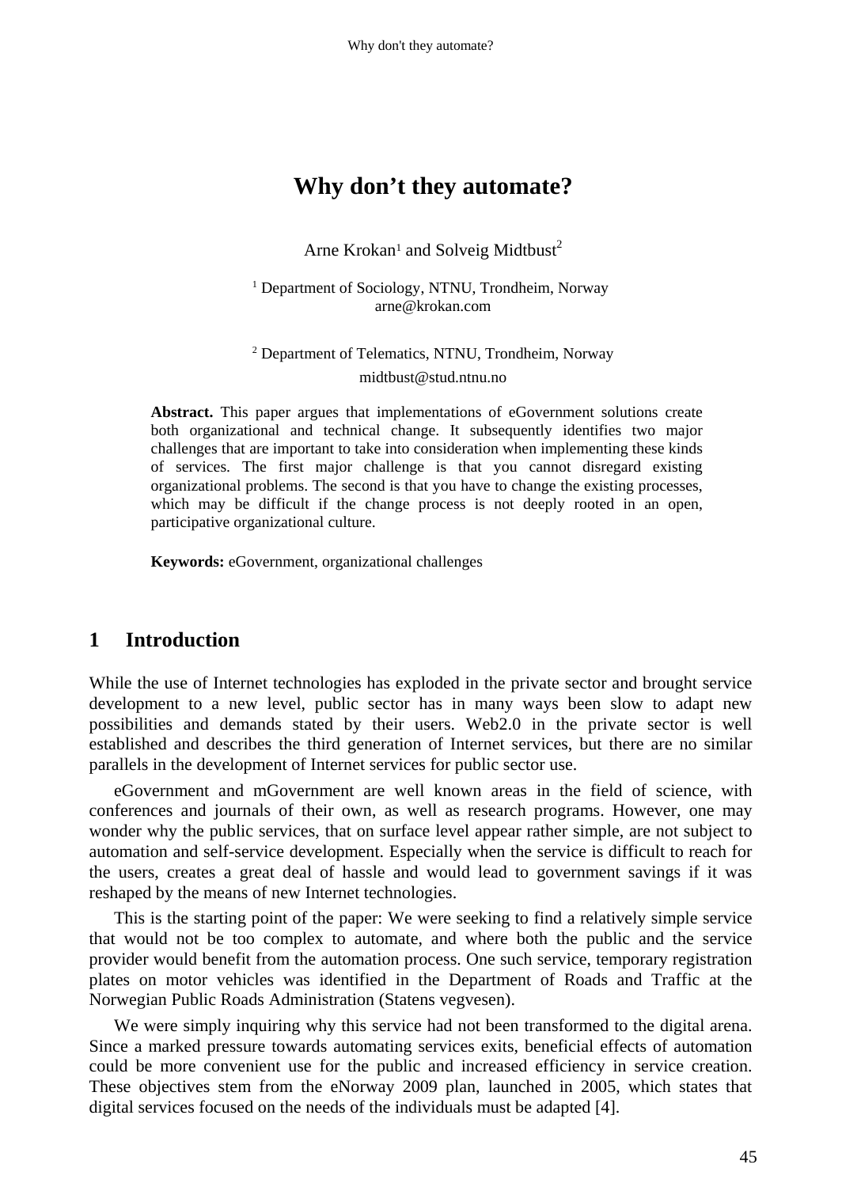# Why don't they automate?

Arne Krokan[1] and Solveig Midtbust[2]

[1] Department of Sociology, NTNU, Trondheim, Norway
arne@krokan.com

[2] Department of Telematics, NTNU, Trondheim, Norway
midtbust@stud.ntnu.no

**Abstract.** This paper argues that implementations of eGovernment solutions create both organizational and technical change. It subsequently identifies two major challenges that are important to take into consideration when implementing these kinds of services. The first major challenge is that you cannot disregard existing organizational problems. The second is that you have to change the existing processes, which may be difficult if the change process is not deeply rooted in an open, participative organizational culture.

**Keywords:** eGovernment, organizational challenges

## 1 Introduction

While the use of Internet technologies has exploded in the private sector and brought service development to a new level, public sector has in many ways been slow to adapt new possibilities and demands stated by their users. Web2.0 in the private sector is well established and describes the third generation of Internet services, but there are no similar parallels in the development of Internet services for public sector use.

eGovernment and mGovernment are well known areas in the field of science, with conferences and journals of their own, as well as research programs. However, one may wonder why the public services, that on surface level appear rather simple, are not subject to automation and self-service development. Especially when the service is difficult to reach for the users, creates a great deal of hassle and would lead to government savings if it was reshaped by the means of new Internet technologies.

This is the starting point of the paper: We were seeking to find a relatively simple service that would not be too complex to automate, and where both the public and the service provider would benefit from the automation process. One such service, temporary registration plates on motor vehicles was identified in the Department of Roads and Traffic at the Norwegian Public Roads Administration (Statens vegvesen).

We were simply inquiring why this service had not been transformed to the digital arena. Since a marked pressure towards automating services exits, beneficial effects of automation could be more convenient use for the public and increased efficiency in service creation. These objectives stem from the eNorway 2009 plan, launched in 2005, which states that digital services focused on the needs of the individuals must be adapted [4].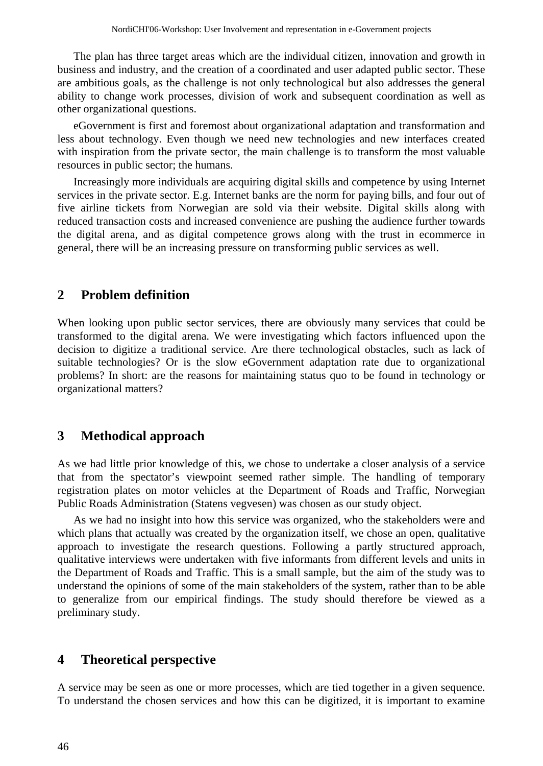The plan has three target areas which are the individual citizen, innovation and growth in business and industry, and the creation of a coordinated and user adapted public sector. These are ambitious goals, as the challenge is not only technological but also addresses the general ability to change work processes, division of work and subsequent coordination as well as other organizational questions.

eGovernment is first and foremost about organizational adaptation and transformation and less about technology. Even though we need new technologies and new interfaces created with inspiration from the private sector, the main challenge is to transform the most valuable resources in public sector; the humans.

Increasingly more individuals are acquiring digital skills and competence by using Internet services in the private sector. E.g. Internet banks are the norm for paying bills, and four out of five airline tickets from Norwegian are sold via their website. Digital skills along with reduced transaction costs and increased convenience are pushing the audience further towards the digital arena, and as digital competence grows along with the trust in ecommerce in general, there will be an increasing pressure on transforming public services as well.

## 2 Problem definition

When looking upon public sector services, there are obviously many services that could be transformed to the digital arena. We were investigating which factors influenced upon the decision to digitize a traditional service. Are there technological obstacles, such as lack of suitable technologies? Or is the slow eGovernment adaptation rate due to organizational problems? In short: are the reasons for maintaining status quo to be found in technology or organizational matters?

## 3 Methodical approach

As we had little prior knowledge of this, we chose to undertake a closer analysis of a service that from the spectator's viewpoint seemed rather simple. The handling of temporary registration plates on motor vehicles at the Department of Roads and Traffic, Norwegian Public Roads Administration (Statens vegvesen) was chosen as our study object.

As we had no insight into how this service was organized, who the stakeholders were and which plans that actually was created by the organization itself, we chose an open, qualitative approach to investigate the research questions. Following a partly structured approach, qualitative interviews were undertaken with five informants from different levels and units in the Department of Roads and Traffic. This is a small sample, but the aim of the study was to understand the opinions of some of the main stakeholders of the system, rather than to be able to generalize from our empirical findings. The study should therefore be viewed as a preliminary study.

## 4 Theoretical perspective

A service may be seen as one or more processes, which are tied together in a given sequence. To understand the chosen services and how this can be digitized, it is important to examine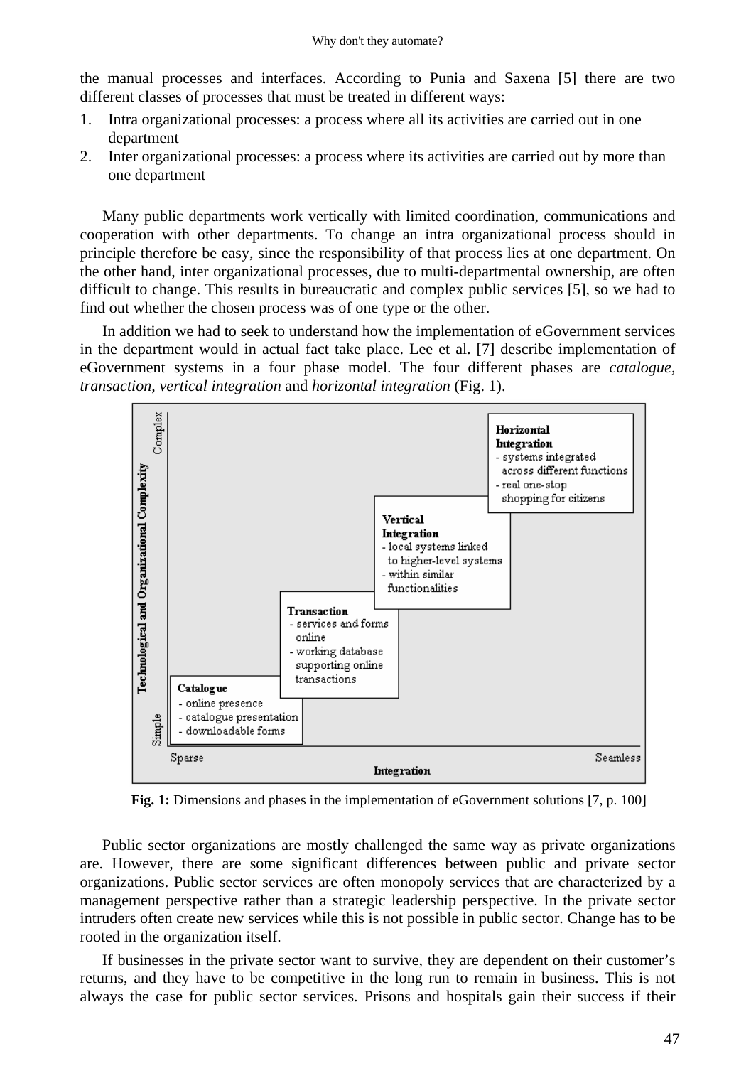the manual processes and interfaces. According to Punia and Saxena [5] there are two different classes of processes that must be treated in different ways:

1. Intra organizational processes: a process where all its activities are carried out in one department
2. Inter organizational processes: a process where its activities are carried out by more than one department

Many public departments work vertically with limited coordination, communications and cooperation with other departments. To change an intra organizational process should in principle therefore be easy, since the responsibility of that process lies at one department. On the other hand, inter organizational processes, due to multi-departmental ownership, are often difficult to change. This results in bureaucratic and complex public services [5], so we had to find out whether the chosen process was of one type or the other.

In addition we had to seek to understand how the implementation of eGovernment services in the department would in actual fact take place. Lee et al. [7] describe implementation of eGovernment systems in a four phase model. The four different phases are *catalogue, transaction, vertical integration* and *horizontal integration* (Fig. 1).

**Fig. 1:** Dimensions and phases in the implementation of eGovernment solutions [7, p. 100]

Public sector organizations are mostly challenged the same way as private organizations are. However, there are some significant differences between public and private sector organizations. Public sector services are often monopoly services that are characterized by a management perspective rather than a strategic leadership perspective. In the private sector intruders often create new services while this is not possible in public sector. Change has to be rooted in the organization itself.

If businesses in the private sector want to survive, they are dependent on their customer's returns, and they have to be competitive in the long run to remain in business. This is not always the case for public sector services. Prisons and hospitals gain their success if their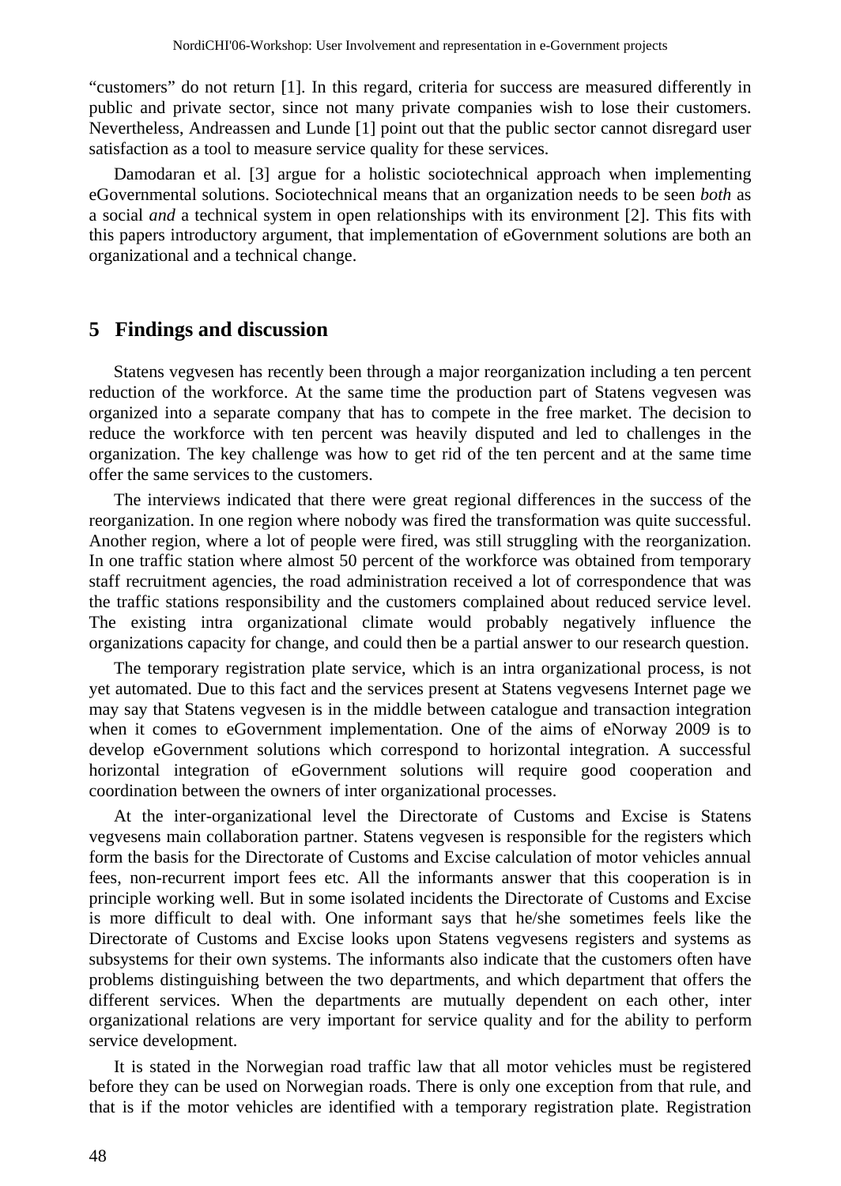"customers" do not return [1]. In this regard, criteria for success are measured differently in public and private sector, since not many private companies wish to lose their customers. Nevertheless, Andreassen and Lunde [1] point out that the public sector cannot disregard user satisfaction as a tool to measure service quality for these services.

Damodaran et al. [3] argue for a holistic sociotechnical approach when implementing eGovernmental solutions. Sociotechnical means that an organization needs to be seen *both* as a social *and* a technical system in open relationships with its environment [2]. This fits with this papers introductory argument, that implementation of eGovernment solutions are both an organizational and a technical change.

## 5 Findings and discussion

Statens vegvesen has recently been through a major reorganization including a ten percent reduction of the workforce. At the same time the production part of Statens vegvesen was organized into a separate company that has to compete in the free market. The decision to reduce the workforce with ten percent was heavily disputed and led to challenges in the organization. The key challenge was how to get rid of the ten percent and at the same time offer the same services to the customers.

The interviews indicated that there were great regional differences in the success of the reorganization. In one region where nobody was fired the transformation was quite successful. Another region, where a lot of people were fired, was still struggling with the reorganization. In one traffic station where almost 50 percent of the workforce was obtained from temporary staff recruitment agencies, the road administration received a lot of correspondence that was the traffic stations responsibility and the customers complained about reduced service level. The existing intra organizational climate would probably negatively influence the organizations capacity for change, and could then be a partial answer to our research question.

The temporary registration plate service, which is an intra organizational process, is not yet automated. Due to this fact and the services present at Statens vegvesens Internet page we may say that Statens vegvesen is in the middle between catalogue and transaction integration when it comes to eGovernment implementation. One of the aims of eNorway 2009 is to develop eGovernment solutions which correspond to horizontal integration. A successful horizontal integration of eGovernment solutions will require good cooperation and coordination between the owners of inter organizational processes.

At the inter-organizational level the Directorate of Customs and Excise is Statens vegvesens main collaboration partner. Statens vegvesen is responsible for the registers which form the basis for the Directorate of Customs and Excise calculation of motor vehicles annual fees, non-recurrent import fees etc. All the informants answer that this cooperation is in principle working well. But in some isolated incidents the Directorate of Customs and Excise is more difficult to deal with. One informant says that he/she sometimes feels like the Directorate of Customs and Excise looks upon Statens vegvesens registers and systems as subsystems for their own systems. The informants also indicate that the customers often have problems distinguishing between the two departments, and which department that offers the different services. When the departments are mutually dependent on each other, inter organizational relations are very important for service quality and for the ability to perform service development.

It is stated in the Norwegian road traffic law that all motor vehicles must be registered before they can be used on Norwegian roads. There is only one exception from that rule, and that is if the motor vehicles are identified with a temporary registration plate. Registration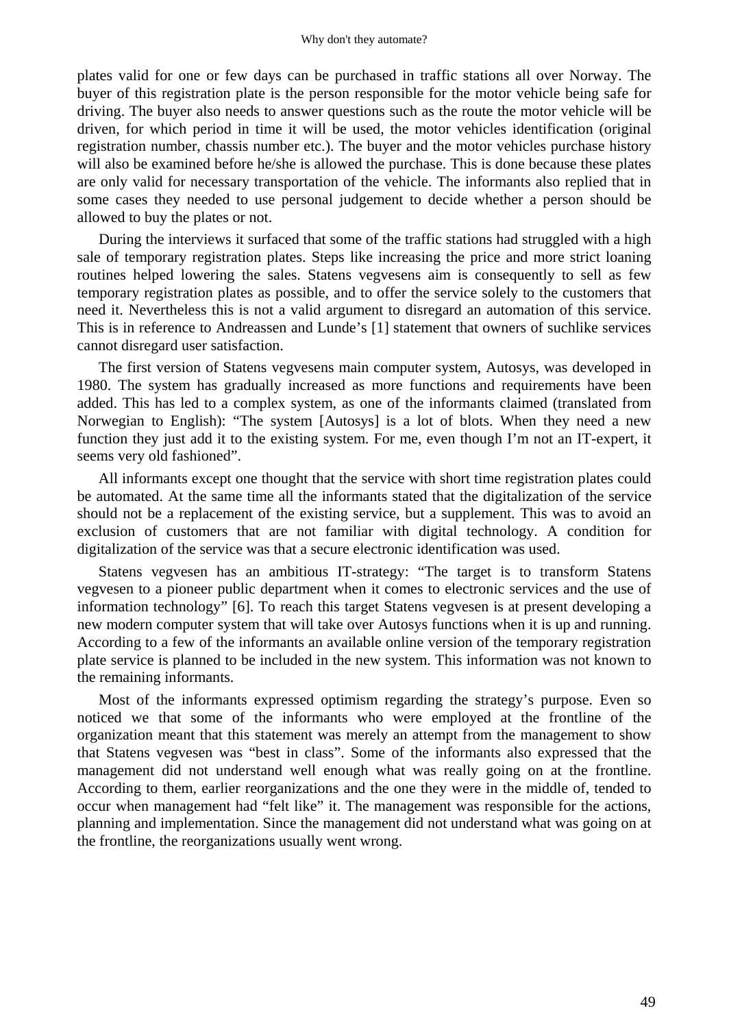plates valid for one or few days can be purchased in traffic stations all over Norway. The buyer of this registration plate is the person responsible for the motor vehicle being safe for driving. The buyer also needs to answer questions such as the route the motor vehicle will be driven, for which period in time it will be used, the motor vehicles identification (original registration number, chassis number etc.). The buyer and the motor vehicles purchase history will also be examined before he/she is allowed the purchase. This is done because these plates are only valid for necessary transportation of the vehicle. The informants also replied that in some cases they needed to use personal judgement to decide whether a person should be allowed to buy the plates or not.

During the interviews it surfaced that some of the traffic stations had struggled with a high sale of temporary registration plates. Steps like increasing the price and more strict loaning routines helped lowering the sales. Statens vegvesens aim is consequently to sell as few temporary registration plates as possible, and to offer the service solely to the customers that need it. Nevertheless this is not a valid argument to disregard an automation of this service. This is in reference to Andreassen and Lunde's [1] statement that owners of suchlike services cannot disregard user satisfaction.

The first version of Statens vegvesens main computer system, Autosys, was developed in 1980. The system has gradually increased as more functions and requirements have been added. This has led to a complex system, as one of the informants claimed (translated from Norwegian to English): "The system [Autosys] is a lot of blots. When they need a new function they just add it to the existing system. For me, even though I'm not an IT-expert, it seems very old fashioned".

All informants except one thought that the service with short time registration plates could be automated. At the same time all the informants stated that the digitalization of the service should not be a replacement of the existing service, but a supplement. This was to avoid an exclusion of customers that are not familiar with digital technology. A condition for digitalization of the service was that a secure electronic identification was used.

Statens vegvesen has an ambitious IT-strategy: "The target is to transform Statens vegvesen to a pioneer public department when it comes to electronic services and the use of information technology" [6]. To reach this target Statens vegvesen is at present developing a new modern computer system that will take over Autosys functions when it is up and running. According to a few of the informants an available online version of the temporary registration plate service is planned to be included in the new system. This information was not known to the remaining informants.

Most of the informants expressed optimism regarding the strategy's purpose. Even so noticed we that some of the informants who were employed at the frontline of the organization meant that this statement was merely an attempt from the management to show that Statens vegvesen was "best in class". Some of the informants also expressed that the management did not understand well enough what was really going on at the frontline. According to them, earlier reorganizations and the one they were in the middle of, tended to occur when management had "felt like" it. The management was responsible for the actions, planning and implementation. Since the management did not understand what was going on at the frontline, the reorganizations usually went wrong.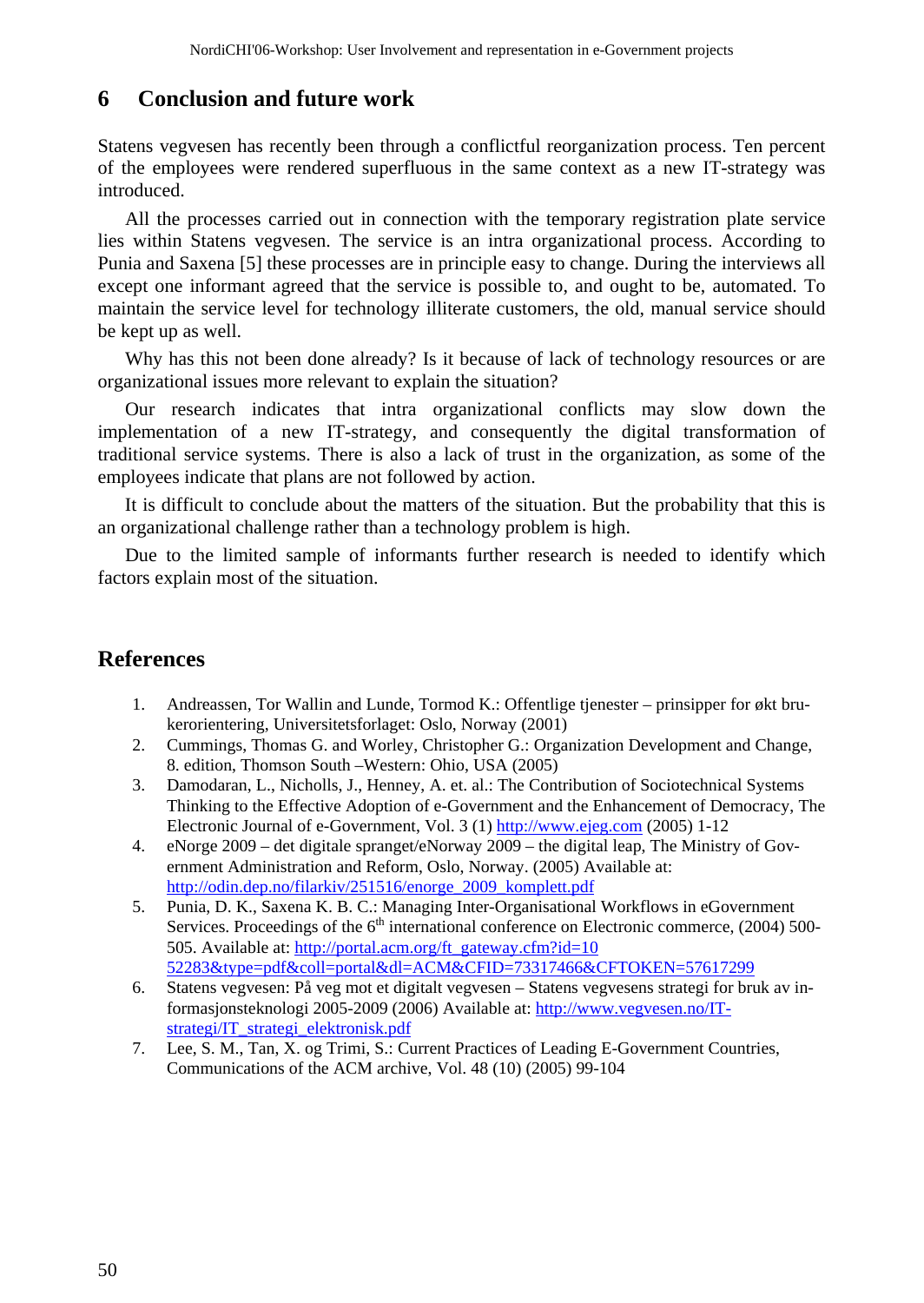## 6 Conclusion and future work

Statens vegvesen has recently been through a conflictful reorganization process. Ten percent of the employees were rendered superfluous in the same context as a new IT-strategy was introduced.

All the processes carried out in connection with the temporary registration plate service lies within Statens vegvesen. The service is an intra organizational process. According to Punia and Saxena [5] these processes are in principle easy to change. During the interviews all except one informant agreed that the service is possible to, and ought to be, automated. To maintain the service level for technology illiterate customers, the old, manual service should be kept up as well.

Why has this not been done already? Is it because of lack of technology resources or are organizational issues more relevant to explain the situation?

Our research indicates that intra organizational conflicts may slow down the implementation of a new IT-strategy, and consequently the digital transformation of traditional service systems. There is also a lack of trust in the organization, as some of the employees indicate that plans are not followed by action.

It is difficult to conclude about the matters of the situation. But the probability that this is an organizational challenge rather than a technology problem is high.

Due to the limited sample of informants further research is needed to identify which factors explain most of the situation.

## References

1. Andreassen, Tor Wallin and Lunde, Tormod K.: Offentlige tjenester – prinsipper for økt brukerorientering, Universitetsforlaget: Oslo, Norway (2001)
2. Cummings, Thomas G. and Worley, Christopher G.: Organization Development and Change, 8. edition, Thomson South –Western: Ohio, USA (2005)
3. Damodaran, L., Nicholls, J., Henney, A. et. al.: The Contribution of Sociotechnical Systems Thinking to the Effective Adoption of e-Government and the Enhancement of Democracy, The Electronic Journal of e-Government, Vol. 3 (1) http://www.ejeg.com (2005) 1-12
4. eNorge 2009 – det digitale spranget/eNorway 2009 – the digital leap, The Ministry of Government Administration and Reform, Oslo, Norway. (2005) Available at: http://odin.dep.no/filarkiv/251516/enorge_2009_komplett.pdf
5. Punia, D. K., Saxena K. B. C.: Managing Inter-Organisational Workflows in eGovernment Services. Proceedings of the 6th international conference on Electronic commerce, (2004) 500-505. Available at: http://portal.acm.org/ft_gateway.cfm?id=1052283&type=pdf&coll=portal&dl=ACM&CFID=73317466&CFTOKEN=57617299
6. Statens vegvesen: På veg mot et digitalt vegvesen – Statens vegvesens strategi for bruk av informasjonsteknologi 2005-2009 (2006) Available at: http://www.vegvesen.no/IT-strategi/IT_strategi_elektronisk.pdf
7. Lee, S. M., Tan, X. og Trimi, S.: Current Practices of Leading E-Government Countries, Communications of the ACM archive, Vol. 48 (10) (2005) 99-104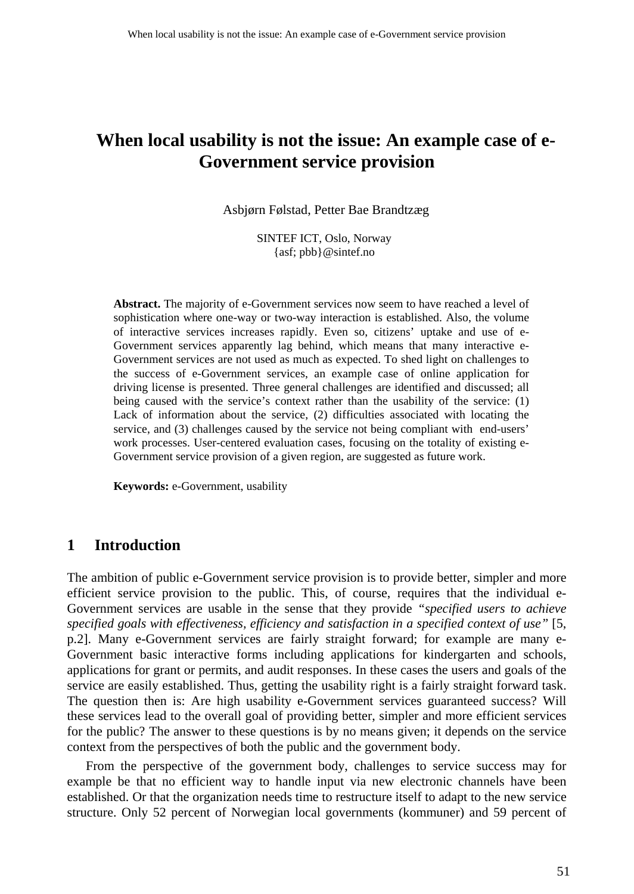# When local usability is not the issue: An example case of e-Government service provision

Asbjørn Følstad, Petter Bae Brandtzæg

SINTEF ICT, Oslo, Norway
{asf; pbb}@sintef.no

**Abstract.** The majority of e-Government services now seem to have reached a level of sophistication where one-way or two-way interaction is established. Also, the volume of interactive services increases rapidly. Even so, citizens' uptake and use of e-Government services apparently lag behind, which means that many interactive e-Government services are not used as much as expected. To shed light on challenges to the success of e-Government services, an example case of online application for driving license is presented. Three general challenges are identified and discussed; all being caused with the service's context rather than the usability of the service: (1) Lack of information about the service, (2) difficulties associated with locating the service, and (3) challenges caused by the service not being compliant with end-users' work processes. User-centered evaluation cases, focusing on the totality of existing e-Government service provision of a given region, are suggested as future work.

**Keywords:** e-Government, usability

## 1 Introduction

The ambition of public e-Government service provision is to provide better, simpler and more efficient service provision to the public. This, of course, requires that the individual e-Government services are usable in the sense that they provide *"specified users to achieve specified goals with effectiveness, efficiency and satisfaction in a specified context of use"* [5, p.2]. Many e-Government services are fairly straight forward; for example are many e-Government basic interactive forms including applications for kindergarten and schools, applications for grant or permits, and audit responses. In these cases the users and goals of the service are easily established. Thus, getting the usability right is a fairly straight forward task. The question then is: Are high usability e-Government services guaranteed success? Will these services lead to the overall goal of providing better, simpler and more efficient services for the public? The answer to these questions is by no means given; it depends on the service context from the perspectives of both the public and the government body.

From the perspective of the government body, challenges to service success may for example be that no efficient way to handle input via new electronic channels have been established. Or that the organization needs time to restructure itself to adapt to the new service structure. Only 52 percent of Norwegian local governments (kommuner) and 59 percent of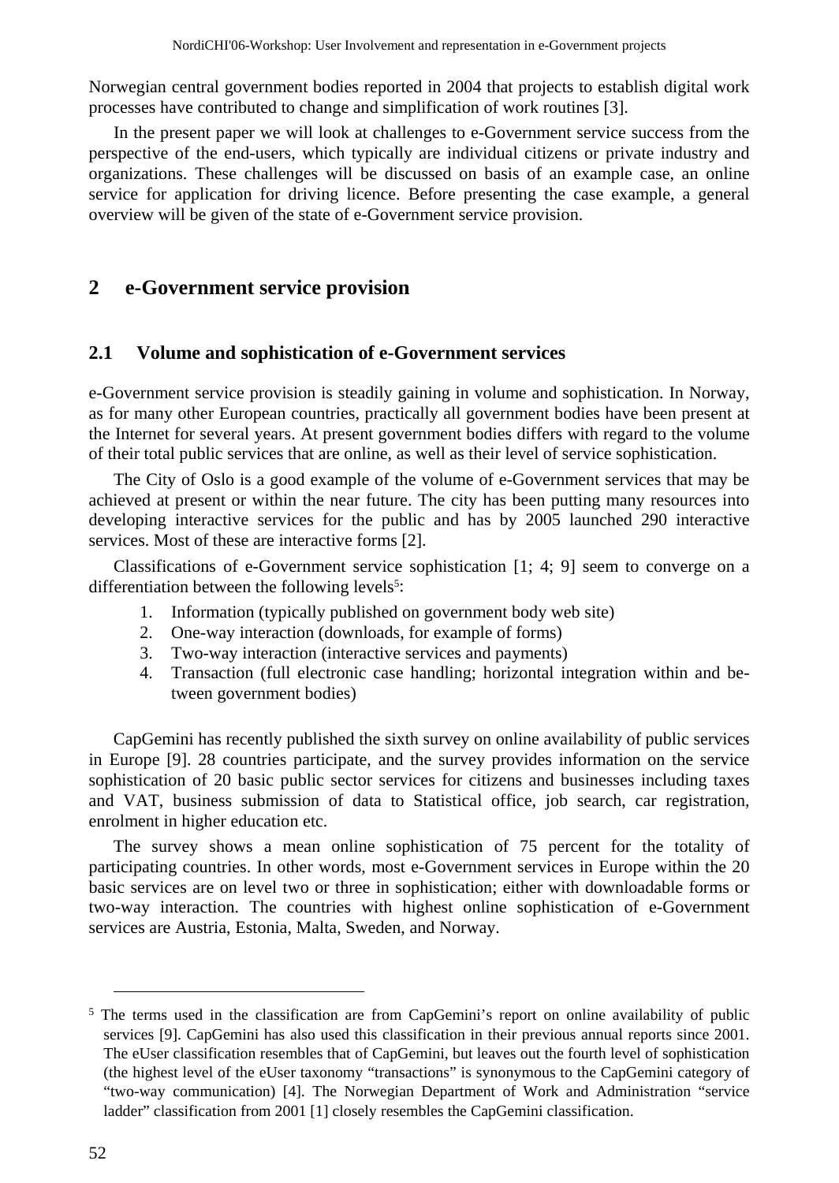Norwegian central government bodies reported in 2004 that projects to establish digital work processes have contributed to change and simplification of work routines [3].

In the present paper we will look at challenges to e-Government service success from the perspective of the end-users, which typically are individual citizens or private industry and organizations. These challenges will be discussed on basis of an example case, an online service for application for driving licence. Before presenting the case example, a general overview will be given of the state of e-Government service provision.

## 2 e-Government service provision

### 2.1 Volume and sophistication of e-Government services

e-Government service provision is steadily gaining in volume and sophistication. In Norway, as for many other European countries, practically all government bodies have been present at the Internet for several years. At present government bodies differs with regard to the volume of their total public services that are online, as well as their level of service sophistication.

The City of Oslo is a good example of the volume of e-Government services that may be achieved at present or within the near future. The city has been putting many resources into developing interactive services for the public and has by 2005 launched 290 interactive services. Most of these are interactive forms [2].

Classifications of e-Government service sophistication [1; 4; 9] seem to converge on a differentiation between the following levels[5]:

1. Information (typically published on government body web site)
2. One-way interaction (downloads, for example of forms)
3. Two-way interaction (interactive services and payments)
4. Transaction (full electronic case handling; horizontal integration within and between government bodies)

CapGemini has recently published the sixth survey on online availability of public services in Europe [9]. 28 countries participate, and the survey provides information on the service sophistication of 20 basic public sector services for citizens and businesses including taxes and VAT, business submission of data to Statistical office, job search, car registration, enrolment in higher education etc.

The survey shows a mean online sophistication of 75 percent for the totality of participating countries. In other words, most e-Government services in Europe within the 20 basic services are on level two or three in sophistication; either with downloadable forms or two-way interaction. The countries with highest online sophistication of e-Government services are Austria, Estonia, Malta, Sweden, and Norway.

---

[5] The terms used in the classification are from CapGemini's report on online availability of public services [9]. CapGemini has also used this classification in their previous annual reports since 2001. The eUser classification resembles that of CapGemini, but leaves out the fourth level of sophistication (the highest level of the eUser taxonomy "transactions" is synonymous to the CapGemini category of "two-way communication) [4]. The Norwegian Department of Work and Administration "service ladder" classification from 2001 [1] closely resembles the CapGemini classification.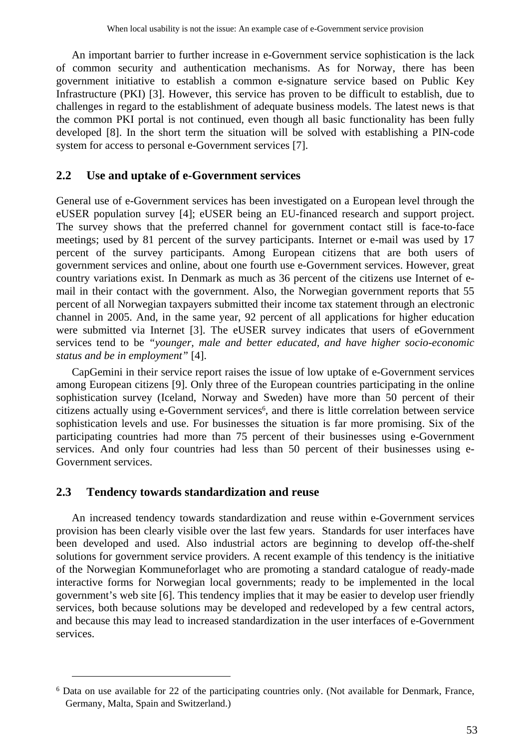An important barrier to further increase in e-Government service sophistication is the lack of common security and authentication mechanisms. As for Norway, there has been government initiative to establish a common e-signature service based on Public Key Infrastructure (PKI) [3]. However, this service has proven to be difficult to establish, due to challenges in regard to the establishment of adequate business models. The latest news is that the common PKI portal is not continued, even though all basic functionality has been fully developed [8]. In the short term the situation will be solved with establishing a PIN-code system for access to personal e-Government services [7].

## 2.2 Use and uptake of e-Government services

General use of e-Government services has been investigated on a European level through the eUSER population survey [4]; eUSER being an EU-financed research and support project. The survey shows that the preferred channel for government contact still is face-to-face meetings; used by 81 percent of the survey participants. Internet or e-mail was used by 17 percent of the survey participants. Among European citizens that are both users of government services and online, about one fourth use e-Government services. However, great country variations exist. In Denmark as much as 36 percent of the citizens use Internet of e-mail in their contact with the government. Also, the Norwegian government reports that 55 percent of all Norwegian taxpayers submitted their income tax statement through an electronic channel in 2005. And, in the same year, 92 percent of all applications for higher education were submitted via Internet [3]. The eUSER survey indicates that users of eGovernment services tend to be *"younger, male and better educated, and have higher socio-economic status and be in employment"* [4].

CapGemini in their service report raises the issue of low uptake of e-Government services among European citizens [9]. Only three of the European countries participating in the online sophistication survey (Iceland, Norway and Sweden) have more than 50 percent of their citizens actually using e-Government services[6], and there is little correlation between service sophistication levels and use. For businesses the situation is far more promising. Six of the participating countries had more than 75 percent of their businesses using e-Government services. And only four countries had less than 50 percent of their businesses using e-Government services.

## 2.3 Tendency towards standardization and reuse

An increased tendency towards standardization and reuse within e-Government services provision has been clearly visible over the last few years. Standards for user interfaces have been developed and used. Also industrial actors are beginning to develop off-the-shelf solutions for government service providers. A recent example of this tendency is the initiative of the Norwegian Kommuneforlaget who are promoting a standard catalogue of ready-made interactive forms for Norwegian local governments; ready to be implemented in the local government's web site [6]. This tendency implies that it may be easier to develop user friendly services, both because solutions may be developed and redeveloped by a few central actors, and because this may lead to increased standardization in the user interfaces of e-Government services.

---

[6] Data on use available for 22 of the participating countries only. (Not available for Denmark, France, Germany, Malta, Spain and Switzerland.)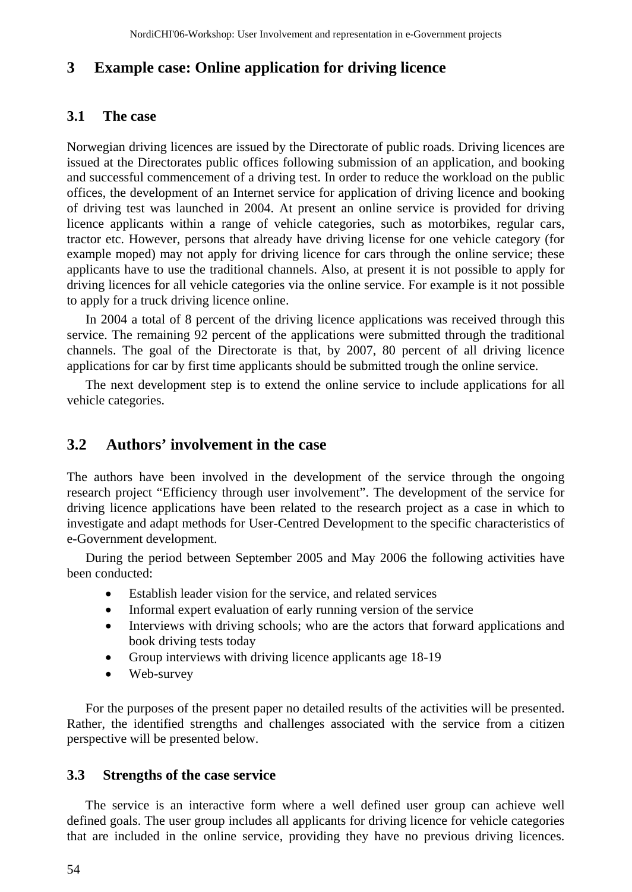## 3 Example case: Online application for driving licence

### 3.1 The case

Norwegian driving licences are issued by the Directorate of public roads. Driving licences are issued at the Directorates public offices following submission of an application, and booking and successful commencement of a driving test. In order to reduce the workload on the public offices, the development of an Internet service for application of driving licence and booking of driving test was launched in 2004. At present an online service is provided for driving licence applicants within a range of vehicle categories, such as motorbikes, regular cars, tractor etc. However, persons that already have driving license for one vehicle category (for example moped) may not apply for driving licence for cars through the online service; these applicants have to use the traditional channels. Also, at present it is not possible to apply for driving licences for all vehicle categories via the online service. For example is it not possible to apply for a truck driving licence online.

In 2004 a total of 8 percent of the driving licence applications was received through this service. The remaining 92 percent of the applications were submitted through the traditional channels. The goal of the Directorate is that, by 2007, 80 percent of all driving licence applications for car by first time applicants should be submitted trough the online service.

The next development step is to extend the online service to include applications for all vehicle categories.

### 3.2 Authors' involvement in the case

The authors have been involved in the development of the service through the ongoing research project "Efficiency through user involvement". The development of the service for driving licence applications have been related to the research project as a case in which to investigate and adapt methods for User-Centred Development to the specific characteristics of e-Government development.

During the period between September 2005 and May 2006 the following activities have been conducted:

- Establish leader vision for the service, and related services
- Informal expert evaluation of early running version of the service
- Interviews with driving schools; who are the actors that forward applications and book driving tests today
- Group interviews with driving licence applicants age 18-19
- Web-survey

For the purposes of the present paper no detailed results of the activities will be presented. Rather, the identified strengths and challenges associated with the service from a citizen perspective will be presented below.

### 3.3 Strengths of the case service

The service is an interactive form where a well defined user group can achieve well defined goals. The user group includes all applicants for driving licence for vehicle categories that are included in the online service, providing they have no previous driving licences.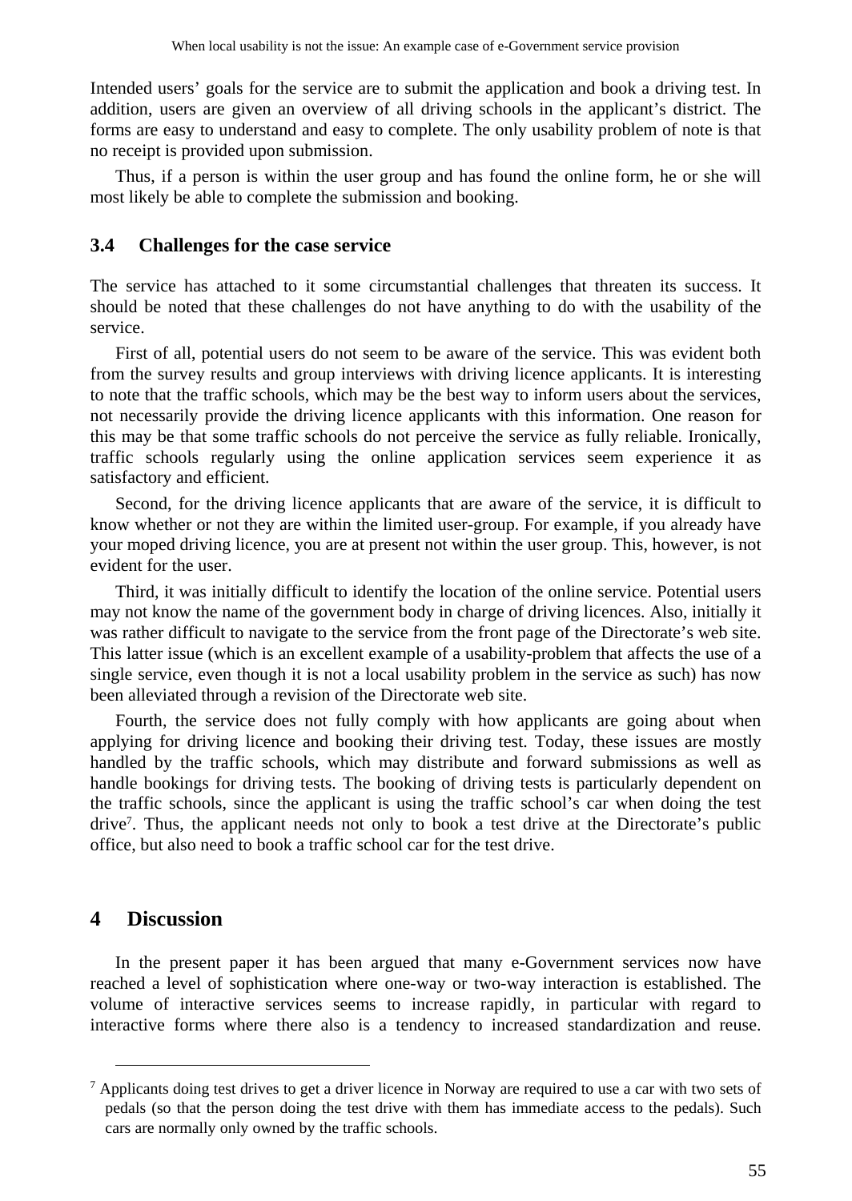Intended users' goals for the service are to submit the application and book a driving test. In addition, users are given an overview of all driving schools in the applicant's district. The forms are easy to understand and easy to complete. The only usability problem of note is that no receipt is provided upon submission.

Thus, if a person is within the user group and has found the online form, he or she will most likely be able to complete the submission and booking.

### 3.4 Challenges for the case service

The service has attached to it some circumstantial challenges that threaten its success. It should be noted that these challenges do not have anything to do with the usability of the service.

First of all, potential users do not seem to be aware of the service. This was evident both from the survey results and group interviews with driving licence applicants. It is interesting to note that the traffic schools, which may be the best way to inform users about the services, not necessarily provide the driving licence applicants with this information. One reason for this may be that some traffic schools do not perceive the service as fully reliable. Ironically, traffic schools regularly using the online application services seem experience it as satisfactory and efficient.

Second, for the driving licence applicants that are aware of the service, it is difficult to know whether or not they are within the limited user-group. For example, if you already have your moped driving licence, you are at present not within the user group. This, however, is not evident for the user.

Third, it was initially difficult to identify the location of the online service. Potential users may not know the name of the government body in charge of driving licences. Also, initially it was rather difficult to navigate to the service from the front page of the Directorate's web site. This latter issue (which is an excellent example of a usability-problem that affects the use of a single service, even though it is not a local usability problem in the service as such) has now been alleviated through a revision of the Directorate web site.

Fourth, the service does not fully comply with how applicants are going about when applying for driving licence and booking their driving test. Today, these issues are mostly handled by the traffic schools, which may distribute and forward submissions as well as handle bookings for driving tests. The booking of driving tests is particularly dependent on the traffic schools, since the applicant is using the traffic school's car when doing the test drive[7]. Thus, the applicant needs not only to book a test drive at the Directorate's public office, but also need to book a traffic school car for the test drive.

## 4 Discussion

In the present paper it has been argued that many e-Government services now have reached a level of sophistication where one-way or two-way interaction is established. The volume of interactive services seems to increase rapidly, in particular with regard to interactive forms where there also is a tendency to increased standardization and reuse.

[7] Applicants doing test drives to get a driver licence in Norway are required to use a car with two sets of pedals (so that the person doing the test drive with them has immediate access to the pedals). Such cars are normally only owned by the traffic schools.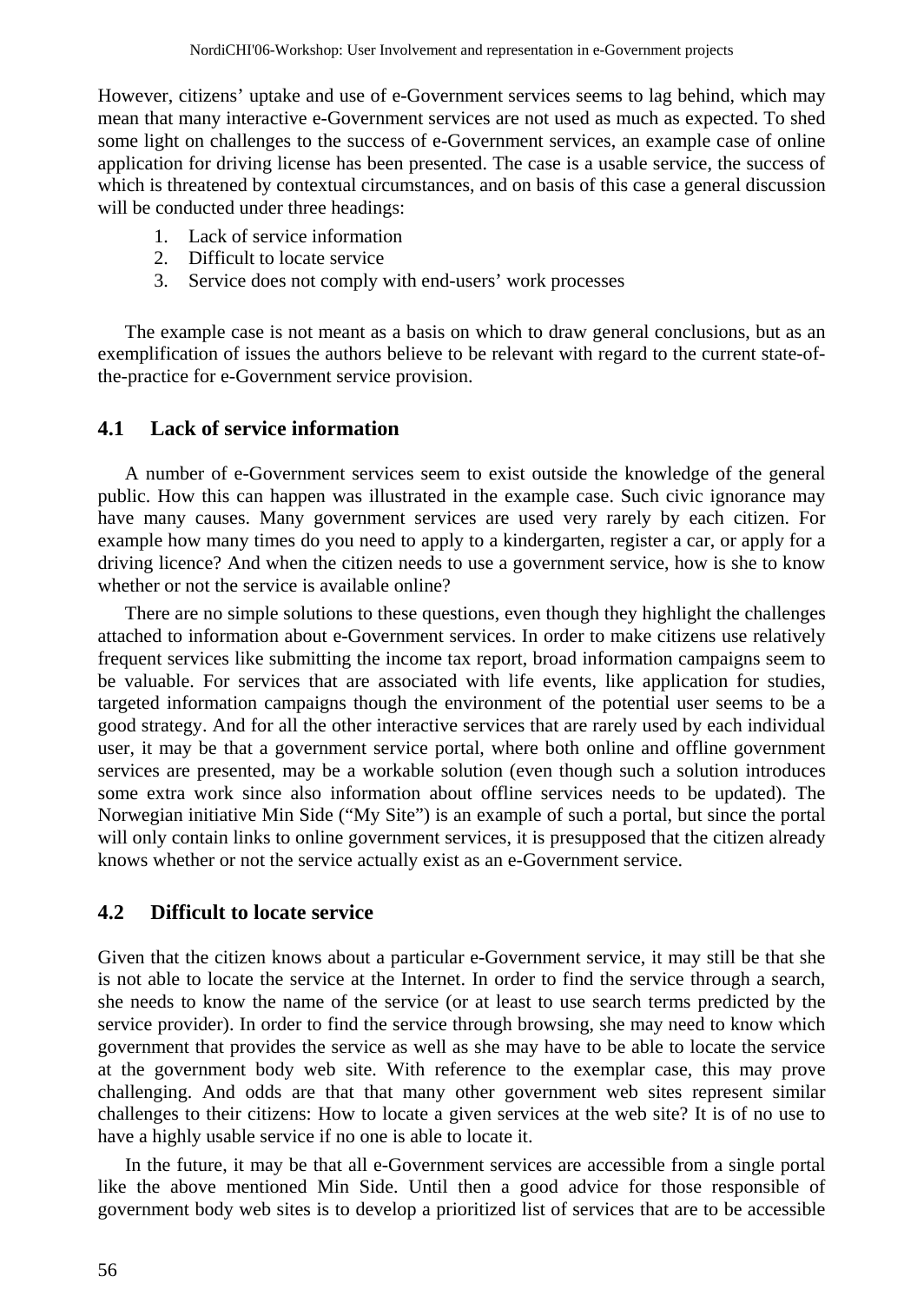However, citizens' uptake and use of e-Government services seems to lag behind, which may mean that many interactive e-Government services are not used as much as expected. To shed some light on challenges to the success of e-Government services, an example case of online application for driving license has been presented. The case is a usable service, the success of which is threatened by contextual circumstances, and on basis of this case a general discussion will be conducted under three headings:

1. Lack of service information
2. Difficult to locate service
3. Service does not comply with end-users' work processes

The example case is not meant as a basis on which to draw general conclusions, but as an exemplification of issues the authors believe to be relevant with regard to the current state-of-the-practice for e-Government service provision.

### 4.1 Lack of service information

A number of e-Government services seem to exist outside the knowledge of the general public. How this can happen was illustrated in the example case. Such civic ignorance may have many causes. Many government services are used very rarely by each citizen. For example how many times do you need to apply to a kindergarten, register a car, or apply for a driving licence? And when the citizen needs to use a government service, how is she to know whether or not the service is available online?

There are no simple solutions to these questions, even though they highlight the challenges attached to information about e-Government services. In order to make citizens use relatively frequent services like submitting the income tax report, broad information campaigns seem to be valuable. For services that are associated with life events, like application for studies, targeted information campaigns though the environment of the potential user seems to be a good strategy. And for all the other interactive services that are rarely used by each individual user, it may be that a government service portal, where both online and offline government services are presented, may be a workable solution (even though such a solution introduces some extra work since also information about offline services needs to be updated). The Norwegian initiative Min Side ("My Site") is an example of such a portal, but since the portal will only contain links to online government services, it is presupposed that the citizen already knows whether or not the service actually exist as an e-Government service.

### 4.2 Difficult to locate service

Given that the citizen knows about a particular e-Government service, it may still be that she is not able to locate the service at the Internet. In order to find the service through a search, she needs to know the name of the service (or at least to use search terms predicted by the service provider). In order to find the service through browsing, she may need to know which government that provides the service as well as she may have to be able to locate the service at the government body web site. With reference to the exemplar case, this may prove challenging. And odds are that that many other government web sites represent similar challenges to their citizens: How to locate a given services at the web site? It is of no use to have a highly usable service if no one is able to locate it.

In the future, it may be that all e-Government services are accessible from a single portal like the above mentioned Min Side. Until then a good advice for those responsible of government body web sites is to develop a prioritized list of services that are to be accessible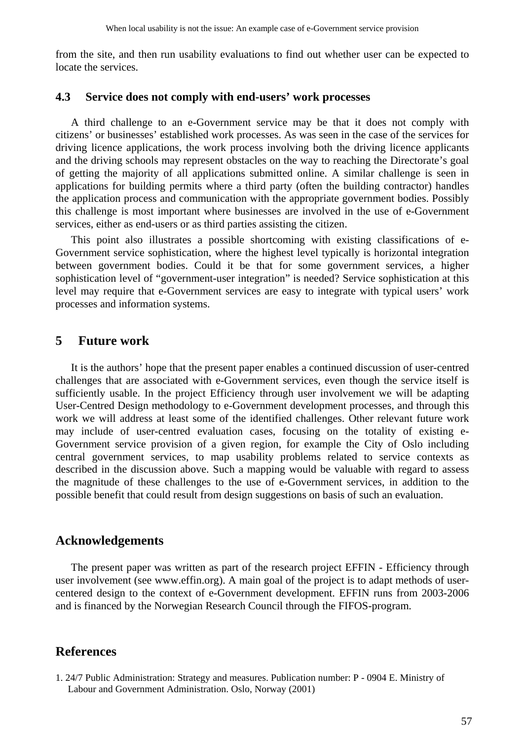from the site, and then run usability evaluations to find out whether user can be expected to locate the services.

### 4.3 Service does not comply with end-users' work processes

A third challenge to an e-Government service may be that it does not comply with citizens' or businesses' established work processes. As was seen in the case of the services for driving licence applications, the work process involving both the driving licence applicants and the driving schools may represent obstacles on the way to reaching the Directorate's goal of getting the majority of all applications submitted online. A similar challenge is seen in applications for building permits where a third party (often the building contractor) handles the application process and communication with the appropriate government bodies. Possibly this challenge is most important where businesses are involved in the use of e-Government services, either as end-users or as third parties assisting the citizen.

This point also illustrates a possible shortcoming with existing classifications of e-Government service sophistication, where the highest level typically is horizontal integration between government bodies. Could it be that for some government services, a higher sophistication level of "government-user integration" is needed? Service sophistication at this level may require that e-Government services are easy to integrate with typical users' work processes and information systems.

## 5 Future work

It is the authors' hope that the present paper enables a continued discussion of user-centred challenges that are associated with e-Government services, even though the service itself is sufficiently usable. In the project Efficiency through user involvement we will be adapting User-Centred Design methodology to e-Government development processes, and through this work we will address at least some of the identified challenges. Other relevant future work may include of user-centred evaluation cases, focusing on the totality of existing e-Government service provision of a given region, for example the City of Oslo including central government services, to map usability problems related to service contexts as described in the discussion above. Such a mapping would be valuable with regard to assess the magnitude of these challenges to the use of e-Government services, in addition to the possible benefit that could result from design suggestions on basis of such an evaluation.

## Acknowledgements

The present paper was written as part of the research project EFFIN - Efficiency through user involvement (see www.effin.org). A main goal of the project is to adapt methods of user-centered design to the context of e-Government development. EFFIN runs from 2003-2006 and is financed by the Norwegian Research Council through the FIFOS-program.

## References

1. 24/7 Public Administration: Strategy and measures. Publication number: P - 0904 E. Ministry of Labour and Government Administration. Oslo, Norway (2001)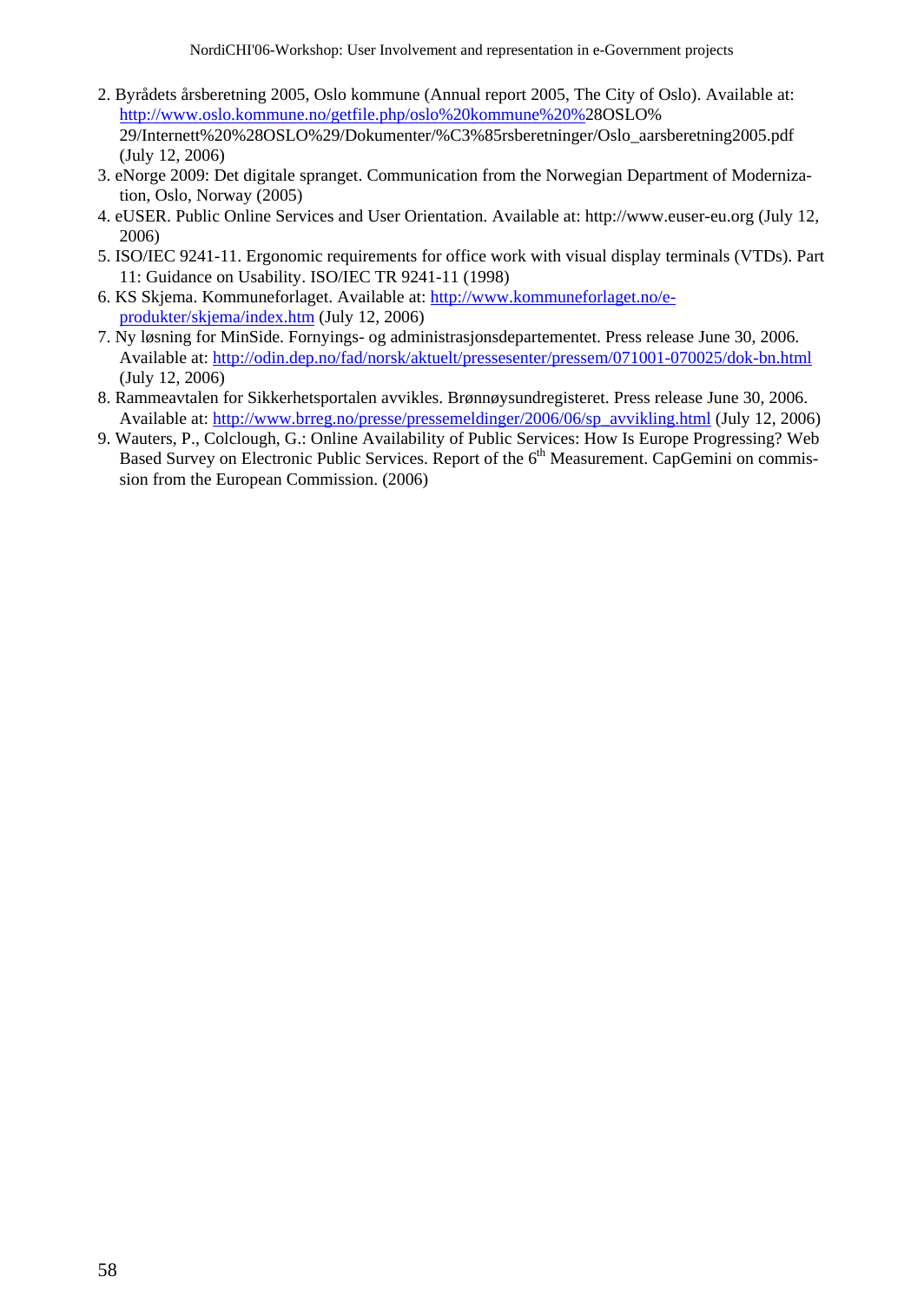2. Byrådets årsberetning 2005, Oslo kommune (Annual report 2005, The City of Oslo). Available at: http://www.oslo.kommune.no/getfile.php/oslo%20kommune%20%28OSLO%29/Internett%20%28OSLO%29/Dokumenter/%C3%85rsberetninger/Oslo_aarsberetning2005.pdf (July 12, 2006)
3. eNorge 2009: Det digitale spranget. Communication from the Norwegian Department of Modernization, Oslo, Norway (2005)
4. eUSER. Public Online Services and User Orientation. Available at: http://www.euser-eu.org (July 12, 2006)
5. ISO/IEC 9241-11. Ergonomic requirements for office work with visual display terminals (VTDs). Part 11: Guidance on Usability. ISO/IEC TR 9241-11 (1998)
6. KS Skjema. Kommuneforlaget. Available at: http://www.kommuneforlaget.no/e-produkter/skjema/index.htm (July 12, 2006)
7. Ny løsning for MinSide. Fornyings- og administrasjonsdepartementet. Press release June 30, 2006. Available at: http://odin.dep.no/fad/norsk/aktuelt/pressesenter/pressem/071001-070025/dok-bn.html (July 12, 2006)
8. Rammeavtalen for Sikkerhetsportalen avvikles. Brønnøysundregisteret. Press release June 30, 2006. Available at: http://www.brreg.no/presse/pressemeldinger/2006/06/sp_avvikling.html (July 12, 2006)
9. Wauters, P., Colclough, G.: Online Availability of Public Services: How Is Europe Progressing? Web Based Survey on Electronic Public Services. Report of the 6th Measurement. CapGemini on commission from the European Commission. (2006)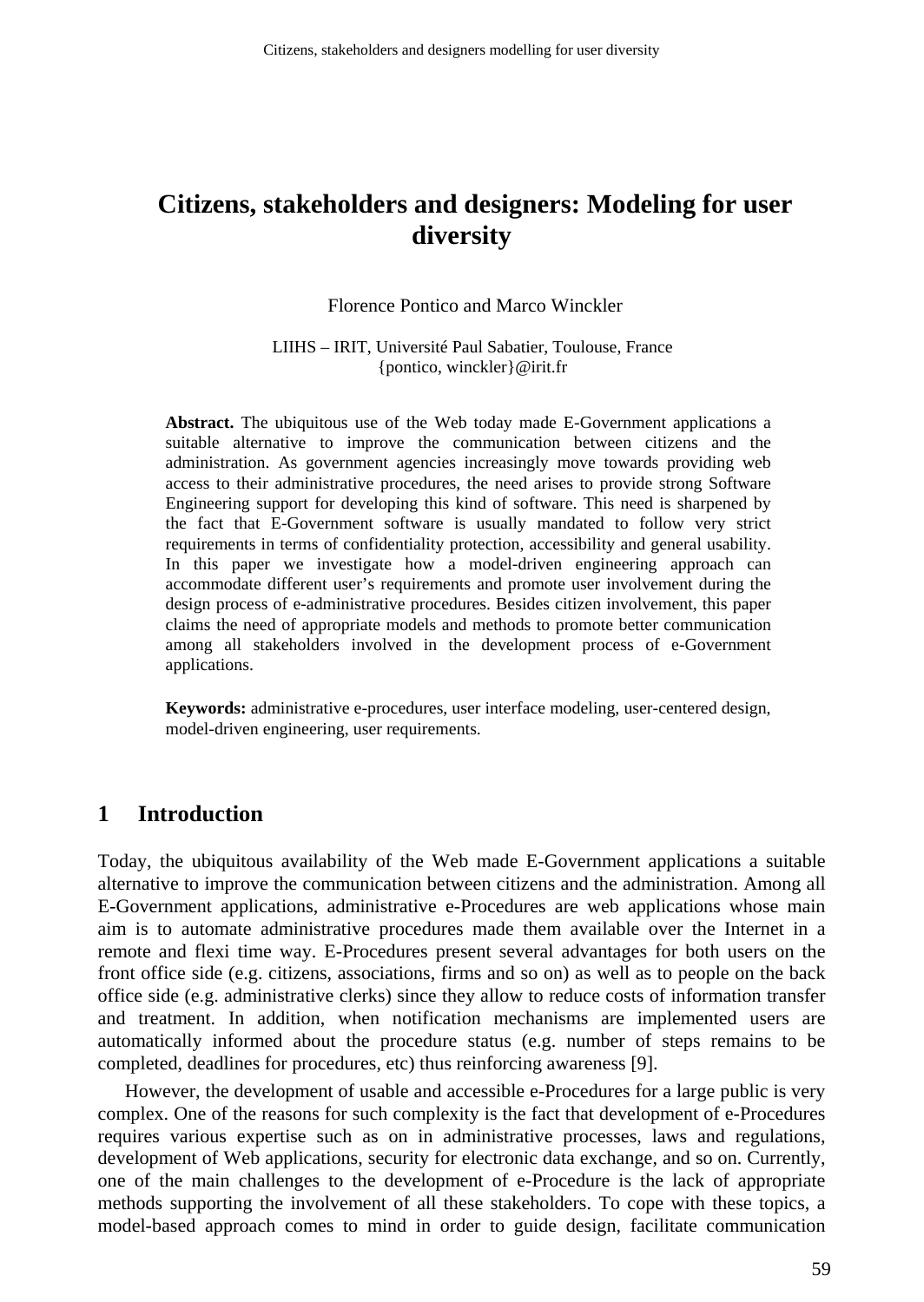# Citizens, stakeholders and designers: Modeling for user diversity

Florence Pontico and Marco Winckler

LIIHS – IRIT, Université Paul Sabatier, Toulouse, France
{pontico, winckler}@irit.fr

**Abstract.** The ubiquitous use of the Web today made E-Government applications a suitable alternative to improve the communication between citizens and the administration. As government agencies increasingly move towards providing web access to their administrative procedures, the need arises to provide strong Software Engineering support for developing this kind of software. This need is sharpened by the fact that E-Government software is usually mandated to follow very strict requirements in terms of confidentiality protection, accessibility and general usability. In this paper we investigate how a model-driven engineering approach can accommodate different user's requirements and promote user involvement during the design process of e-administrative procedures. Besides citizen involvement, this paper claims the need of appropriate models and methods to promote better communication among all stakeholders involved in the development process of e-Government applications.

**Keywords:** administrative e-procedures, user interface modeling, user-centered design, model-driven engineering, user requirements.

## 1 Introduction

Today, the ubiquitous availability of the Web made E-Government applications a suitable alternative to improve the communication between citizens and the administration. Among all E-Government applications, administrative e-Procedures are web applications whose main aim is to automate administrative procedures made them available over the Internet in a remote and flexi time way. E-Procedures present several advantages for both users on the front office side (e.g. citizens, associations, firms and so on) as well as to people on the back office side (e.g. administrative clerks) since they allow to reduce costs of information transfer and treatment. In addition, when notification mechanisms are implemented users are automatically informed about the procedure status (e.g. number of steps remains to be completed, deadlines for procedures, etc) thus reinforcing awareness [9].

However, the development of usable and accessible e-Procedures for a large public is very complex. One of the reasons for such complexity is the fact that development of e-Procedures requires various expertise such as on in administrative processes, laws and regulations, development of Web applications, security for electronic data exchange, and so on. Currently, one of the main challenges to the development of e-Procedure is the lack of appropriate methods supporting the involvement of all these stakeholders. To cope with these topics, a model-based approach comes to mind in order to guide design, facilitate communication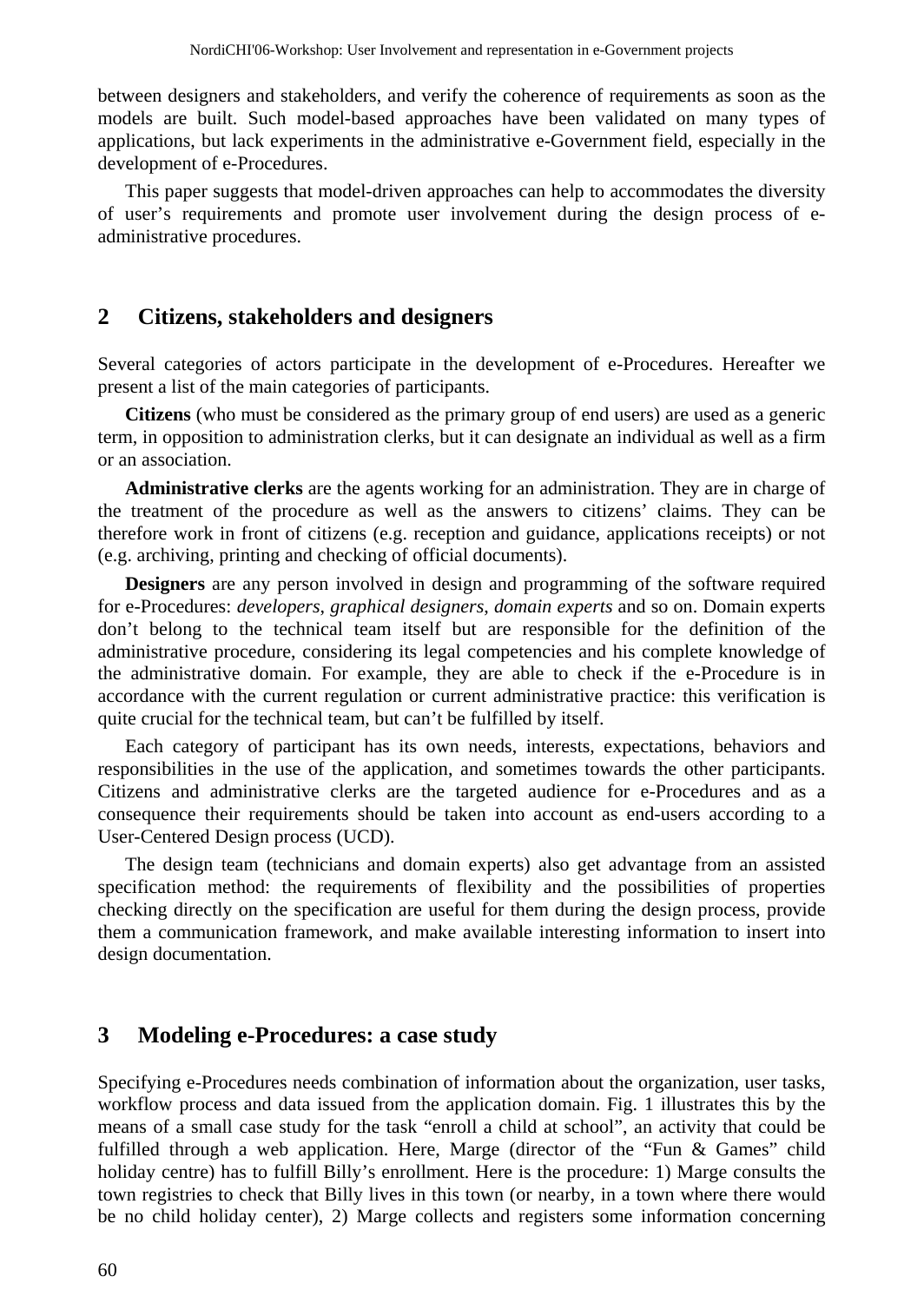between designers and stakeholders, and verify the coherence of requirements as soon as the models are built. Such model-based approaches have been validated on many types of applications, but lack experiments in the administrative e-Government field, especially in the development of e-Procedures.

This paper suggests that model-driven approaches can help to accommodates the diversity of user's requirements and promote user involvement during the design process of e-administrative procedures.

## 2 Citizens, stakeholders and designers

Several categories of actors participate in the development of e-Procedures. Hereafter we present a list of the main categories of participants.

**Citizens** (who must be considered as the primary group of end users) are used as a generic term, in opposition to administration clerks, but it can designate an individual as well as a firm or an association.

**Administrative clerks** are the agents working for an administration. They are in charge of the treatment of the procedure as well as the answers to citizens' claims. They can be therefore work in front of citizens (e.g. reception and guidance, applications receipts) or not (e.g. archiving, printing and checking of official documents).

**Designers** are any person involved in design and programming of the software required for e-Procedures: *developers*, *graphical designers*, *domain experts* and so on. Domain experts don't belong to the technical team itself but are responsible for the definition of the administrative procedure, considering its legal competencies and his complete knowledge of the administrative domain. For example, they are able to check if the e-Procedure is in accordance with the current regulation or current administrative practice: this verification is quite crucial for the technical team, but can't be fulfilled by itself.

Each category of participant has its own needs, interests, expectations, behaviors and responsibilities in the use of the application, and sometimes towards the other participants. Citizens and administrative clerks are the targeted audience for e-Procedures and as a consequence their requirements should be taken into account as end-users according to a User-Centered Design process (UCD).

The design team (technicians and domain experts) also get advantage from an assisted specification method: the requirements of flexibility and the possibilities of properties checking directly on the specification are useful for them during the design process, provide them a communication framework, and make available interesting information to insert into design documentation.

## 3 Modeling e-Procedures: a case study

Specifying e-Procedures needs combination of information about the organization, user tasks, workflow process and data issued from the application domain. Fig. 1 illustrates this by the means of a small case study for the task "enroll a child at school", an activity that could be fulfilled through a web application. Here, Marge (director of the "Fun & Games" child holiday centre) has to fulfill Billy's enrollment. Here is the procedure: 1) Marge consults the town registries to check that Billy lives in this town (or nearby, in a town where there would be no child holiday center), 2) Marge collects and registers some information concerning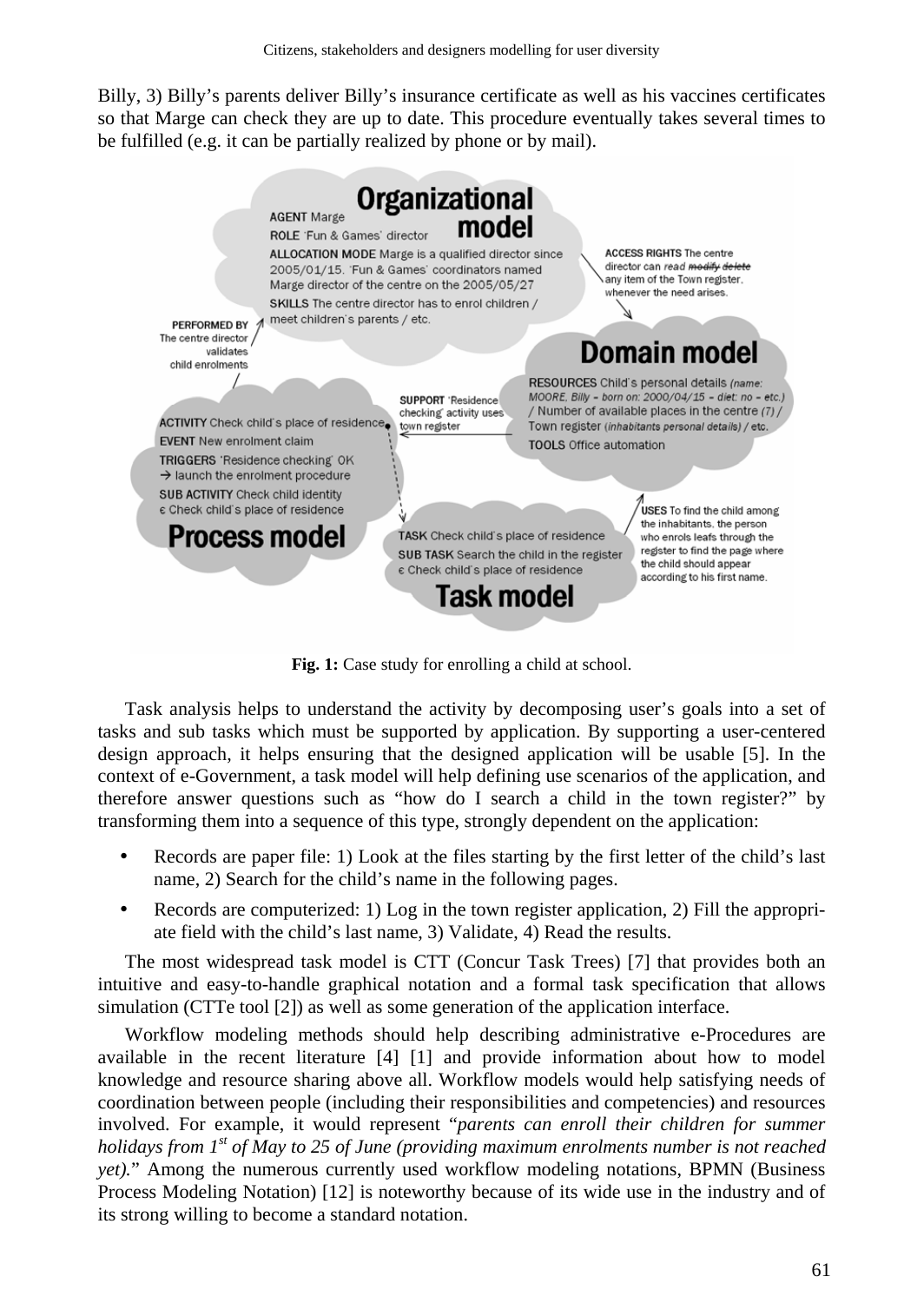Billy, 3) Billy's parents deliver Billy's insurance certificate as well as his vaccines certificates so that Marge can check they are up to date. This procedure eventually takes several times to be fulfilled (e.g. it can be partially realized by phone or by mail).

**Fig. 1:** Case study for enrolling a child at school.

Task analysis helps to understand the activity by decomposing user's goals into a set of tasks and sub tasks which must be supported by application. By supporting a user-centered design approach, it helps ensuring that the designed application will be usable [5]. In the context of e-Government, a task model will help defining use scenarios of the application, and therefore answer questions such as "how do I search a child in the town register?" by transforming them into a sequence of this type, strongly dependent on the application:

- Records are paper file: 1) Look at the files starting by the first letter of the child's last name, 2) Search for the child's name in the following pages.
- Records are computerized: 1) Log in the town register application, 2) Fill the appropriate field with the child's last name, 3) Validate, 4) Read the results.

The most widespread task model is CTT (Concur Task Trees) [7] that provides both an intuitive and easy-to-handle graphical notation and a formal task specification that allows simulation (CTTe tool [2]) as well as some generation of the application interface.

Workflow modeling methods should help describing administrative e-Procedures are available in the recent literature [4] [1] and provide information about how to model knowledge and resource sharing above all. Workflow models would help satisfying needs of coordination between people (including their responsibilities and competencies) and resources involved. For example, it would represent "*parents can enroll their children for summer holidays from 1st of May to 25 of June (providing maximum enrolments number is not reached yet).*" Among the numerous currently used workflow modeling notations, BPMN (Business Process Modeling Notation) [12] is noteworthy because of its wide use in the industry and of its strong willing to become a standard notation.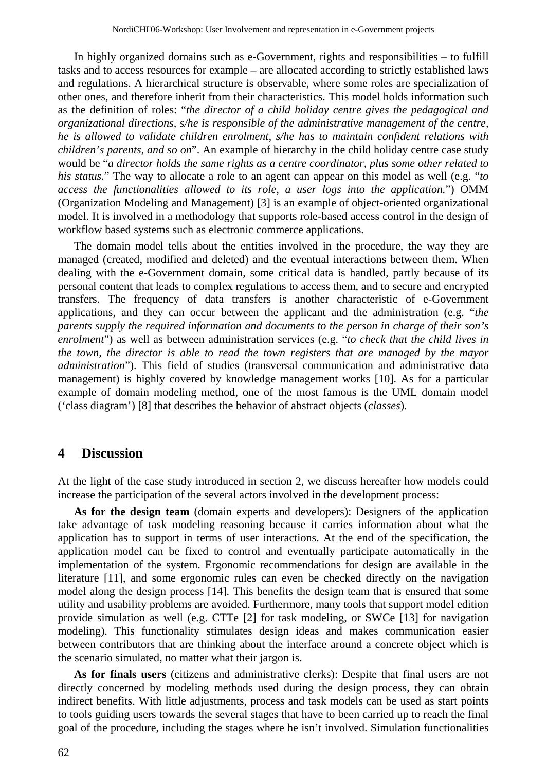In highly organized domains such as e-Government, rights and responsibilities – to fulfill tasks and to access resources for example – are allocated according to strictly established laws and regulations. A hierarchical structure is observable, where some roles are specialization of other ones, and therefore inherit from their characteristics. This model holds information such as the definition of roles: "*the director of a child holiday centre gives the pedagogical and organizational directions, s/he is responsible of the administrative management of the centre, he is allowed to validate children enrolment, s/he has to maintain confident relations with children's parents, and so on*". An example of hierarchy in the child holiday centre case study would be "*a director holds the same rights as a centre coordinator, plus some other related to his status.*" The way to allocate a role to an agent can appear on this model as well (e.g. "*to access the functionalities allowed to its role, a user logs into the application.*") OMM (Organization Modeling and Management) [3] is an example of object-oriented organizational model. It is involved in a methodology that supports role-based access control in the design of workflow based systems such as electronic commerce applications.

The domain model tells about the entities involved in the procedure, the way they are managed (created, modified and deleted) and the eventual interactions between them. When dealing with the e-Government domain, some critical data is handled, partly because of its personal content that leads to complex regulations to access them, and to secure and encrypted transfers. The frequency of data transfers is another characteristic of e-Government applications, and they can occur between the applicant and the administration (e.g. "*the parents supply the required information and documents to the person in charge of their son's enrolment*") as well as between administration services (e.g. "*to check that the child lives in the town, the director is able to read the town registers that are managed by the mayor administration*"). This field of studies (transversal communication and administrative data management) is highly covered by knowledge management works [10]. As for a particular example of domain modeling method, one of the most famous is the UML domain model ('class diagram') [8] that describes the behavior of abstract objects (*classes*).

## 4 Discussion

At the light of the case study introduced in section 2, we discuss hereafter how models could increase the participation of the several actors involved in the development process:

**As for the design team** (domain experts and developers): Designers of the application take advantage of task modeling reasoning because it carries information about what the application has to support in terms of user interactions. At the end of the specification, the application model can be fixed to control and eventually participate automatically in the implementation of the system. Ergonomic recommendations for design are available in the literature [11], and some ergonomic rules can even be checked directly on the navigation model along the design process [14]. This benefits the design team that is ensured that some utility and usability problems are avoided. Furthermore, many tools that support model edition provide simulation as well (e.g. CTTe [2] for task modeling, or SWCe [13] for navigation modeling). This functionality stimulates design ideas and makes communication easier between contributors that are thinking about the interface around a concrete object which is the scenario simulated, no matter what their jargon is.

**As for finals users** (citizens and administrative clerks): Despite that final users are not directly concerned by modeling methods used during the design process, they can obtain indirect benefits. With little adjustments, process and task models can be used as start points to tools guiding users towards the several stages that have to been carried up to reach the final goal of the procedure, including the stages where he isn't involved. Simulation functionalities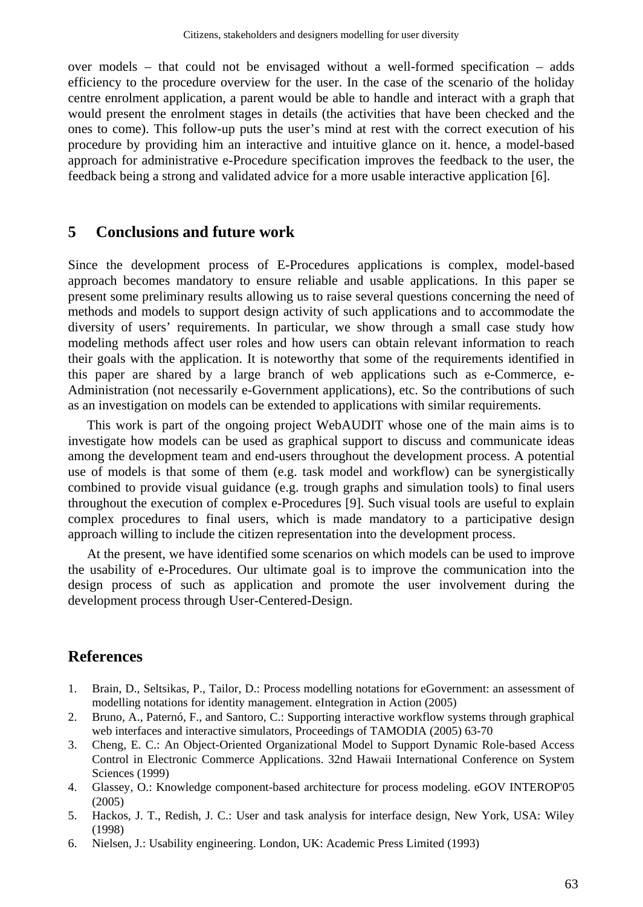over models – that could not be envisaged without a well-formed specification – adds efficiency to the procedure overview for the user. In the case of the scenario of the holiday centre enrolment application, a parent would be able to handle and interact with a graph that would present the enrolment stages in details (the activities that have been checked and the ones to come). This follow-up puts the user's mind at rest with the correct execution of his procedure by providing him an interactive and intuitive glance on it. hence, a model-based approach for administrative e-Procedure specification improves the feedback to the user, the feedback being a strong and validated advice for a more usable interactive application [6].

## 5 Conclusions and future work

Since the development process of E-Procedures applications is complex, model-based approach becomes mandatory to ensure reliable and usable applications. In this paper se present some preliminary results allowing us to raise several questions concerning the need of methods and models to support design activity of such applications and to accommodate the diversity of users' requirements. In particular, we show through a small case study how modeling methods affect user roles and how users can obtain relevant information to reach their goals with the application. It is noteworthy that some of the requirements identified in this paper are shared by a large branch of web applications such as e-Commerce, e-Administration (not necessarily e-Government applications), etc. So the contributions of such as an investigation on models can be extended to applications with similar requirements.

This work is part of the ongoing project WebAUDIT whose one of the main aims is to investigate how models can be used as graphical support to discuss and communicate ideas among the development team and end-users throughout the development process. A potential use of models is that some of them (e.g. task model and workflow) can be synergistically combined to provide visual guidance (e.g. trough graphs and simulation tools) to final users throughout the execution of complex e-Procedures [9]. Such visual tools are useful to explain complex procedures to final users, which is made mandatory to a participative design approach willing to include the citizen representation into the development process.

At the present, we have identified some scenarios on which models can be used to improve the usability of e-Procedures. Our ultimate goal is to improve the communication into the design process of such as application and promote the user involvement during the development process through User-Centered-Design.

## References

1. Brain, D., Seltsikas, P., Tailor, D.: Process modelling notations for eGovernment: an assessment of modelling notations for identity management. eIntegration in Action (2005)
2. Bruno, A., Paternó, F., and Santoro, C.: Supporting interactive workflow systems through graphical web interfaces and interactive simulators, Proceedings of TAMODIA (2005) 63-70
3. Cheng, E. C.: An Object-Oriented Organizational Model to Support Dynamic Role-based Access Control in Electronic Commerce Applications. 32nd Hawaii International Conference on System Sciences (1999)
4. Glassey, O.: Knowledge component-based architecture for process modeling. eGOV INTEROP'05 (2005)
5. Hackos, J. T., Redish, J. C.: User and task analysis for interface design, New York, USA: Wiley (1998)
6. Nielsen, J.: Usability engineering. London, UK: Academic Press Limited (1993)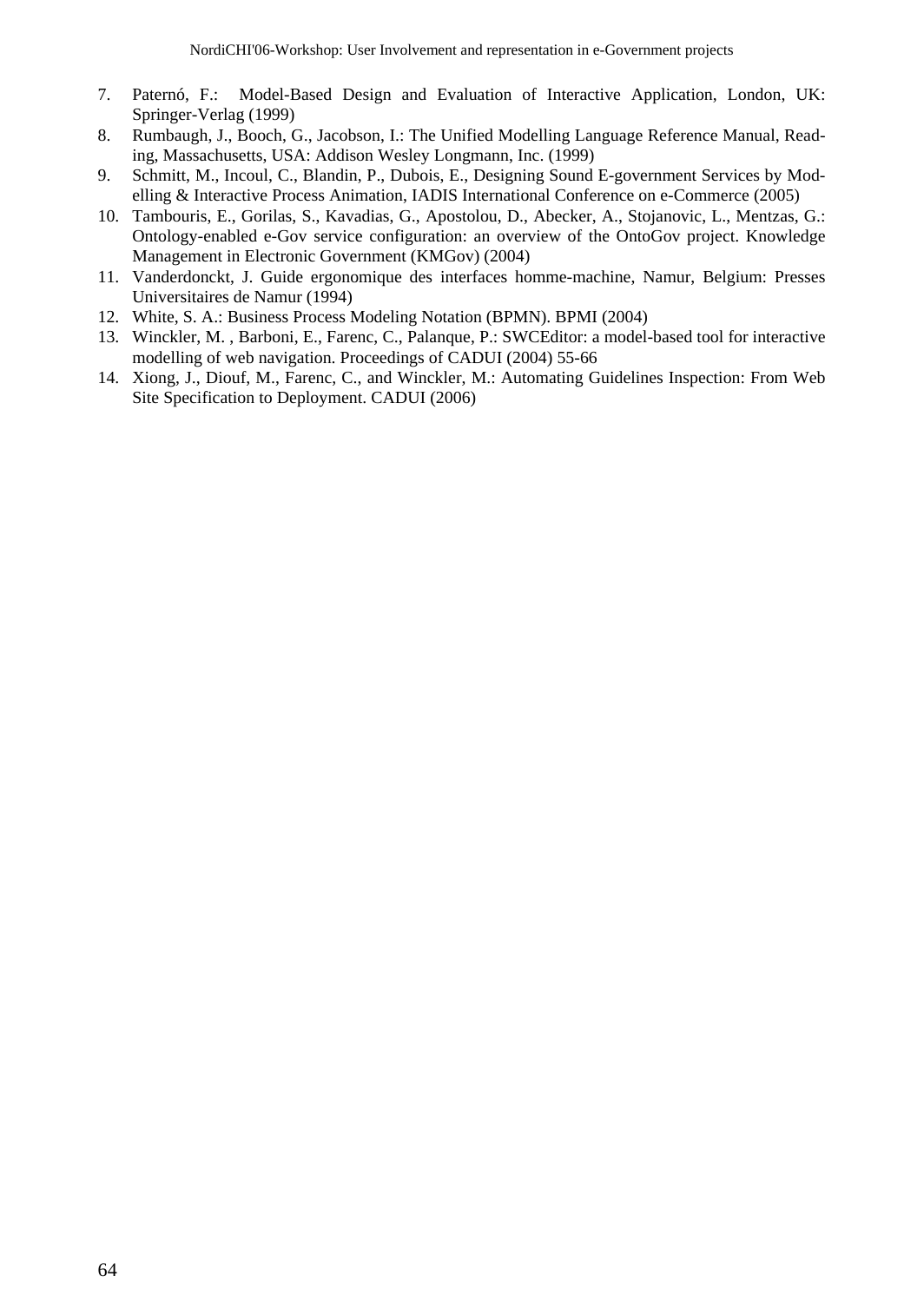7. Paternó, F.: Model-Based Design and Evaluation of Interactive Application, London, UK: Springer-Verlag (1999)
8. Rumbaugh, J., Booch, G., Jacobson, I.: The Unified Modelling Language Reference Manual, Reading, Massachusetts, USA: Addison Wesley Longmann, Inc. (1999)
9. Schmitt, M., Incoul, C., Blandin, P., Dubois, E., Designing Sound E-government Services by Modelling & Interactive Process Animation, IADIS International Conference on e-Commerce (2005)
10. Tambouris, E., Gorilas, S., Kavadias, G., Apostolou, D., Abecker, A., Stojanovic, L., Mentzas, G.: Ontology-enabled e-Gov service configuration: an overview of the OntoGov project. Knowledge Management in Electronic Government (KMGov) (2004)
11. Vanderdonckt, J. Guide ergonomique des interfaces homme-machine, Namur, Belgium: Presses Universitaires de Namur (1994)
12. White, S. A.: Business Process Modeling Notation (BPMN). BPMI (2004)
13. Winckler, M. , Barboni, E., Farenc, C., Palanque, P.: SWCEditor: a model-based tool for interactive modelling of web navigation. Proceedings of CADUI (2004) 55-66
14. Xiong, J., Diouf, M., Farenc, C., and Winckler, M.: Automating Guidelines Inspection: From Web Site Specification to Deployment. CADUI (2006)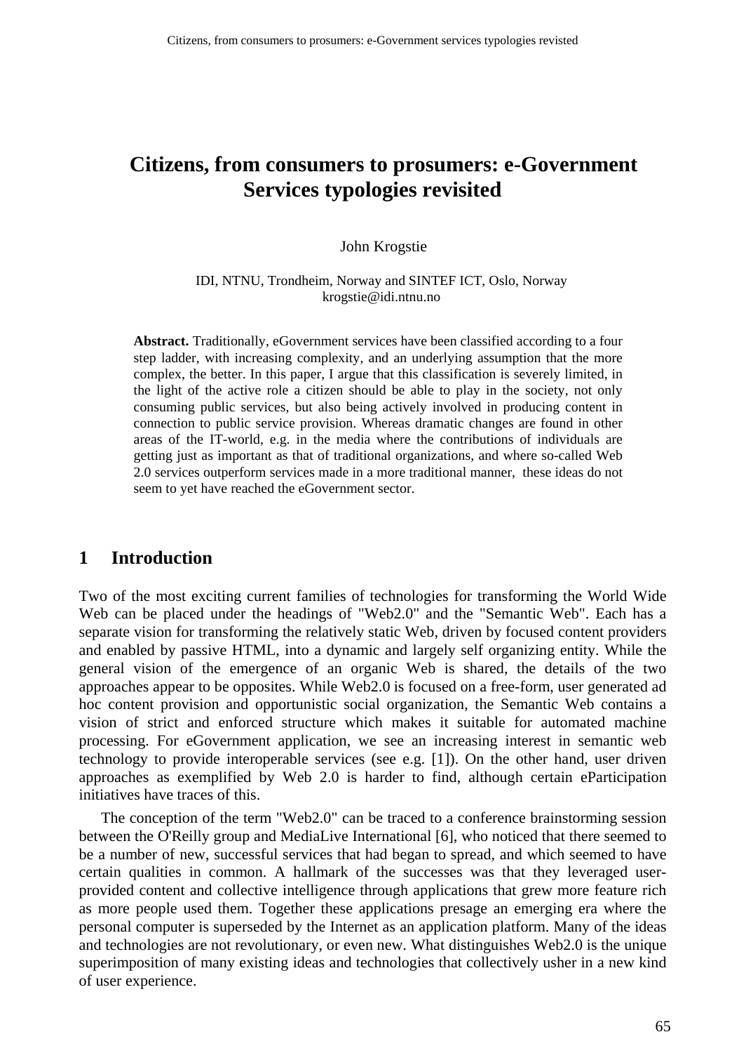# Citizens, from consumers to prosumers: e-Government Services typologies revisited

John Krogstie

IDI, NTNU, Trondheim, Norway and SINTEF ICT, Oslo, Norway
krogstie@idi.ntnu.no

**Abstract.** Traditionally, eGovernment services have been classified according to a four step ladder, with increasing complexity, and an underlying assumption that the more complex, the better. In this paper, I argue that this classification is severely limited, in the light of the active role a citizen should be able to play in the society, not only consuming public services, but also being actively involved in producing content in connection to public service provision. Whereas dramatic changes are found in other areas of the IT-world, e.g. in the media where the contributions of individuals are getting just as important as that of traditional organizations, and where so-called Web 2.0 services outperform services made in a more traditional manner, these ideas do not seem to yet have reached the eGovernment sector.

## 1 Introduction

Two of the most exciting current families of technologies for transforming the World Wide Web can be placed under the headings of "Web2.0" and the "Semantic Web". Each has a separate vision for transforming the relatively static Web, driven by focused content providers and enabled by passive HTML, into a dynamic and largely self organizing entity. While the general vision of the emergence of an organic Web is shared, the details of the two approaches appear to be opposites. While Web2.0 is focused on a free-form, user generated ad hoc content provision and opportunistic social organization, the Semantic Web contains a vision of strict and enforced structure which makes it suitable for automated machine processing. For eGovernment application, we see an increasing interest in semantic web technology to provide interoperable services (see e.g. [1]). On the other hand, user driven approaches as exemplified by Web 2.0 is harder to find, although certain eParticipation initiatives have traces of this.

The conception of the term "Web2.0" can be traced to a conference brainstorming session between the O'Reilly group and MediaLive International [6], who noticed that there seemed to be a number of new, successful services that had began to spread, and which seemed to have certain qualities in common. A hallmark of the successes was that they leveraged user-provided content and collective intelligence through applications that grew more feature rich as more people used them. Together these applications presage an emerging era where the personal computer is superseded by the Internet as an application platform. Many of the ideas and technologies are not revolutionary, or even new. What distinguishes Web2.0 is the unique superimposition of many existing ideas and technologies that collectively usher in a new kind of user experience.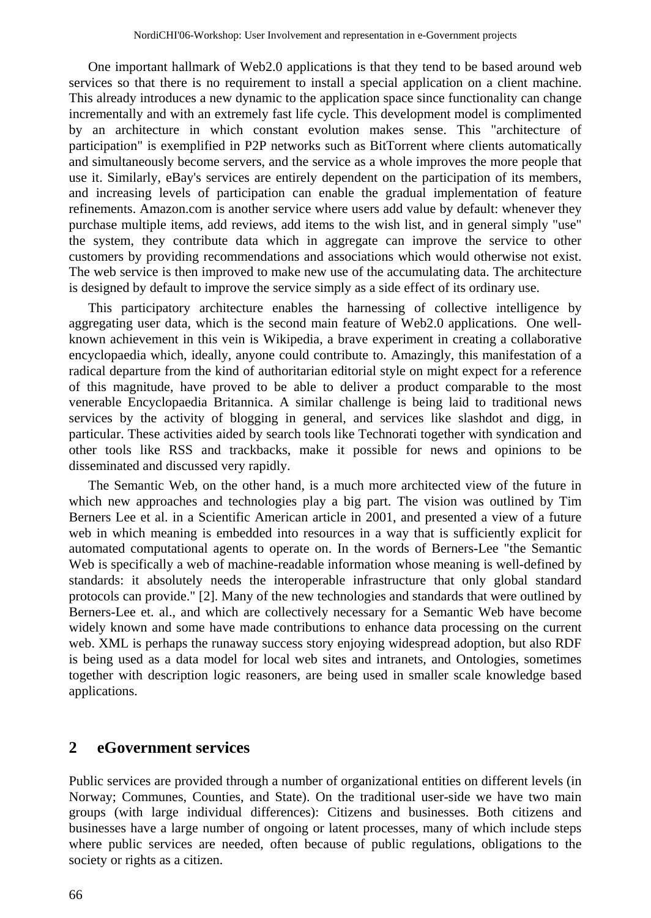One important hallmark of Web2.0 applications is that they tend to be based around web services so that there is no requirement to install a special application on a client machine. This already introduces a new dynamic to the application space since functionality can change incrementally and with an extremely fast life cycle. This development model is complimented by an architecture in which constant evolution makes sense. This "architecture of participation" is exemplified in P2P networks such as BitTorrent where clients automatically and simultaneously become servers, and the service as a whole improves the more people that use it. Similarly, eBay's services are entirely dependent on the participation of its members, and increasing levels of participation can enable the gradual implementation of feature refinements. Amazon.com is another service where users add value by default: whenever they purchase multiple items, add reviews, add items to the wish list, and in general simply "use" the system, they contribute data which in aggregate can improve the service to other customers by providing recommendations and associations which would otherwise not exist. The web service is then improved to make new use of the accumulating data. The architecture is designed by default to improve the service simply as a side effect of its ordinary use.

This participatory architecture enables the harnessing of collective intelligence by aggregating user data, which is the second main feature of Web2.0 applications. One well-known achievement in this vein is Wikipedia, a brave experiment in creating a collaborative encyclopaedia which, ideally, anyone could contribute to. Amazingly, this manifestation of a radical departure from the kind of authoritarian editorial style on might expect for a reference of this magnitude, have proved to be able to deliver a product comparable to the most venerable Encyclopaedia Britannica. A similar challenge is being laid to traditional news services by the activity of blogging in general, and services like slashdot and digg, in particular. These activities aided by search tools like Technorati together with syndication and other tools like RSS and trackbacks, make it possible for news and opinions to be disseminated and discussed very rapidly.

The Semantic Web, on the other hand, is a much more architected view of the future in which new approaches and technologies play a big part. The vision was outlined by Tim Berners Lee et al. in a Scientific American article in 2001, and presented a view of a future web in which meaning is embedded into resources in a way that is sufficiently explicit for automated computational agents to operate on. In the words of Berners-Lee "the Semantic Web is specifically a web of machine-readable information whose meaning is well-defined by standards: it absolutely needs the interoperable infrastructure that only global standard protocols can provide." [2]. Many of the new technologies and standards that were outlined by Berners-Lee et. al., and which are collectively necessary for a Semantic Web have become widely known and some have made contributions to enhance data processing on the current web. XML is perhaps the runaway success story enjoying widespread adoption, but also RDF is being used as a data model for local web sites and intranets, and Ontologies, sometimes together with description logic reasoners, are being used in smaller scale knowledge based applications.

## 2 eGovernment services

Public services are provided through a number of organizational entities on different levels (in Norway; Communes, Counties, and State). On the traditional user-side we have two main groups (with large individual differences): Citizens and businesses. Both citizens and businesses have a large number of ongoing or latent processes, many of which include steps where public services are needed, often because of public regulations, obligations to the society or rights as a citizen.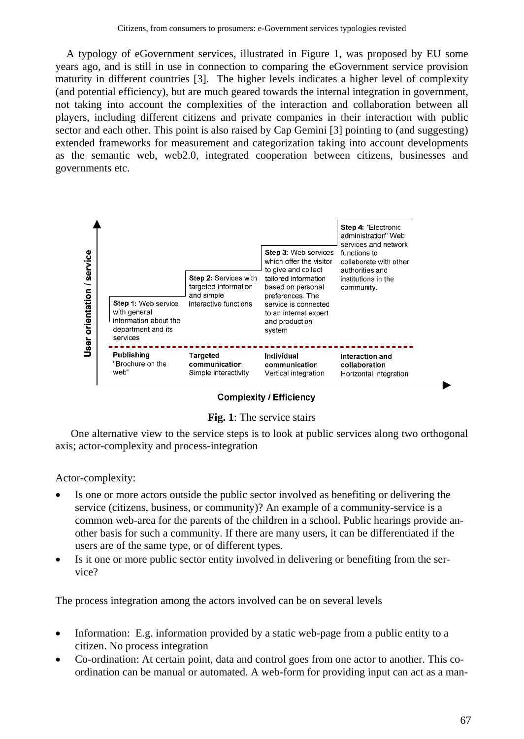A typology of eGovernment services, illustrated in Figure 1, was proposed by EU some years ago, and is still in use in connection to comparing the eGovernment service provision maturity in different countries [3]. The higher levels indicates a higher level of complexity (and potential efficiency), but are much geared towards the internal integration in government, not taking into account the complexities of the interaction and collaboration between all players, including different citizens and private companies in their interaction with public sector and each other. This point is also raised by Cap Gemini [3] pointing to (and suggesting) extended frameworks for measurement and categorization taking into account developments as the semantic web, web2.0, integrated cooperation between citizens, businesses and governments etc.

| | Step 1: Web service with general information about the department and its services | Step 2: Services with targeted information and simple interactive functions | Step 3: Web services which offer the visitor to give and collect tailored information based on personal preferences. The service is connected to an internal expert and production system | Step 4: "Electronic administration" Web services and network functions to collaborate with other authorities and institutions in the community. |
|---|---|---|---|---|
| | **Publishing** "Brochure on the web" | **Targeted communication** Simple interactivity | **Individual communication** Vertical integration | **Interaction and collaboration** Horizontal integration |

Vertical axis: User orientation / service. Horizontal axis: Complexity / Efficiency

**Fig. 1**: The service stairs

One alternative view to the service steps is to look at public services along two orthogonal axis; actor-complexity and process-integration

Actor-complexity:

- Is one or more actors outside the public sector involved as benefiting or delivering the service (citizens, business, or community)? An example of a community-service is a common web-area for the parents of the children in a school. Public hearings provide another basis for such a community. If there are many users, it can be differentiated if the users are of the same type, or of different types.
- Is it one or more public sector entity involved in delivering or benefiting from the service?

The process integration among the actors involved can be on several levels

- Information: E.g. information provided by a static web-page from a public entity to a citizen. No process integration
- Co-ordination: At certain point, data and control goes from one actor to another. This co-ordination can be manual or automated. A web-form for providing input can act as a man-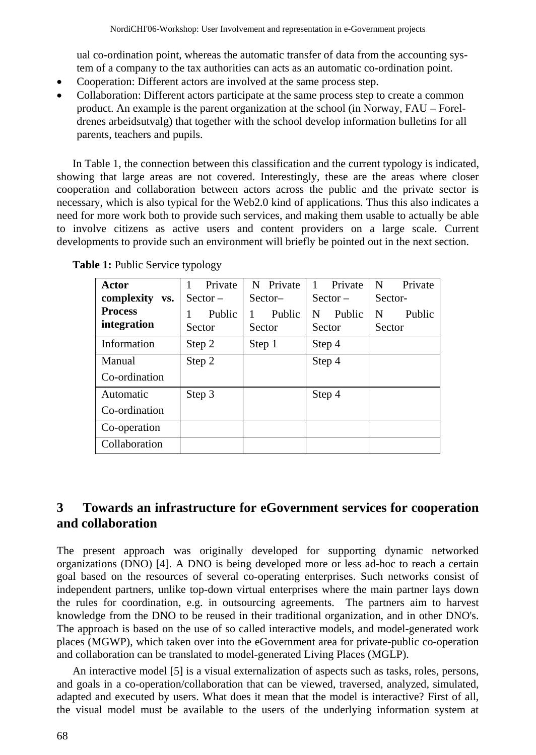ual co-ordination point, whereas the automatic transfer of data from the accounting system of a company to the tax authorities can acts as an automatic co-ordination point.

- Cooperation: Different actors are involved at the same process step.
- Collaboration: Different actors participate at the same process step to create a common product. An example is the parent organization at the school (in Norway, FAU – Foreldrenes arbeidsutvalg) that together with the school develop information bulletins for all parents, teachers and pupils.

In Table 1, the connection between this classification and the current typology is indicated, showing that large areas are not covered. Interestingly, these are the areas where closer cooperation and collaboration between actors across the public and the private sector is necessary, which is also typical for the Web2.0 kind of applications. Thus this also indicates a need for more work both to provide such services, and making them usable to actually be able to involve citizens as active users and content providers on a large scale. Current developments to provide such an environment will briefly be pointed out in the next section.

**Table 1:** Public Service typology

| **Actor complexity vs. Process integration** | 1 Private Sector – 1 Public Sector | N Private Sector– 1 Public Sector | 1 Private Sector – N Public Sector | N Private Sector- N Public Sector |
|---|---|---|---|---|
| Information | Step 2 | Step 1 | Step 4 | |
| Manual Co-ordination | Step 2 | | Step 4 | |
| Automatic Co-ordination | Step 3 | | Step 4 | |
| Co-operation | | | | |
| Collaboration | | | | |

## 3 Towards an infrastructure for eGovernment services for cooperation and collaboration

The present approach was originally developed for supporting dynamic networked organizations (DNO) [4]. A DNO is being developed more or less ad-hoc to reach a certain goal based on the resources of several co-operating enterprises. Such networks consist of independent partners, unlike top-down virtual enterprises where the main partner lays down the rules for coordination, e.g. in outsourcing agreements. The partners aim to harvest knowledge from the DNO to be reused in their traditional organization, and in other DNO's. The approach is based on the use of so called interactive models, and model-generated work places (MGWP), which taken over into the eGovernment area for private-public co-operation and collaboration can be translated to model-generated Living Places (MGLP).

An interactive model [5] is a visual externalization of aspects such as tasks, roles, persons, and goals in a co-operation/collaboration that can be viewed, traversed, analyzed, simulated, adapted and executed by users. What does it mean that the model is interactive? First of all, the visual model must be available to the users of the underlying information system at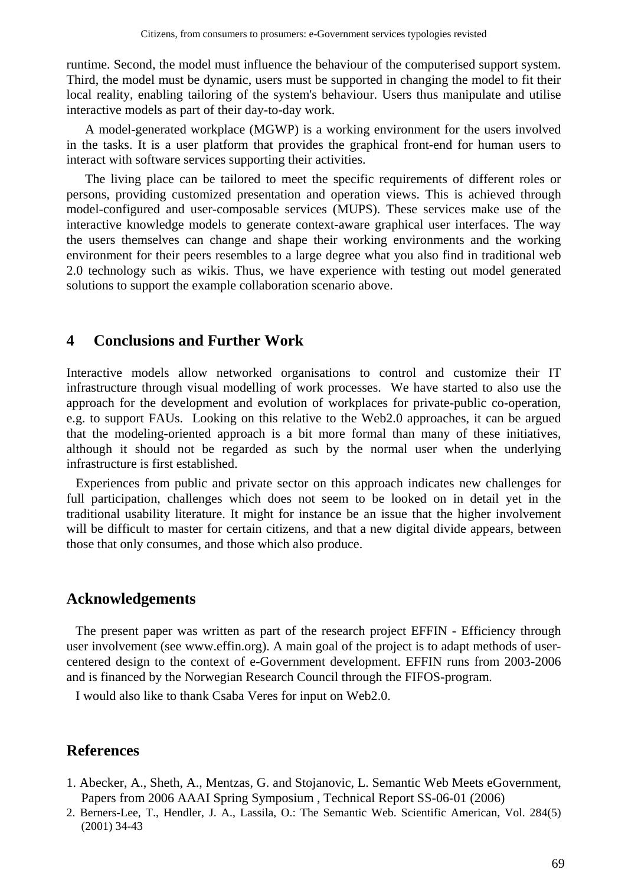runtime. Second, the model must influence the behaviour of the computerised support system. Third, the model must be dynamic, users must be supported in changing the model to fit their local reality, enabling tailoring of the system's behaviour. Users thus manipulate and utilise interactive models as part of their day-to-day work.

A model-generated workplace (MGWP) is a working environment for the users involved in the tasks. It is a user platform that provides the graphical front-end for human users to interact with software services supporting their activities.

The living place can be tailored to meet the specific requirements of different roles or persons, providing customized presentation and operation views. This is achieved through model-configured and user-composable services (MUPS). These services make use of the interactive knowledge models to generate context-aware graphical user interfaces. The way the users themselves can change and shape their working environments and the working environment for their peers resembles to a large degree what you also find in traditional web 2.0 technology such as wikis. Thus, we have experience with testing out model generated solutions to support the example collaboration scenario above.

## 4 Conclusions and Further Work

Interactive models allow networked organisations to control and customize their IT infrastructure through visual modelling of work processes. We have started to also use the approach for the development and evolution of workplaces for private-public co-operation, e.g. to support FAUs. Looking on this relative to the Web2.0 approaches, it can be argued that the modeling-oriented approach is a bit more formal than many of these initiatives, although it should not be regarded as such by the normal user when the underlying infrastructure is first established.

Experiences from public and private sector on this approach indicates new challenges for full participation, challenges which does not seem to be looked on in detail yet in the traditional usability literature. It might for instance be an issue that the higher involvement will be difficult to master for certain citizens, and that a new digital divide appears, between those that only consumes, and those which also produce.

## Acknowledgements

The present paper was written as part of the research project EFFIN - Efficiency through user involvement (see www.effin.org). A main goal of the project is to adapt methods of user-centered design to the context of e-Government development. EFFIN runs from 2003-2006 and is financed by the Norwegian Research Council through the FIFOS-program.

I would also like to thank Csaba Veres for input on Web2.0.

## References

1. Abecker, A., Sheth, A., Mentzas, G. and Stojanovic, L. Semantic Web Meets eGovernment, Papers from 2006 AAAI Spring Symposium , Technical Report SS-06-01 (2006)
2. Berners-Lee, T., Hendler, J. A., Lassila, O.: The Semantic Web. Scientific American, Vol. 284(5) (2001) 34-43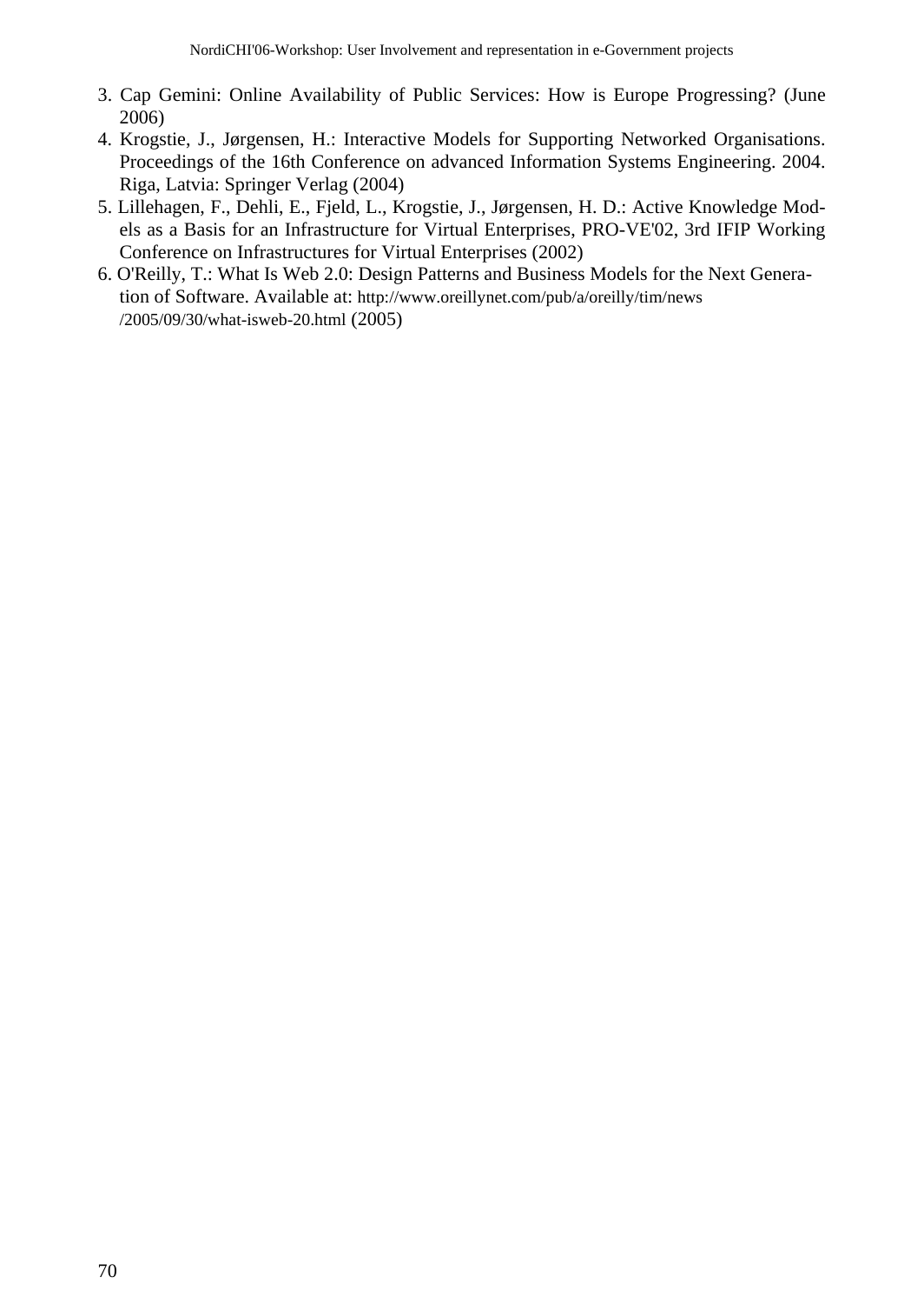3. Cap Gemini: Online Availability of Public Services: How is Europe Progressing? (June 2006)
4. Krogstie, J., Jørgensen, H.: Interactive Models for Supporting Networked Organisations. Proceedings of the 16th Conference on advanced Information Systems Engineering. 2004. Riga, Latvia: Springer Verlag (2004)
5. Lillehagen, F., Dehli, E., Fjeld, L., Krogstie, J., Jørgensen, H. D.: Active Knowledge Models as a Basis for an Infrastructure for Virtual Enterprises, PRO-VE'02, 3rd IFIP Working Conference on Infrastructures for Virtual Enterprises (2002)
6. O'Reilly, T.: What Is Web 2.0: Design Patterns and Business Models for the Next Generation of Software. Available at: http://www.oreillynet.com/pub/a/oreilly/tim/news /2005/09/30/what-isweb-20.html (2005)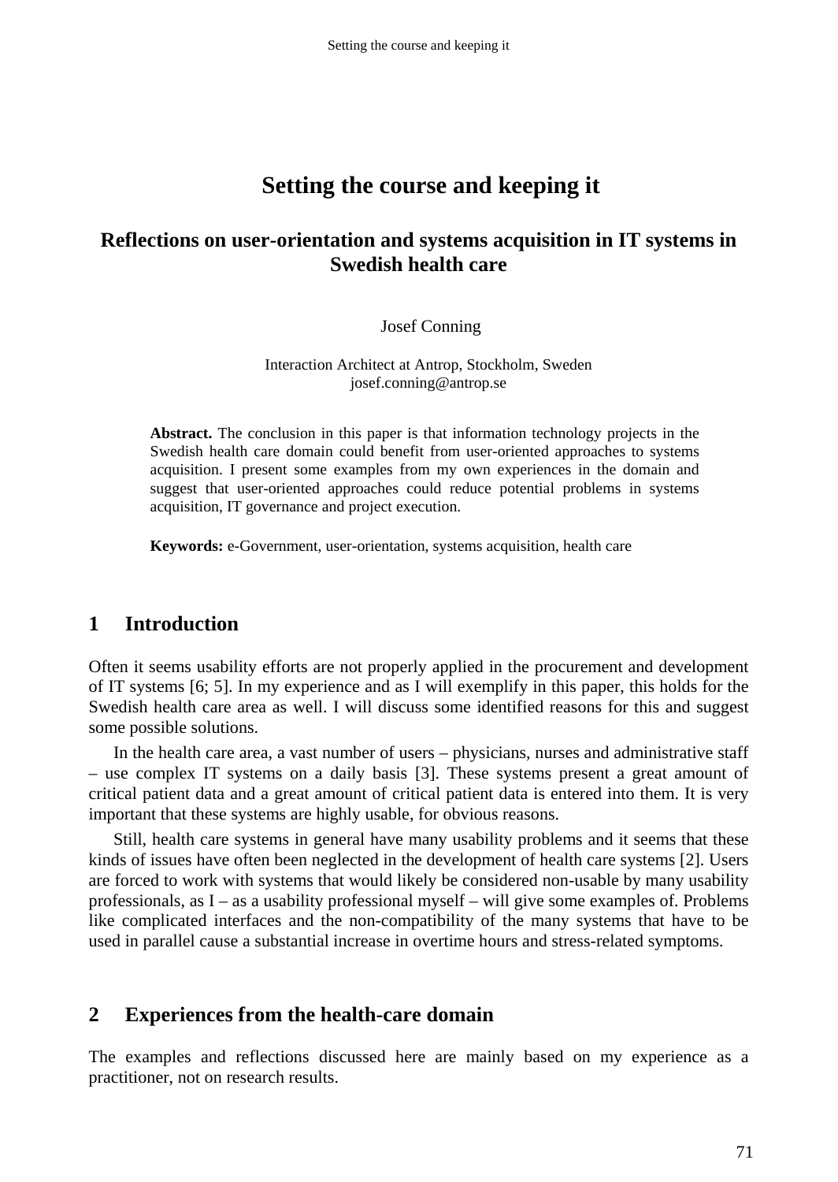# Setting the course and keeping it

## Reflections on user-orientation and systems acquisition in IT systems in Swedish health care

Josef Conning

Interaction Architect at Antrop, Stockholm, Sweden
josef.conning@antrop.se

**Abstract.** The conclusion in this paper is that information technology projects in the Swedish health care domain could benefit from user-oriented approaches to systems acquisition. I present some examples from my own experiences in the domain and suggest that user-oriented approaches could reduce potential problems in systems acquisition, IT governance and project execution.

**Keywords:** e-Government, user-orientation, systems acquisition, health care

## 1 Introduction

Often it seems usability efforts are not properly applied in the procurement and development of IT systems [6; 5]. In my experience and as I will exemplify in this paper, this holds for the Swedish health care area as well. I will discuss some identified reasons for this and suggest some possible solutions.

In the health care area, a vast number of users – physicians, nurses and administrative staff – use complex IT systems on a daily basis [3]. These systems present a great amount of critical patient data and a great amount of critical patient data is entered into them. It is very important that these systems are highly usable, for obvious reasons.

Still, health care systems in general have many usability problems and it seems that these kinds of issues have often been neglected in the development of health care systems [2]. Users are forced to work with systems that would likely be considered non-usable by many usability professionals, as I – as a usability professional myself – will give some examples of. Problems like complicated interfaces and the non-compatibility of the many systems that have to be used in parallel cause a substantial increase in overtime hours and stress-related symptoms.

## 2 Experiences from the health-care domain

The examples and reflections discussed here are mainly based on my experience as a practitioner, not on research results.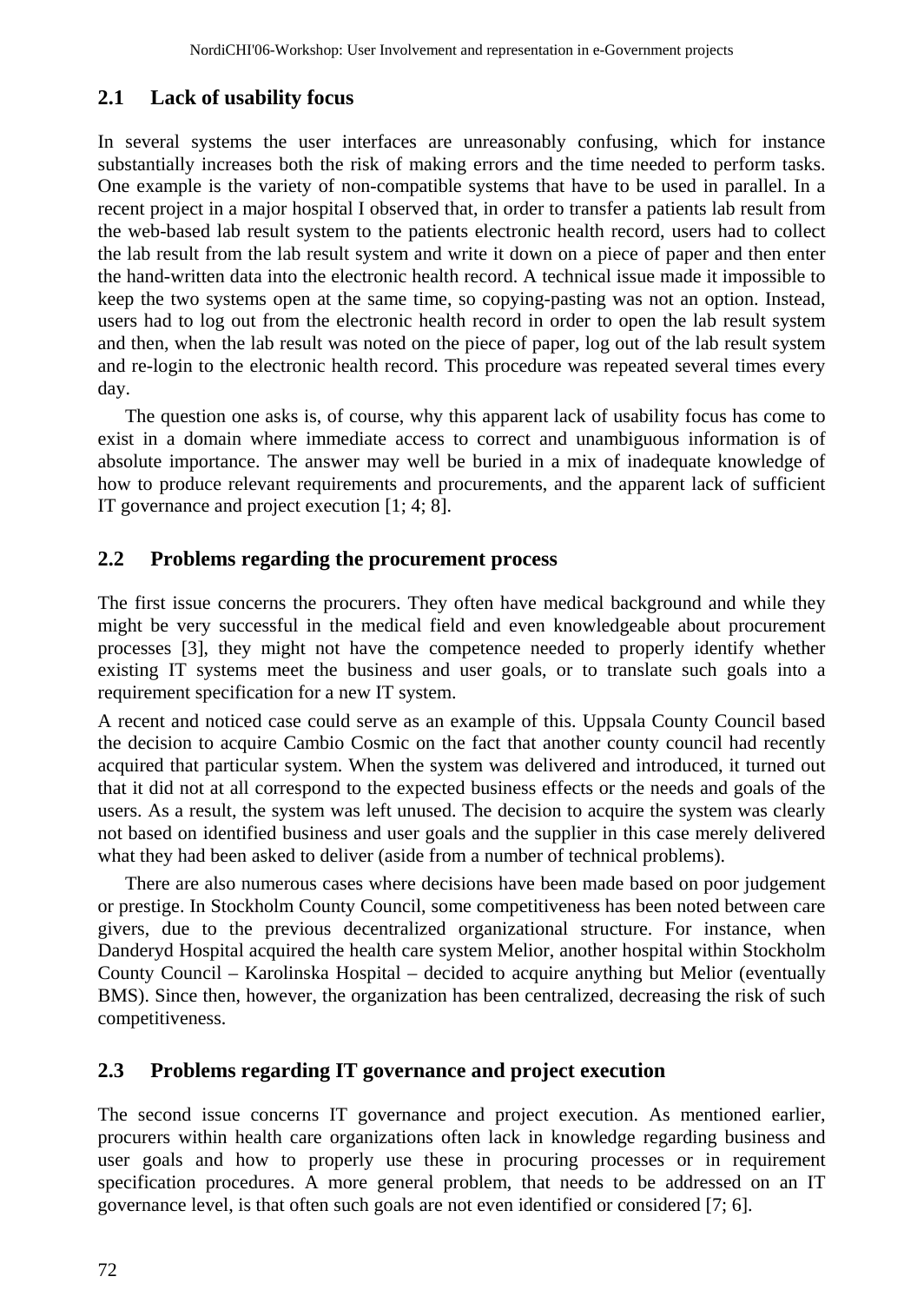### 2.1 Lack of usability focus

In several systems the user interfaces are unreasonably confusing, which for instance substantially increases both the risk of making errors and the time needed to perform tasks. One example is the variety of non-compatible systems that have to be used in parallel. In a recent project in a major hospital I observed that, in order to transfer a patients lab result from the web-based lab result system to the patients electronic health record, users had to collect the lab result from the lab result system and write it down on a piece of paper and then enter the hand-written data into the electronic health record. A technical issue made it impossible to keep the two systems open at the same time, so copying-pasting was not an option. Instead, users had to log out from the electronic health record in order to open the lab result system and then, when the lab result was noted on the piece of paper, log out of the lab result system and re-login to the electronic health record. This procedure was repeated several times every day.

The question one asks is, of course, why this apparent lack of usability focus has come to exist in a domain where immediate access to correct and unambiguous information is of absolute importance. The answer may well be buried in a mix of inadequate knowledge of how to produce relevant requirements and procurements, and the apparent lack of sufficient IT governance and project execution [1; 4; 8].

### 2.2 Problems regarding the procurement process

The first issue concerns the procurers. They often have medical background and while they might be very successful in the medical field and even knowledgeable about procurement processes [3], they might not have the competence needed to properly identify whether existing IT systems meet the business and user goals, or to translate such goals into a requirement specification for a new IT system.

A recent and noticed case could serve as an example of this. Uppsala County Council based the decision to acquire Cambio Cosmic on the fact that another county council had recently acquired that particular system. When the system was delivered and introduced, it turned out that it did not at all correspond to the expected business effects or the needs and goals of the users. As a result, the system was left unused. The decision to acquire the system was clearly not based on identified business and user goals and the supplier in this case merely delivered what they had been asked to deliver (aside from a number of technical problems).

There are also numerous cases where decisions have been made based on poor judgement or prestige. In Stockholm County Council, some competitiveness has been noted between care givers, due to the previous decentralized organizational structure. For instance, when Danderyd Hospital acquired the health care system Melior, another hospital within Stockholm County Council – Karolinska Hospital – decided to acquire anything but Melior (eventually BMS). Since then, however, the organization has been centralized, decreasing the risk of such competitiveness.

### 2.3 Problems regarding IT governance and project execution

The second issue concerns IT governance and project execution. As mentioned earlier, procurers within health care organizations often lack in knowledge regarding business and user goals and how to properly use these in procuring processes or in requirement specification procedures. A more general problem, that needs to be addressed on an IT governance level, is that often such goals are not even identified or considered [7; 6].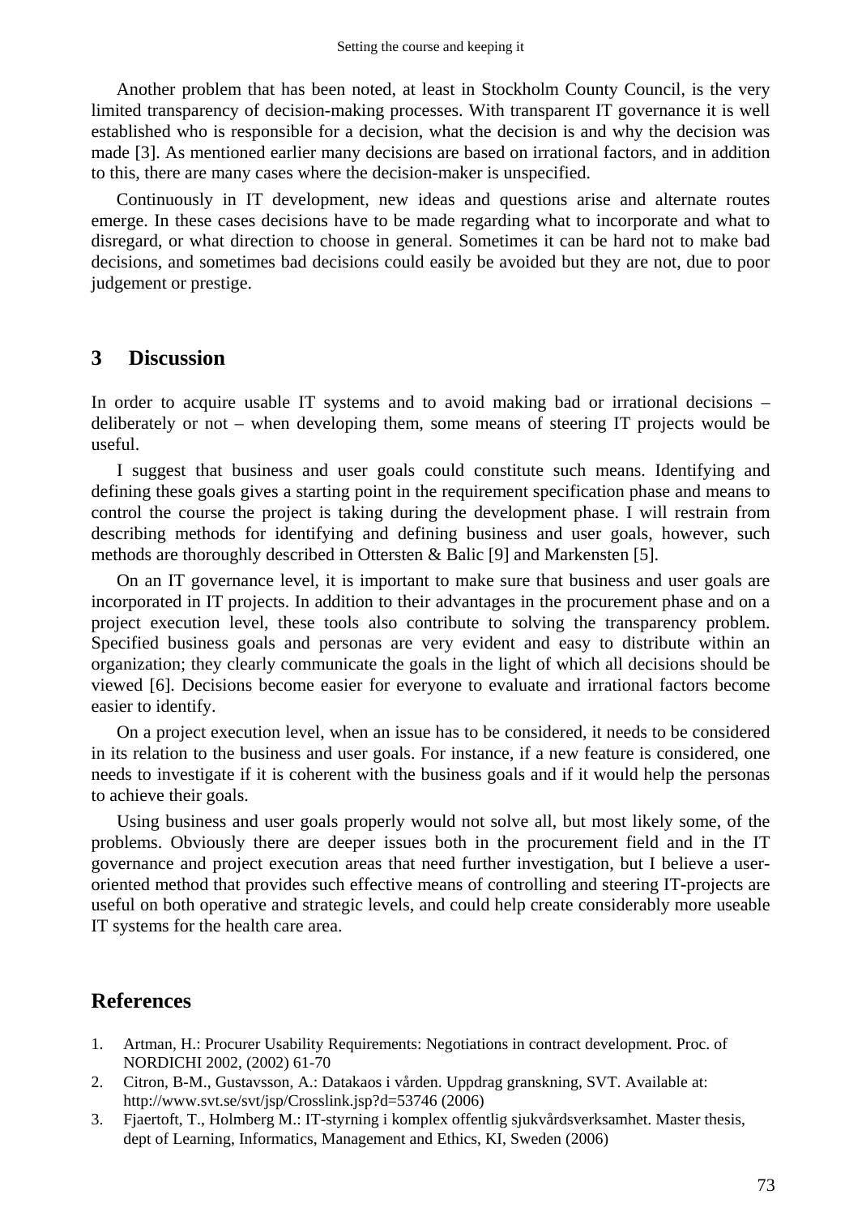Another problem that has been noted, at least in Stockholm County Council, is the very limited transparency of decision-making processes. With transparent IT governance it is well established who is responsible for a decision, what the decision is and why the decision was made [3]. As mentioned earlier many decisions are based on irrational factors, and in addition to this, there are many cases where the decision-maker is unspecified.

Continuously in IT development, new ideas and questions arise and alternate routes emerge. In these cases decisions have to be made regarding what to incorporate and what to disregard, or what direction to choose in general. Sometimes it can be hard not to make bad decisions, and sometimes bad decisions could easily be avoided but they are not, due to poor judgement or prestige.

## 3 Discussion

In order to acquire usable IT systems and to avoid making bad or irrational decisions – deliberately or not – when developing them, some means of steering IT projects would be useful.

I suggest that business and user goals could constitute such means. Identifying and defining these goals gives a starting point in the requirement specification phase and means to control the course the project is taking during the development phase. I will restrain from describing methods for identifying and defining business and user goals, however, such methods are thoroughly described in Ottersten & Balic [9] and Markensten [5].

On an IT governance level, it is important to make sure that business and user goals are incorporated in IT projects. In addition to their advantages in the procurement phase and on a project execution level, these tools also contribute to solving the transparency problem. Specified business goals and personas are very evident and easy to distribute within an organization; they clearly communicate the goals in the light of which all decisions should be viewed [6]. Decisions become easier for everyone to evaluate and irrational factors become easier to identify.

On a project execution level, when an issue has to be considered, it needs to be considered in its relation to the business and user goals. For instance, if a new feature is considered, one needs to investigate if it is coherent with the business goals and if it would help the personas to achieve their goals.

Using business and user goals properly would not solve all, but most likely some, of the problems. Obviously there are deeper issues both in the procurement field and in the IT governance and project execution areas that need further investigation, but I believe a user-oriented method that provides such effective means of controlling and steering IT-projects are useful on both operative and strategic levels, and could help create considerably more useable IT systems for the health care area.

## References

1. Artman, H.: Procurer Usability Requirements: Negotiations in contract development. Proc. of NORDICHI 2002, (2002) 61-70
2. Citron, B-M., Gustavsson, A.: Datakaos i vården. Uppdrag granskning, SVT. Available at: http://www.svt.se/svt/jsp/Crosslink.jsp?d=53746 (2006)
3. Fjaertoft, T., Holmberg M.: IT-styrning i komplex offentlig sjukvårdsverksamhet. Master thesis, dept of Learning, Informatics, Management and Ethics, KI, Sweden (2006)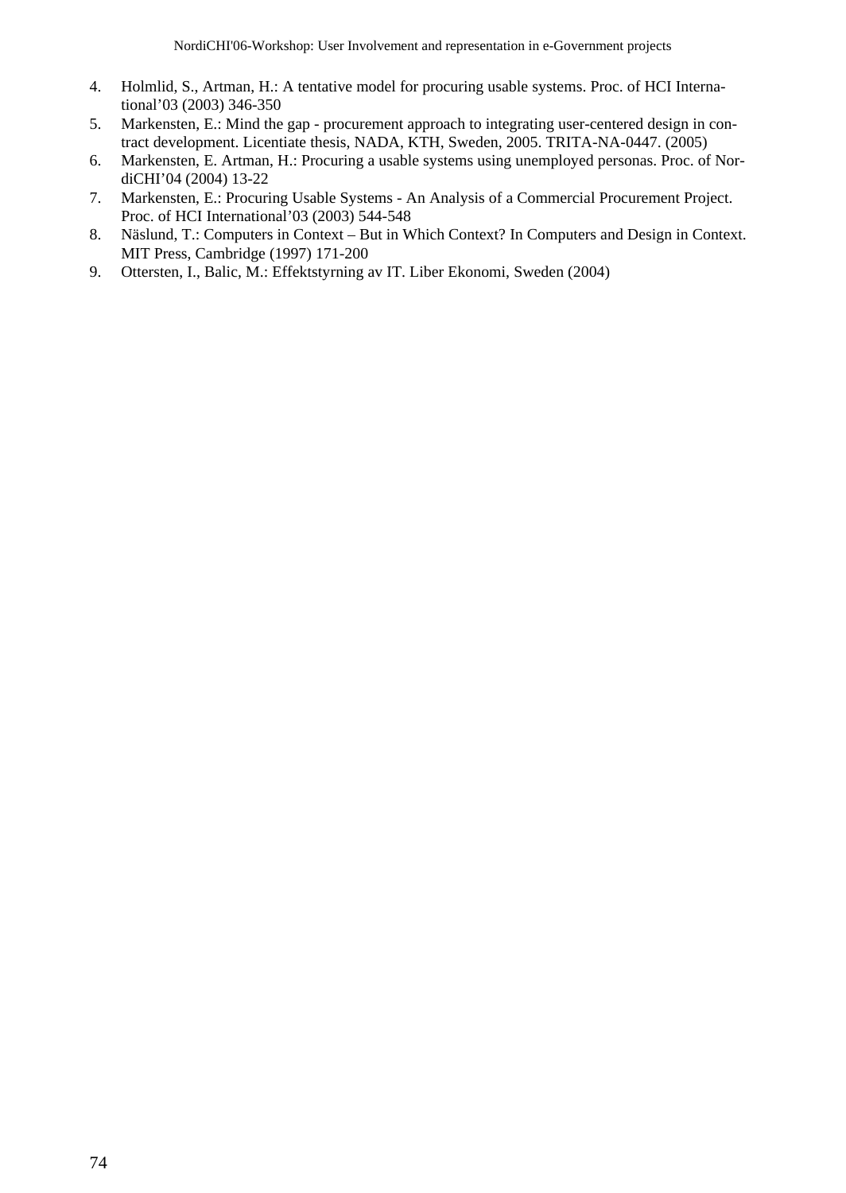4. Holmlid, S., Artman, H.: A tentative model for procuring usable systems. Proc. of HCI International'03 (2003) 346-350
5. Markensten, E.: Mind the gap - procurement approach to integrating user-centered design in contract development. Licentiate thesis, NADA, KTH, Sweden, 2005. TRITA-NA-0447. (2005)
6. Markensten, E. Artman, H.: Procuring a usable systems using unemployed personas. Proc. of NordiCHI'04 (2004) 13-22
7. Markensten, E.: Procuring Usable Systems - An Analysis of a Commercial Procurement Project. Proc. of HCI International'03 (2003) 544-548
8. Näslund, T.: Computers in Context – But in Which Context? In Computers and Design in Context. MIT Press, Cambridge (1997) 171-200
9. Ottersten, I., Balic, M.: Effektstyrning av IT. Liber Ekonomi, Sweden (2004)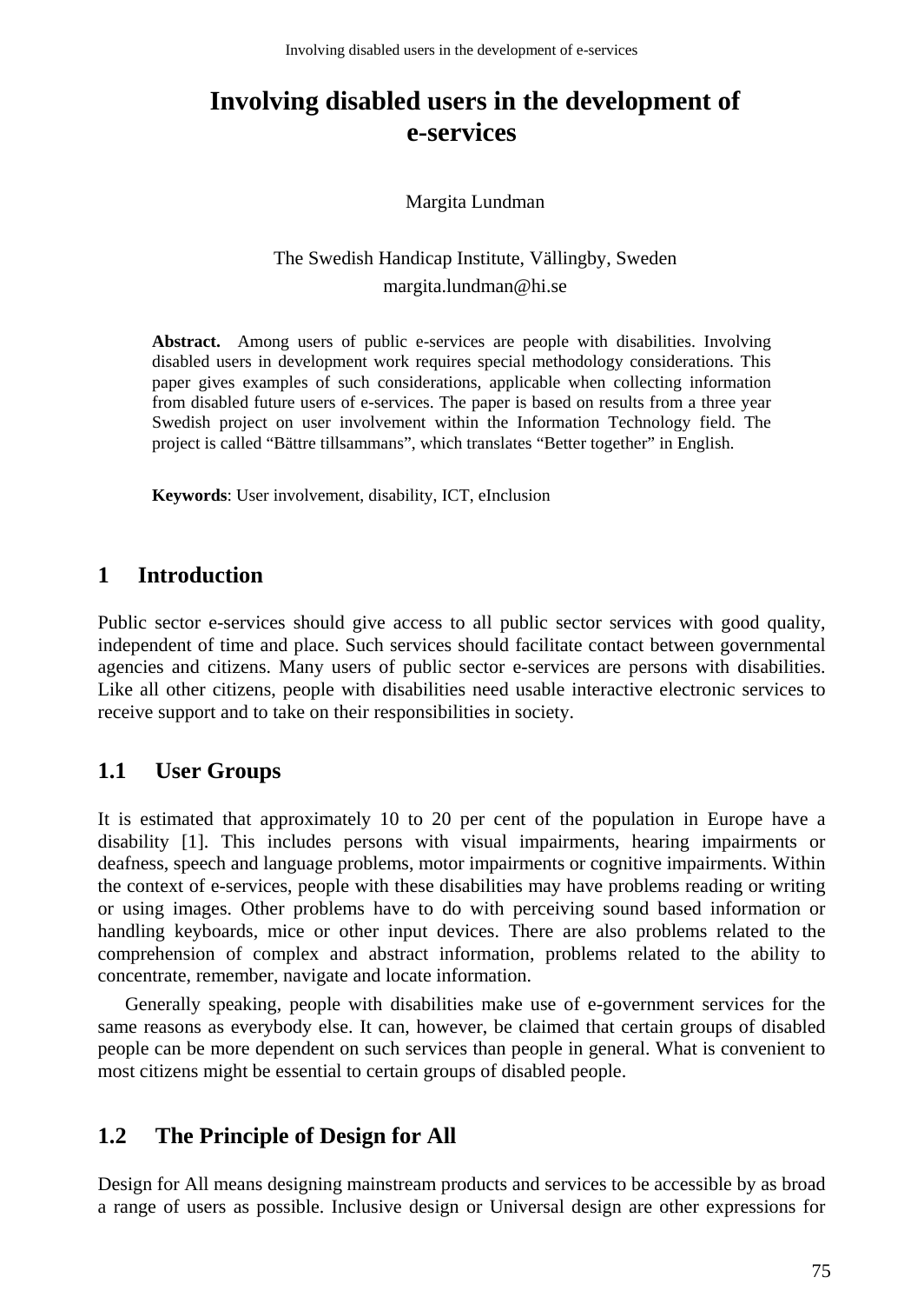# Involving disabled users in the development of e-services

Margita Lundman

The Swedish Handicap Institute, Vällingby, Sweden
margita.lundman@hi.se

**Abstract.** Among users of public e-services are people with disabilities. Involving disabled users in development work requires special methodology considerations. This paper gives examples of such considerations, applicable when collecting information from disabled future users of e-services. The paper is based on results from a three year Swedish project on user involvement within the Information Technology field. The project is called "Bättre tillsammans", which translates "Better together" in English.

**Keywords**: User involvement, disability, ICT, eInclusion

## 1 Introduction

Public sector e-services should give access to all public sector services with good quality, independent of time and place. Such services should facilitate contact between governmental agencies and citizens. Many users of public sector e-services are persons with disabilities. Like all other citizens, people with disabilities need usable interactive electronic services to receive support and to take on their responsibilities in society.

### 1.1 User Groups

It is estimated that approximately 10 to 20 per cent of the population in Europe have a disability [1]. This includes persons with visual impairments, hearing impairments or deafness, speech and language problems, motor impairments or cognitive impairments. Within the context of e-services, people with these disabilities may have problems reading or writing or using images. Other problems have to do with perceiving sound based information or handling keyboards, mice or other input devices. There are also problems related to the comprehension of complex and abstract information, problems related to the ability to concentrate, remember, navigate and locate information.

Generally speaking, people with disabilities make use of e-government services for the same reasons as everybody else. It can, however, be claimed that certain groups of disabled people can be more dependent on such services than people in general. What is convenient to most citizens might be essential to certain groups of disabled people.

### 1.2 The Principle of Design for All

Design for All means designing mainstream products and services to be accessible by as broad a range of users as possible. Inclusive design or Universal design are other expressions for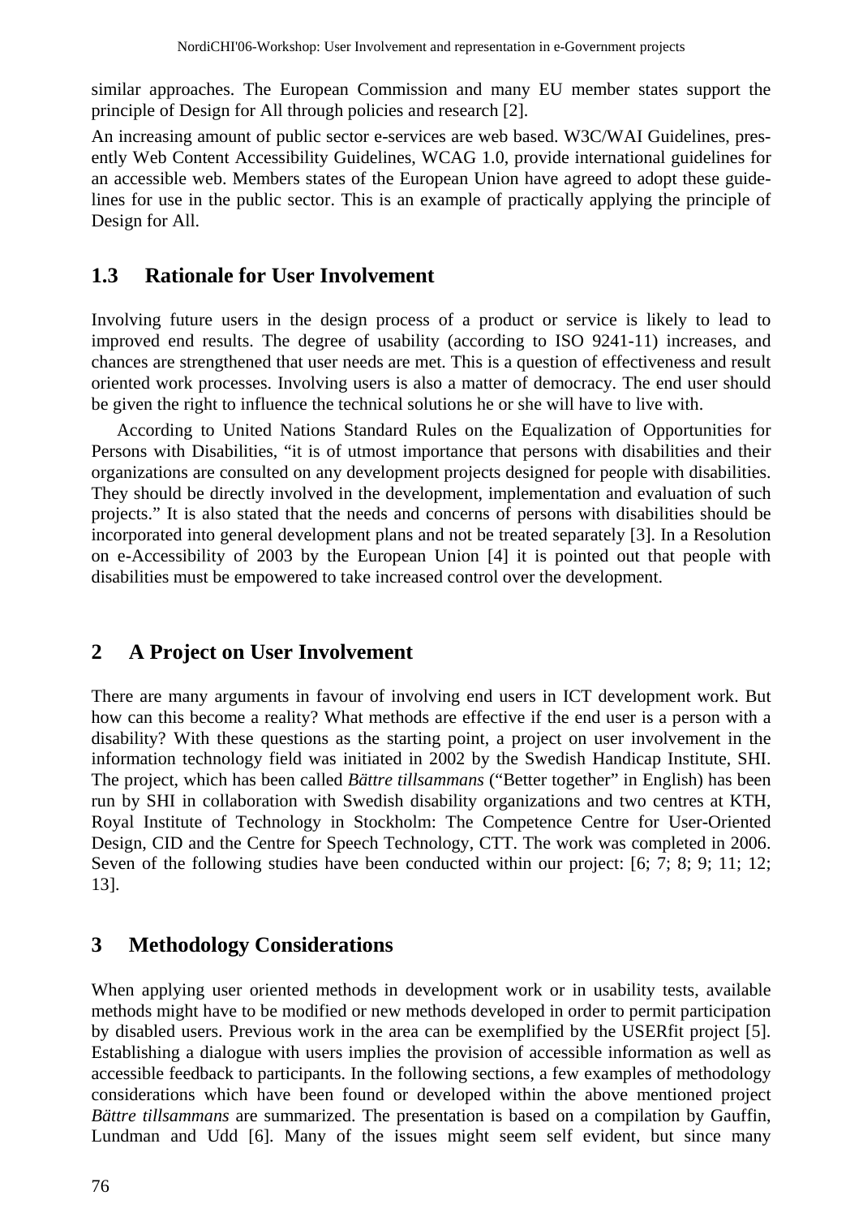similar approaches. The European Commission and many EU member states support the principle of Design for All through policies and research [2].

An increasing amount of public sector e-services are web based. W3C/WAI Guidelines, presently Web Content Accessibility Guidelines, WCAG 1.0, provide international guidelines for an accessible web. Members states of the European Union have agreed to adopt these guidelines for use in the public sector. This is an example of practically applying the principle of Design for All.

### 1.3 Rationale for User Involvement

Involving future users in the design process of a product or service is likely to lead to improved end results. The degree of usability (according to ISO 9241-11) increases, and chances are strengthened that user needs are met. This is a question of effectiveness and result oriented work processes. Involving users is also a matter of democracy. The end user should be given the right to influence the technical solutions he or she will have to live with.

According to United Nations Standard Rules on the Equalization of Opportunities for Persons with Disabilities, "it is of utmost importance that persons with disabilities and their organizations are consulted on any development projects designed for people with disabilities. They should be directly involved in the development, implementation and evaluation of such projects." It is also stated that the needs and concerns of persons with disabilities should be incorporated into general development plans and not be treated separately [3]. In a Resolution on e-Accessibility of 2003 by the European Union [4] it is pointed out that people with disabilities must be empowered to take increased control over the development.

## 2 A Project on User Involvement

There are many arguments in favour of involving end users in ICT development work. But how can this become a reality? What methods are effective if the end user is a person with a disability? With these questions as the starting point, a project on user involvement in the information technology field was initiated in 2002 by the Swedish Handicap Institute, SHI. The project, which has been called *Bättre tillsammans* ("Better together" in English) has been run by SHI in collaboration with Swedish disability organizations and two centres at KTH, Royal Institute of Technology in Stockholm: The Competence Centre for User-Oriented Design, CID and the Centre for Speech Technology, CTT. The work was completed in 2006. Seven of the following studies have been conducted within our project: [6; 7; 8; 9; 11; 12; 13].

## 3 Methodology Considerations

When applying user oriented methods in development work or in usability tests, available methods might have to be modified or new methods developed in order to permit participation by disabled users. Previous work in the area can be exemplified by the USERfit project [5]. Establishing a dialogue with users implies the provision of accessible information as well as accessible feedback to participants. In the following sections, a few examples of methodology considerations which have been found or developed within the above mentioned project *Bättre tillsammans* are summarized. The presentation is based on a compilation by Gauffin, Lundman and Udd [6]. Many of the issues might seem self evident, but since many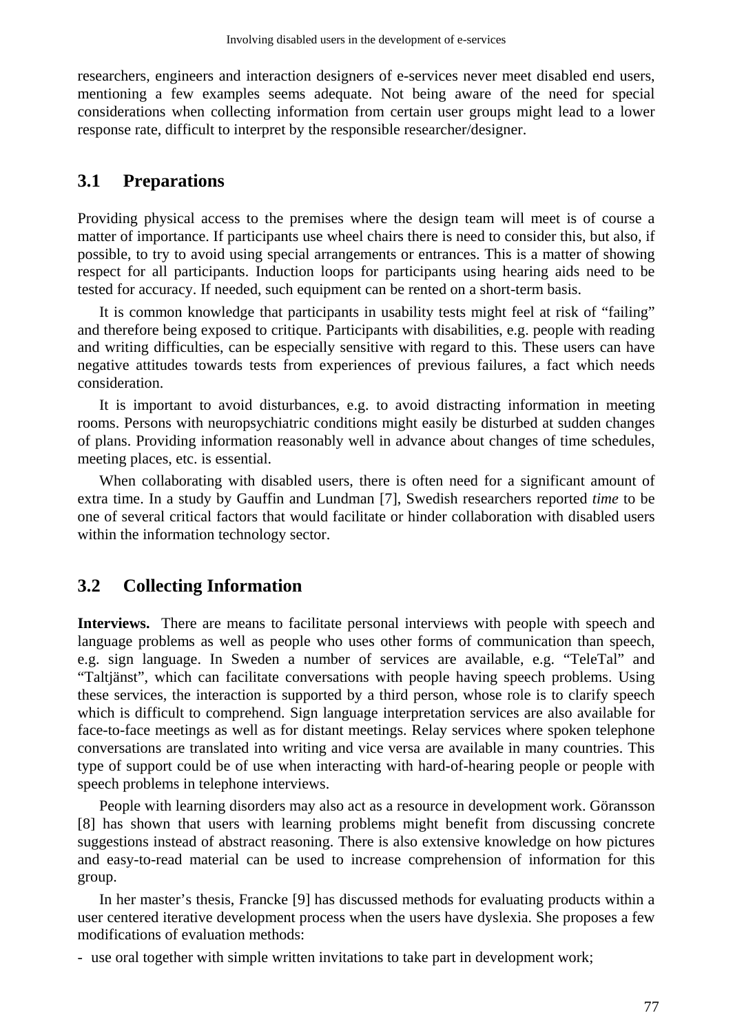researchers, engineers and interaction designers of e-services never meet disabled end users, mentioning a few examples seems adequate. Not being aware of the need for special considerations when collecting information from certain user groups might lead to a lower response rate, difficult to interpret by the responsible researcher/designer.

## 3.1 Preparations

Providing physical access to the premises where the design team will meet is of course a matter of importance. If participants use wheel chairs there is need to consider this, but also, if possible, to try to avoid using special arrangements or entrances. This is a matter of showing respect for all participants. Induction loops for participants using hearing aids need to be tested for accuracy. If needed, such equipment can be rented on a short-term basis.

It is common knowledge that participants in usability tests might feel at risk of "failing" and therefore being exposed to critique. Participants with disabilities, e.g. people with reading and writing difficulties, can be especially sensitive with regard to this. These users can have negative attitudes towards tests from experiences of previous failures, a fact which needs consideration.

It is important to avoid disturbances, e.g. to avoid distracting information in meeting rooms. Persons with neuropsychiatric conditions might easily be disturbed at sudden changes of plans. Providing information reasonably well in advance about changes of time schedules, meeting places, etc. is essential.

When collaborating with disabled users, there is often need for a significant amount of extra time. In a study by Gauffin and Lundman [7], Swedish researchers reported *time* to be one of several critical factors that would facilitate or hinder collaboration with disabled users within the information technology sector.

## 3.2 Collecting Information

**Interviews.** There are means to facilitate personal interviews with people with speech and language problems as well as people who uses other forms of communication than speech, e.g. sign language. In Sweden a number of services are available, e.g. "TeleTal" and "Taltjänst", which can facilitate conversations with people having speech problems. Using these services, the interaction is supported by a third person, whose role is to clarify speech which is difficult to comprehend. Sign language interpretation services are also available for face-to-face meetings as well as for distant meetings. Relay services where spoken telephone conversations are translated into writing and vice versa are available in many countries. This type of support could be of use when interacting with hard-of-hearing people or people with speech problems in telephone interviews.

People with learning disorders may also act as a resource in development work. Göransson [8] has shown that users with learning problems might benefit from discussing concrete suggestions instead of abstract reasoning. There is also extensive knowledge on how pictures and easy-to-read material can be used to increase comprehension of information for this group.

In her master's thesis, Francke [9] has discussed methods for evaluating products within a user centered iterative development process when the users have dyslexia. She proposes a few modifications of evaluation methods:

- use oral together with simple written invitations to take part in development work;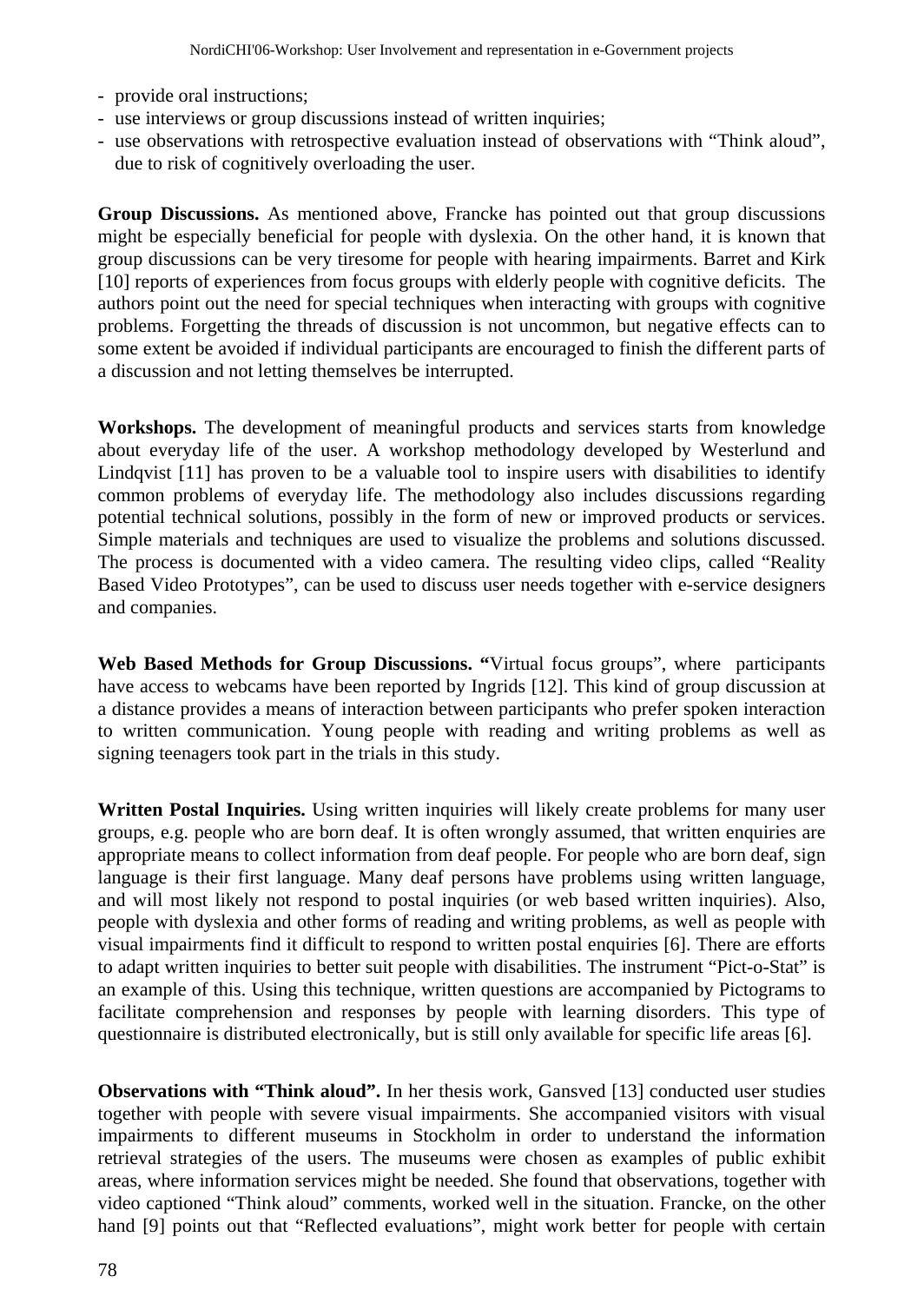- provide oral instructions;
- use interviews or group discussions instead of written inquiries;
- use observations with retrospective evaluation instead of observations with "Think aloud", due to risk of cognitively overloading the user.

**Group Discussions.** As mentioned above, Francke has pointed out that group discussions might be especially beneficial for people with dyslexia. On the other hand, it is known that group discussions can be very tiresome for people with hearing impairments. Barret and Kirk [10] reports of experiences from focus groups with elderly people with cognitive deficits. The authors point out the need for special techniques when interacting with groups with cognitive problems. Forgetting the threads of discussion is not uncommon, but negative effects can to some extent be avoided if individual participants are encouraged to finish the different parts of a discussion and not letting themselves be interrupted.

**Workshops.** The development of meaningful products and services starts from knowledge about everyday life of the user. A workshop methodology developed by Westerlund and Lindqvist [11] has proven to be a valuable tool to inspire users with disabilities to identify common problems of everyday life. The methodology also includes discussions regarding potential technical solutions, possibly in the form of new or improved products or services. Simple materials and techniques are used to visualize the problems and solutions discussed. The process is documented with a video camera. The resulting video clips, called "Reality Based Video Prototypes", can be used to discuss user needs together with e-service designers and companies.

**Web Based Methods for Group Discussions.** "Virtual focus groups", where participants have access to webcams have been reported by Ingrids [12]. This kind of group discussion at a distance provides a means of interaction between participants who prefer spoken interaction to written communication. Young people with reading and writing problems as well as signing teenagers took part in the trials in this study.

**Written Postal Inquiries.** Using written inquiries will likely create problems for many user groups, e.g. people who are born deaf. It is often wrongly assumed, that written enquiries are appropriate means to collect information from deaf people. For people who are born deaf, sign language is their first language. Many deaf persons have problems using written language, and will most likely not respond to postal inquiries (or web based written inquiries). Also, people with dyslexia and other forms of reading and writing problems, as well as people with visual impairments find it difficult to respond to written postal enquiries [6]. There are efforts to adapt written inquiries to better suit people with disabilities. The instrument "Pict-o-Stat" is an example of this. Using this technique, written questions are accompanied by Pictograms to facilitate comprehension and responses by people with learning disorders. This type of questionnaire is distributed electronically, but is still only available for specific life areas [6].

**Observations with "Think aloud".** In her thesis work, Gansved [13] conducted user studies together with people with severe visual impairments. She accompanied visitors with visual impairments to different museums in Stockholm in order to understand the information retrieval strategies of the users. The museums were chosen as examples of public exhibit areas, where information services might be needed. She found that observations, together with video captioned "Think aloud" comments, worked well in the situation. Francke, on the other hand [9] points out that "Reflected evaluations", might work better for people with certain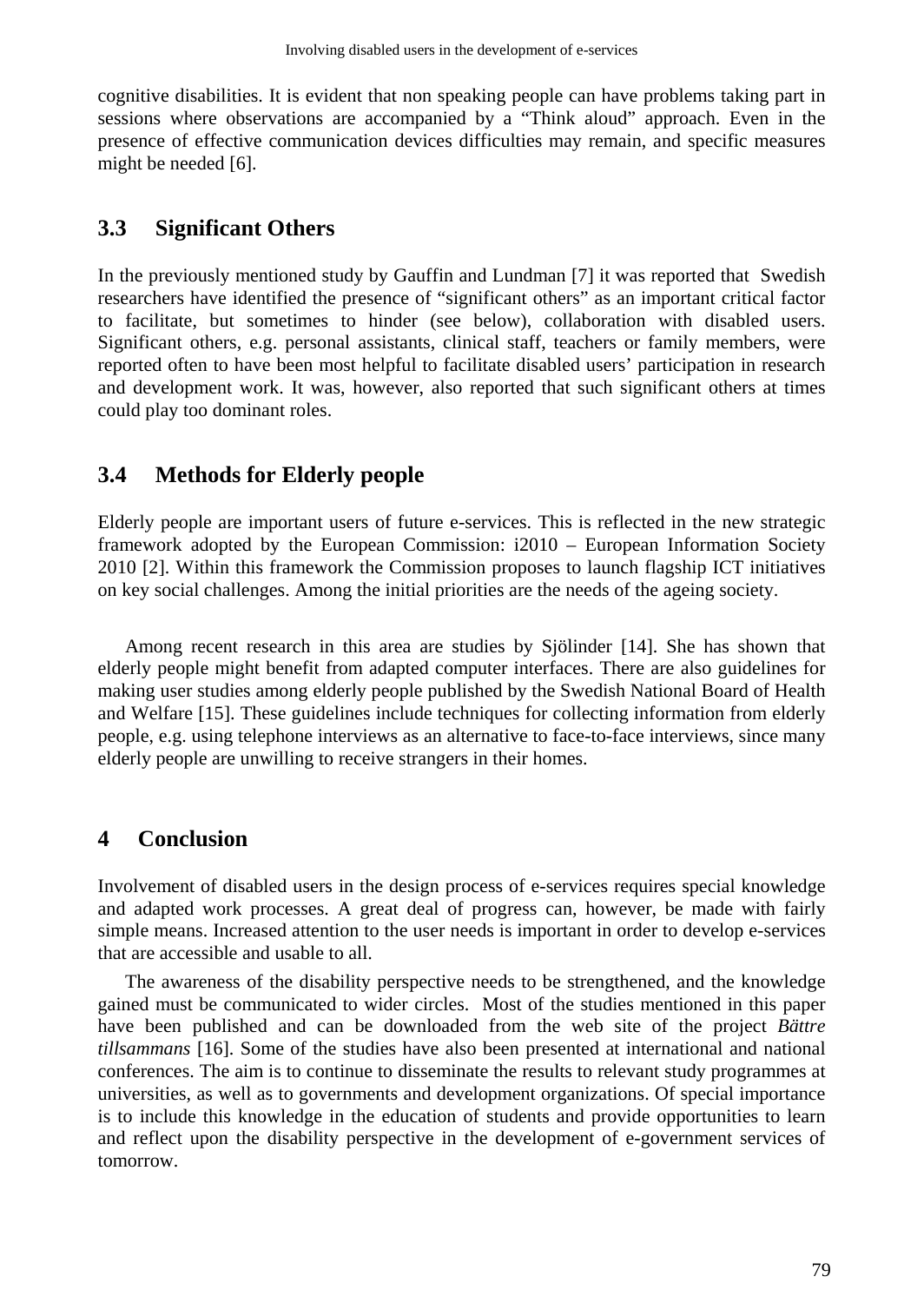cognitive disabilities. It is evident that non speaking people can have problems taking part in sessions where observations are accompanied by a "Think aloud" approach. Even in the presence of effective communication devices difficulties may remain, and specific measures might be needed [6].

## 3.3 Significant Others

In the previously mentioned study by Gauffin and Lundman [7] it was reported that Swedish researchers have identified the presence of "significant others" as an important critical factor to facilitate, but sometimes to hinder (see below), collaboration with disabled users. Significant others, e.g. personal assistants, clinical staff, teachers or family members, were reported often to have been most helpful to facilitate disabled users' participation in research and development work. It was, however, also reported that such significant others at times could play too dominant roles.

## 3.4 Methods for Elderly people

Elderly people are important users of future e-services. This is reflected in the new strategic framework adopted by the European Commission: i2010 – European Information Society 2010 [2]. Within this framework the Commission proposes to launch flagship ICT initiatives on key social challenges. Among the initial priorities are the needs of the ageing society.

Among recent research in this area are studies by Sjölinder [14]. She has shown that elderly people might benefit from adapted computer interfaces. There are also guidelines for making user studies among elderly people published by the Swedish National Board of Health and Welfare [15]. These guidelines include techniques for collecting information from elderly people, e.g. using telephone interviews as an alternative to face-to-face interviews, since many elderly people are unwilling to receive strangers in their homes.

# 4 Conclusion

Involvement of disabled users in the design process of e-services requires special knowledge and adapted work processes. A great deal of progress can, however, be made with fairly simple means. Increased attention to the user needs is important in order to develop e-services that are accessible and usable to all.

The awareness of the disability perspective needs to be strengthened, and the knowledge gained must be communicated to wider circles. Most of the studies mentioned in this paper have been published and can be downloaded from the web site of the project *Bättre tillsammans* [16]. Some of the studies have also been presented at international and national conferences. The aim is to continue to disseminate the results to relevant study programmes at universities, as well as to governments and development organizations. Of special importance is to include this knowledge in the education of students and provide opportunities to learn and reflect upon the disability perspective in the development of e-government services of tomorrow.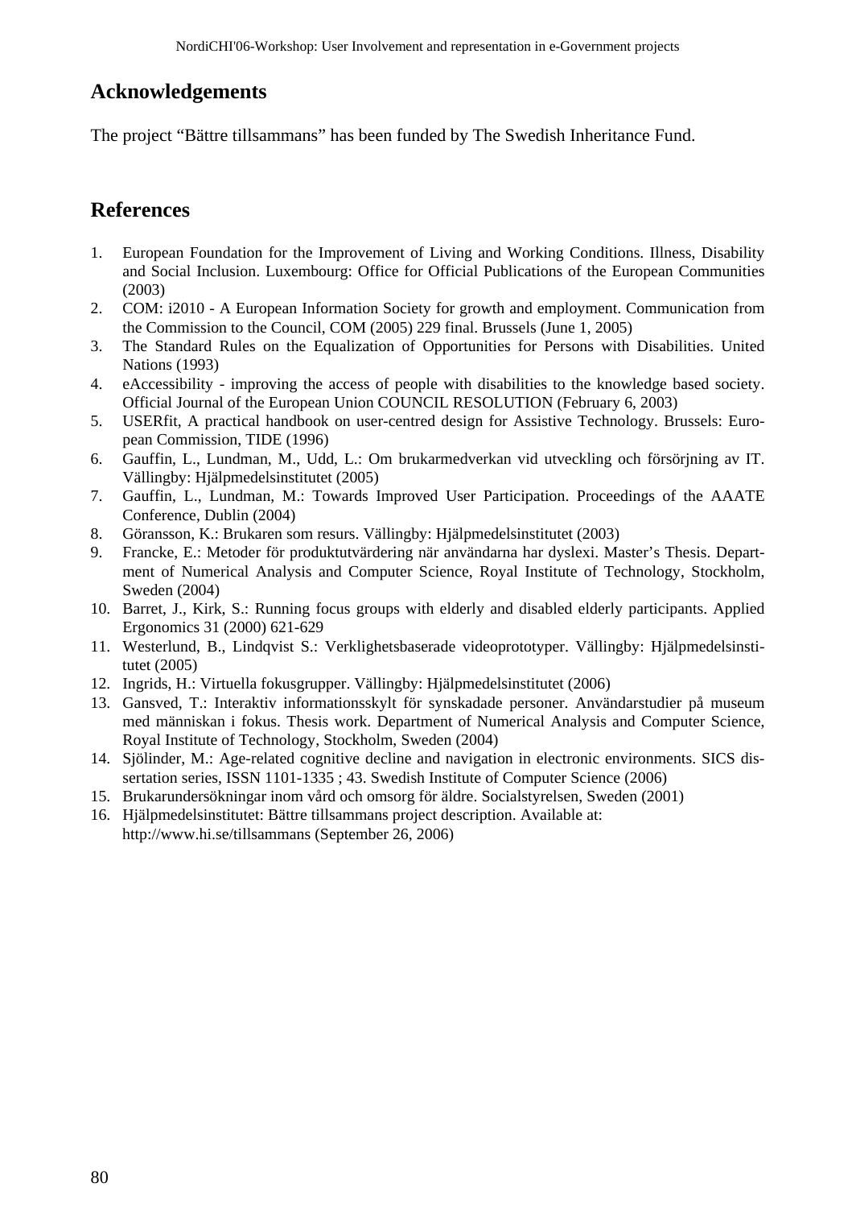## Acknowledgements

The project "Bättre tillsammans" has been funded by The Swedish Inheritance Fund.

## References

1. European Foundation for the Improvement of Living and Working Conditions. Illness, Disability and Social Inclusion. Luxembourg: Office for Official Publications of the European Communities (2003)
2. COM: i2010 - A European Information Society for growth and employment. Communication from the Commission to the Council, COM (2005) 229 final. Brussels (June 1, 2005)
3. The Standard Rules on the Equalization of Opportunities for Persons with Disabilities. United Nations (1993)
4. eAccessibility - improving the access of people with disabilities to the knowledge based society. Official Journal of the European Union COUNCIL RESOLUTION (February 6, 2003)
5. USERfit, A practical handbook on user-centred design for Assistive Technology. Brussels: European Commission, TIDE (1996)
6. Gauffin, L., Lundman, M., Udd, L.: Om brukarmedverkan vid utveckling och försörjning av IT. Vällingby: Hjälpmedelsinstitutet (2005)
7. Gauffin, L., Lundman, M.: Towards Improved User Participation. Proceedings of the AAATE Conference, Dublin (2004)
8. Göransson, K.: Brukaren som resurs. Vällingby: Hjälpmedelsinstitutet (2003)
9. Francke, E.: Metoder för produktutvärdering när användarna har dyslexi. Master's Thesis. Department of Numerical Analysis and Computer Science, Royal Institute of Technology, Stockholm, Sweden (2004)
10. Barret, J., Kirk, S.: Running focus groups with elderly and disabled elderly participants. Applied Ergonomics 31 (2000) 621-629
11. Westerlund, B., Lindqvist S.: Verklighetsbaserade videoprototyper. Vällingby: Hjälpmedelsinstitutet (2005)
12. Ingrids, H.: Virtuella fokusgrupper. Vällingby: Hjälpmedelsinstitutet (2006)
13. Gansved, T.: Interaktiv informationsskylt för synskadade personer. Användarstudier på museum med människan i fokus. Thesis work. Department of Numerical Analysis and Computer Science, Royal Institute of Technology, Stockholm, Sweden (2004)
14. Sjölinder, M.: Age-related cognitive decline and navigation in electronic environments. SICS dissertation series, ISSN 1101-1335 ; 43. Swedish Institute of Computer Science (2006)
15. Brukarundersökningar inom vård och omsorg för äldre. Socialstyrelsen, Sweden (2001)
16. Hjälpmedelsinstitutet: Bättre tillsammans project description. Available at: http://www.hi.se/tillsammans (September 26, 2006)